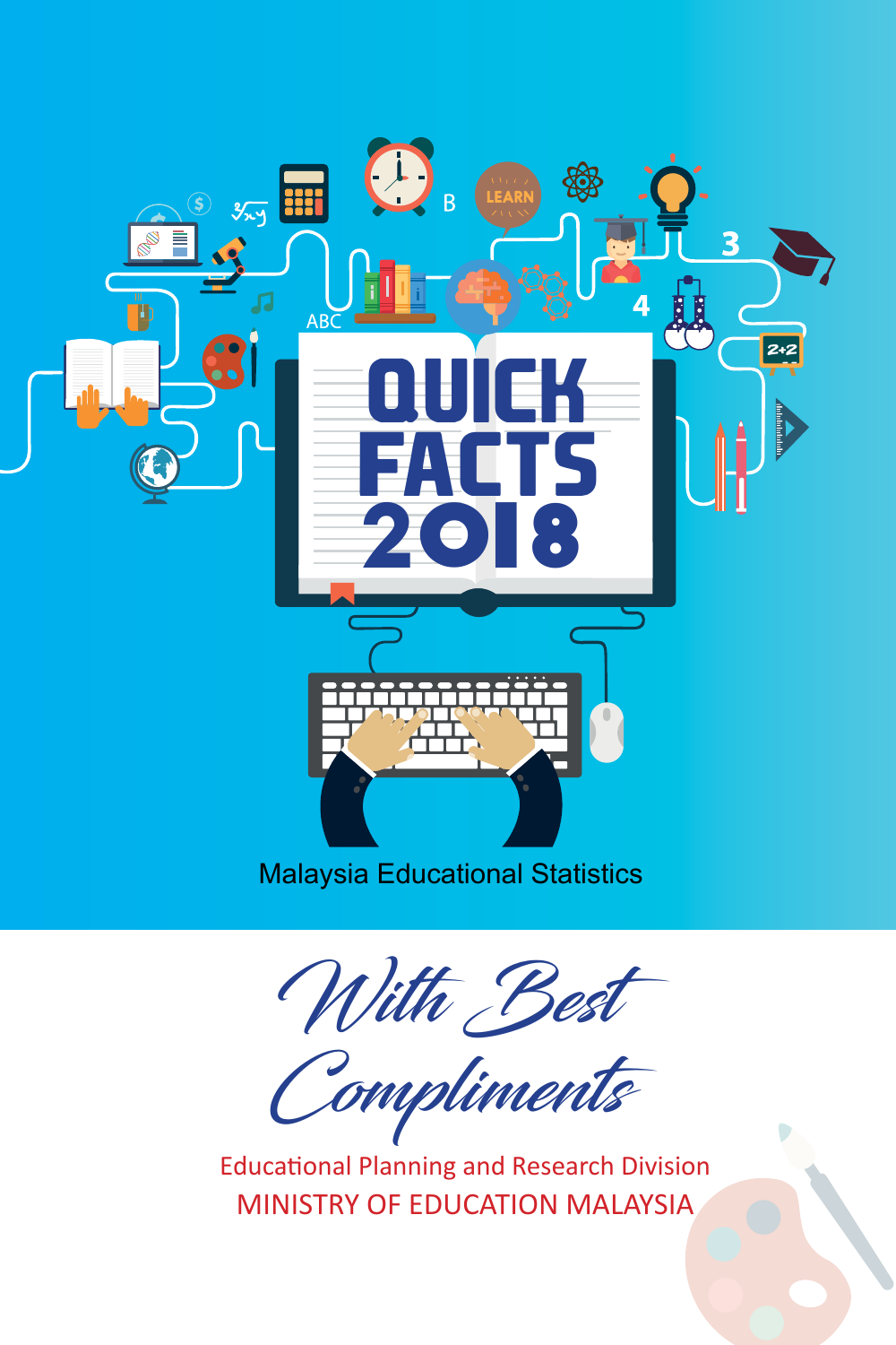# QUICK FACTS 2018

Malaysia Educational Statistics

*With Best Compliments*

Educational Planning and Research Division

MINISTRY OF EDUCATION MALAYSIA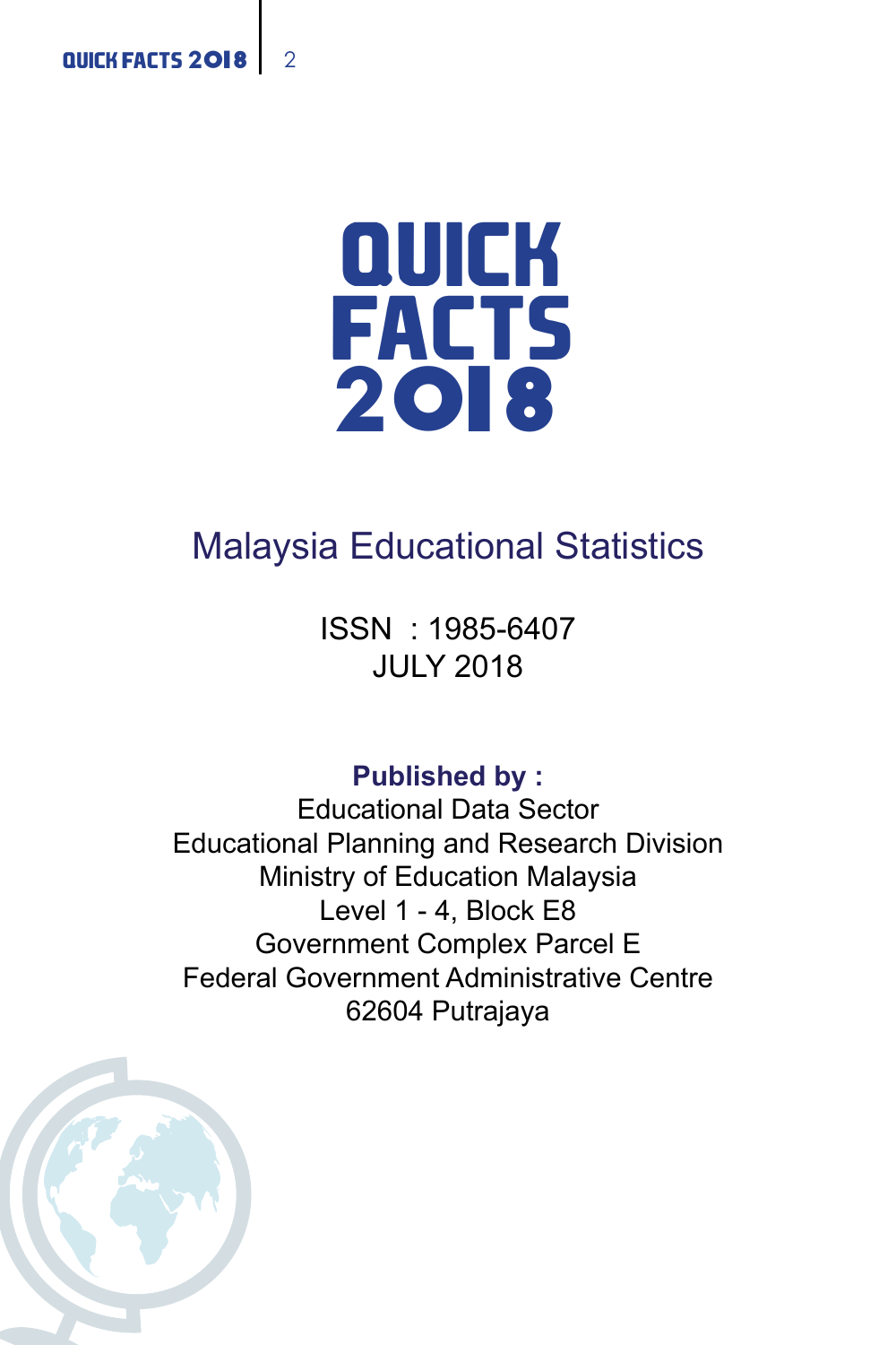# QUICK FACTS 2018

## Malaysia Educational Statistics

ISSN : 1985-6407
JULY 2018

**Published by :**
Educational Data Sector
Educational Planning and Research Division
Ministry of Education Malaysia
Level 1 - 4, Block E8
Government Complex Parcel E
Federal Government Administrative Centre
62604 Putrajaya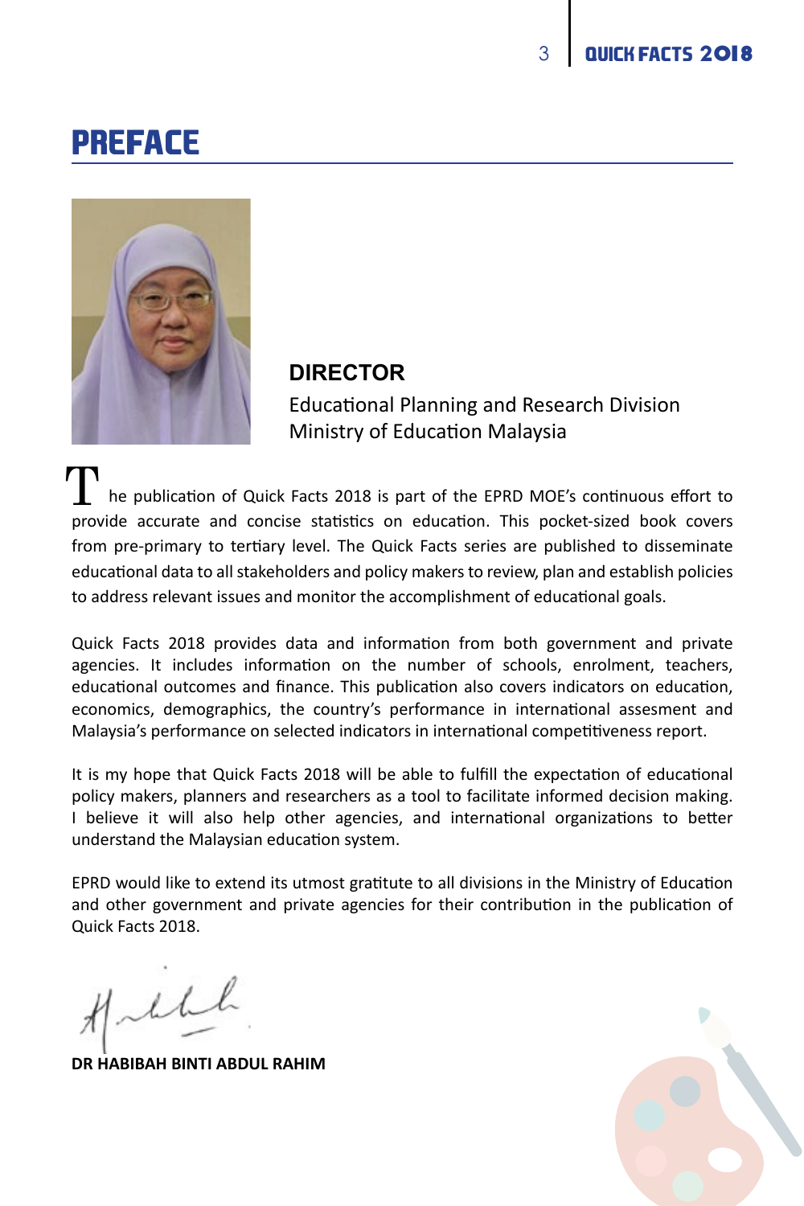# PREFACE

**DIRECTOR**

Educational Planning and Research Division
Ministry of Education Malaysia

The publication of Quick Facts 2018 is part of the EPRD MOE's continuous effort to provide accurate and concise statistics on education. This pocket-sized book covers from pre-primary to tertiary level. The Quick Facts series are published to disseminate educational data to all stakeholders and policy makers to review, plan and establish policies to address relevant issues and monitor the accomplishment of educational goals.

Quick Facts 2018 provides data and information from both government and private agencies. It includes information on the number of schools, enrolment, teachers, educational outcomes and finance. This publication also covers indicators on education, economics, demographics, the country's performance in international assesment and Malaysia's performance on selected indicators in international competitiveness report.

It is my hope that Quick Facts 2018 will be able to fulfill the expectation of educational policy makers, planners and researchers as a tool to facilitate informed decision making. I believe it will also help other agencies, and international organizations to better understand the Malaysian education system.

EPRD would like to extend its utmost gratitute to all divisions in the Ministry of Education and other government and private agencies for their contribution in the publication of Quick Facts 2018.

**DR HABIBAH BINTI ABDUL RAHIM**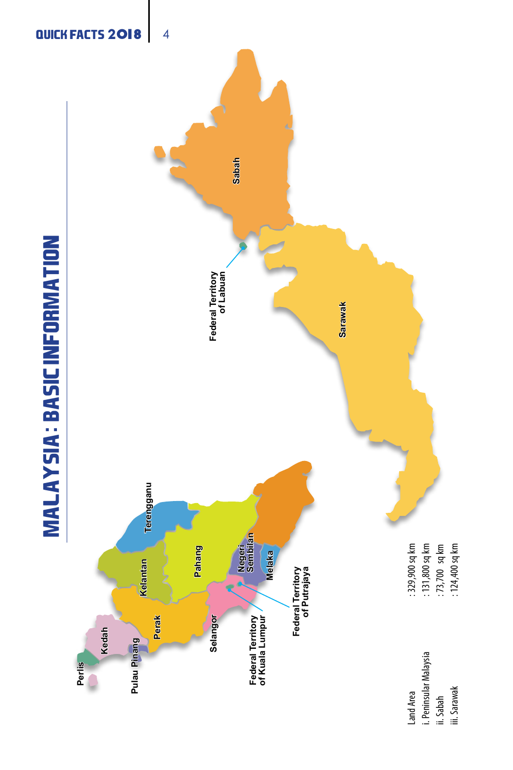# MALAYSIA : BASIC INFORMATION

Perlis
Kedah
Pulau Pinang
Perak
Kelantan
Terengganu
Pahang
Selangor
Negeri Sembilan
Melaka
Federal Territory of Kuala Lumpur
Federal Territory of Putrajaya
Federal Territory of Labuan
Sabah
Sarawak

| | |
|---|---|
| Land Area | : 329,900 sq km |
| i. Peninsular Malaysia | : 131,800 sq km |
| ii. Sabah | : 73,700 sq km |
| iii. Sarawak | : 124,400 sq km |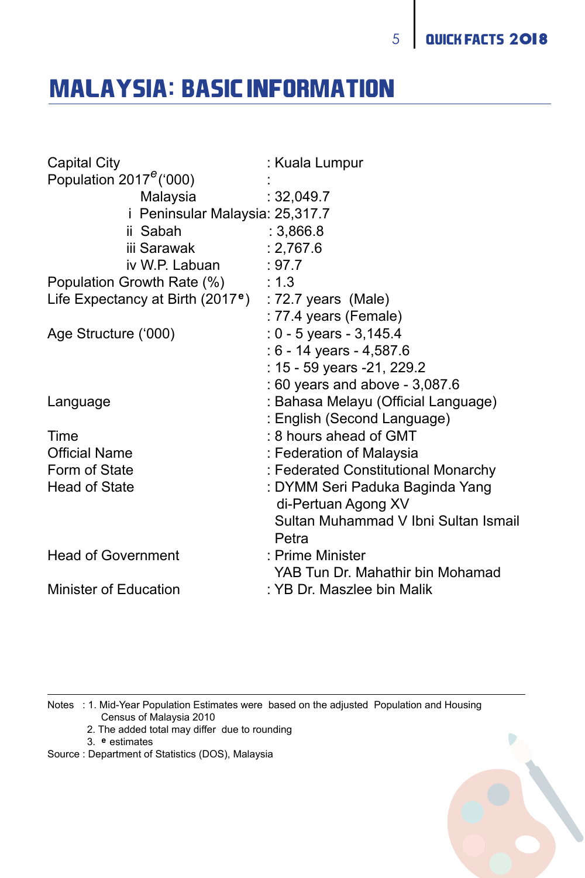# MALAYSIA: BASIC INFORMATION

| | |
|---|---|
| Capital City | : Kuala Lumpur |
| Population 2017$^{e}$ ('000) | : |
| Malaysia | : 32,049.7 |
| i Peninsular Malaysia | : 25,317.7 |
| ii Sabah | : 3,866.8 |
| iii Sarawak | : 2,767.6 |
| iv W.P. Labuan | : 97.7 |
| Population Growth Rate (%) | : 1.3 |
| Life Expectancy at Birth (2017$^{e}$) | : 72.7 years (Male) |
| | : 77.4 years (Female) |
| Age Structure ('000) | : 0 - 5 years - 3,145.4 |
| | : 6 - 14 years - 4,587.6 |
| | : 15 - 59 years -21, 229.2 |
| | : 60 years and above - 3,087.6 |
| Language | : Bahasa Melayu (Official Language) |
| | : English (Second Language) |
| Time | : 8 hours ahead of GMT |
| Official Name | : Federation of Malaysia |
| Form of State | : Federated Constitutional Monarchy |
| Head of State | : DYMM Seri Paduka Baginda Yang di-Pertuan Agong XV Sultan Muhammad V Ibni Sultan Ismail Petra |
| Head of Government | : Prime Minister YAB Tun Dr. Mahathir bin Mohamad |
| Minister of Education | : YB Dr. Maszlee bin Malik |

Notes : 1. Mid-Year Population Estimates were based on the adjusted Population and Housing Census of Malaysia 2010
2. The added total may differ due to rounding
3. $^{e}$ estimates

Source : Department of Statistics (DOS), Malaysia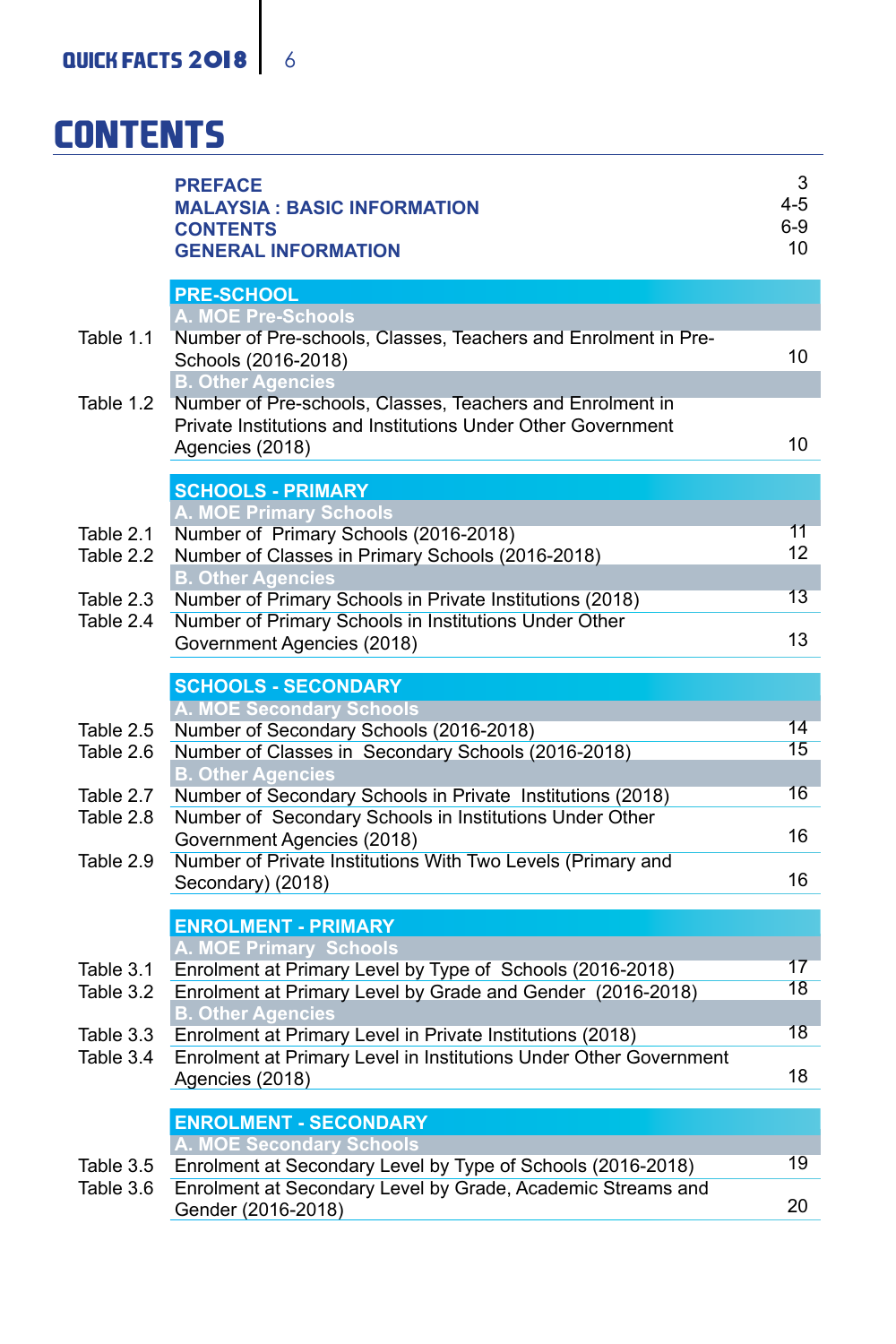# CONTENTS

| | | |
|---|---|---|
| | **PREFACE** | 3 |
| | **MALAYSIA : BASIC INFORMATION** | 4-5 |
| | **CONTENTS** | 6-9 |
| | **GENERAL INFORMATION** | 10 |
| | **PRE-SCHOOL** | |
| | **A. MOE Pre-Schools** | |
| Table 1.1 | Number of Pre-schools, Classes, Teachers and Enrolment in Pre-Schools (2016-2018) | 10 |
| | **B. Other Agencies** | |
| Table 1.2 | Number of Pre-schools, Classes, Teachers and Enrolment in Private Institutions and Institutions Under Other Government Agencies (2018) | 10 |
| | **SCHOOLS - PRIMARY** | |
| | **A. MOE Primary Schools** | |
| Table 2.1 | Number of Primary Schools (2016-2018) | 11 |
| Table 2.2 | Number of Classes in Primary Schools (2016-2018) | 12 |
| | **B. Other Agencies** | |
| Table 2.3 | Number of Primary Schools in Private Institutions (2018) | 13 |
| Table 2.4 | Number of Primary Schools in Institutions Under Other Government Agencies (2018) | 13 |
| | **SCHOOLS - SECONDARY** | |
| | **A. MOE Secondary Schools** | |
| Table 2.5 | Number of Secondary Schools (2016-2018) | 14 |
| Table 2.6 | Number of Classes in Secondary Schools (2016-2018) | 15 |
| | **B. Other Agencies** | |
| Table 2.7 | Number of Secondary Schools in Private Institutions (2018) | 16 |
| Table 2.8 | Number of Secondary Schools in Institutions Under Other Government Agencies (2018) | 16 |
| Table 2.9 | Number of Private Institutions With Two Levels (Primary and Secondary) (2018) | 16 |
| | **ENROLMENT - PRIMARY** | |
| | **A. MOE Primary Schools** | |
| Table 3.1 | Enrolment at Primary Level by Type of Schools (2016-2018) | 17 |
| Table 3.2 | Enrolment at Primary Level by Grade and Gender (2016-2018) | 18 |
| | **B. Other Agencies** | |
| Table 3.3 | Enrolment at Primary Level in Private Institutions (2018) | 18 |
| Table 3.4 | Enrolment at Primary Level in Institutions Under Other Government Agencies (2018) | 18 |
| | **ENROLMENT - SECONDARY** | |
| | **A. MOE Secondary Schools** | |
| Table 3.5 | Enrolment at Secondary Level by Type of Schools (2016-2018) | 19 |
| Table 3.6 | Enrolment at Secondary Level by Grade, Academic Streams and Gender (2016-2018) | 20 |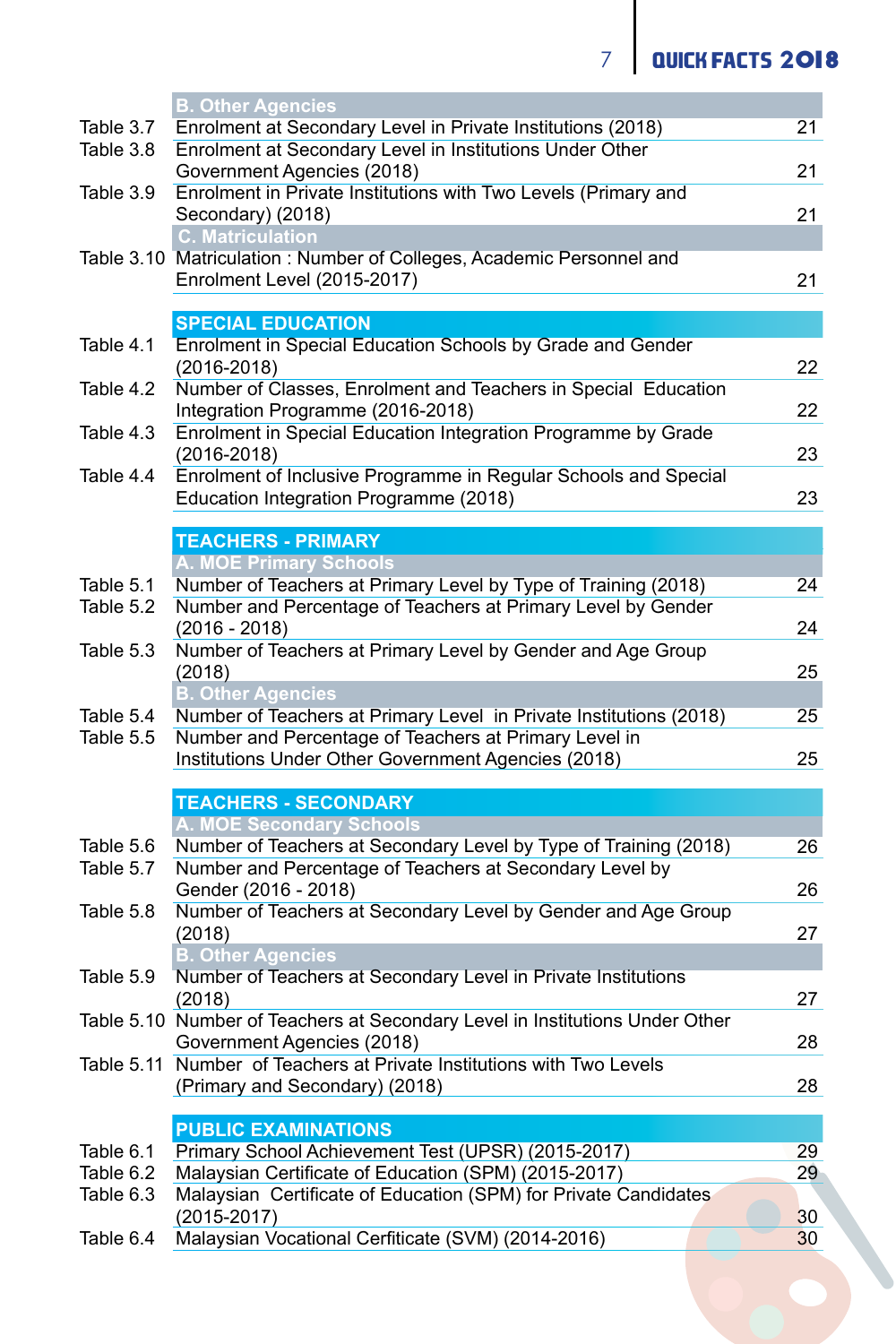| | B. Other Agencies | |
|---|---|---|
| Table 3.7 | Enrolment at Secondary Level in Private Institutions (2018) | 21 |
| Table 3.8 | Enrolment at Secondary Level in Institutions Under Other Government Agencies (2018) | 21 |
| Table 3.9 | Enrolment in Private Institutions with Two Levels (Primary and Secondary) (2018) | 21 |
| | **C. Matriculation** | |
| Table 3.10 | Matriculation : Number of Colleges, Academic Personnel and Enrolment Level (2015-2017) | 21 |

| | SPECIAL EDUCATION | |
|---|---|---|
| Table 4.1 | Enrolment in Special Education Schools by Grade and Gender (2016-2018) | 22 |
| Table 4.2 | Number of Classes, Enrolment and Teachers in Special Education Integration Programme (2016-2018) | 22 |
| Table 4.3 | Enrolment in Special Education Integration Programme by Grade (2016-2018) | 23 |
| Table 4.4 | Enrolment of Inclusive Programme in Regular Schools and Special Education Integration Programme (2018) | 23 |

| | TEACHERS - PRIMARY | |
|---|---|---|
| | **A. MOE Primary Schools** | |
| Table 5.1 | Number of Teachers at Primary Level by Type of Training (2018) | 24 |
| Table 5.2 | Number and Percentage of Teachers at Primary Level by Gender (2016 - 2018) | 24 |
| Table 5.3 | Number of Teachers at Primary Level by Gender and Age Group (2018) | 25 |
| | **B. Other Agencies** | |
| Table 5.4 | Number of Teachers at Primary Level in Private Institutions (2018) | 25 |
| Table 5.5 | Number and Percentage of Teachers at Primary Level in Institutions Under Other Government Agencies (2018) | 25 |

| | TEACHERS - SECONDARY | |
|---|---|---|
| | **A. MOE Secondary Schools** | |
| Table 5.6 | Number of Teachers at Secondary Level by Type of Training (2018) | 26 |
| Table 5.7 | Number and Percentage of Teachers at Secondary Level by Gender (2016 - 2018) | 26 |
| Table 5.8 | Number of Teachers at Secondary Level by Gender and Age Group (2018) | 27 |
| | **B. Other Agencies** | |
| Table 5.9 | Number of Teachers at Secondary Level in Private Institutions (2018) | 27 |
| Table 5.10 | Number of Teachers at Secondary Level in Institutions Under Other Government Agencies (2018) | 28 |
| Table 5.11 | Number of Teachers at Private Institutions with Two Levels (Primary and Secondary) (2018) | 28 |

| | PUBLIC EXAMINATIONS | |
|---|---|---|
| Table 6.1 | Primary School Achievement Test (UPSR) (2015-2017) | 29 |
| Table 6.2 | Malaysian Certificate of Education (SPM) (2015-2017) | 29 |
| Table 6.3 | Malaysian Certificate of Education (SPM) for Private Candidates (2015-2017) | 30 |
| Table 6.4 | Malaysian Vocational Cerfiticate (SVM) (2014-2016) | 30 |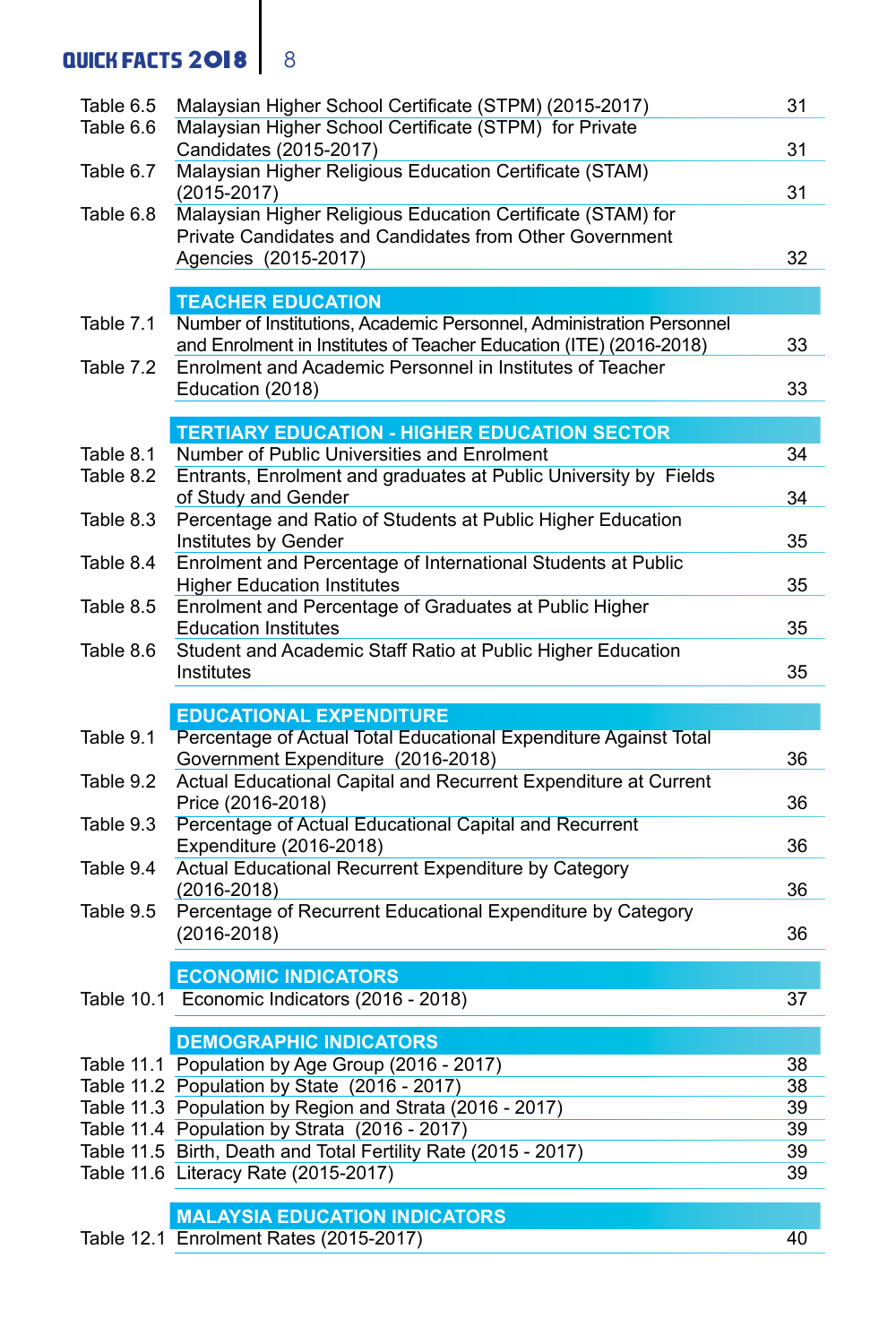| | | |
|---|---|---|
| Table 6.5 | Malaysian Higher School Certificate (STPM) (2015-2017) | 31 |
| Table 6.6 | Malaysian Higher School Certificate (STPM) for Private Candidates (2015-2017) | 31 |
| Table 6.7 | Malaysian Higher Religious Education Certificate (STAM) (2015-2017) | 31 |
| Table 6.8 | Malaysian Higher Religious Education Certificate (STAM) for Private Candidates and Candidates from Other Government Agencies (2015-2017) | 32 |

## TEACHER EDUCATION

| | | |
|---|---|---|
| Table 7.1 | Number of Institutions, Academic Personnel, Administration Personnel and Enrolment in Institutes of Teacher Education (ITE) (2016-2018) | 33 |
| Table 7.2 | Enrolment and Academic Personnel in Institutes of Teacher Education (2018) | 33 |

## TERTIARY EDUCATION - HIGHER EDUCATION SECTOR

| | | |
|---|---|---|
| Table 8.1 | Number of Public Universities and Enrolment | 34 |
| Table 8.2 | Entrants, Enrolment and graduates at Public University by Fields of Study and Gender | 34 |
| Table 8.3 | Percentage and Ratio of Students at Public Higher Education Institutes by Gender | 35 |
| Table 8.4 | Enrolment and Percentage of International Students at Public Higher Education Institutes | 35 |
| Table 8.5 | Enrolment and Percentage of Graduates at Public Higher Education Institutes | 35 |
| Table 8.6 | Student and Academic Staff Ratio at Public Higher Education Institutes | 35 |

## EDUCATIONAL EXPENDITURE

| | | |
|---|---|---|
| Table 9.1 | Percentage of Actual Total Educational Expenditure Against Total Government Expenditure (2016-2018) | 36 |
| Table 9.2 | Actual Educational Capital and Recurrent Expenditure at Current Price (2016-2018) | 36 |
| Table 9.3 | Percentage of Actual Educational Capital and Recurrent Expenditure (2016-2018) | 36 |
| Table 9.4 | Actual Educational Recurrent Expenditure by Category (2016-2018) | 36 |
| Table 9.5 | Percentage of Recurrent Educational Expenditure by Category (2016-2018) | 36 |

## ECONOMIC INDICATORS

| | | |
|---|---|---|
| Table 10.1 | Economic Indicators (2016 - 2018) | 37 |

## DEMOGRAPHIC INDICATORS

| | | |
|---|---|---|
| Table 11.1 | Population by Age Group (2016 - 2017) | 38 |
| Table 11.2 | Population by State (2016 - 2017) | 38 |
| Table 11.3 | Population by Region and Strata (2016 - 2017) | 39 |
| Table 11.4 | Population by Strata (2016 - 2017) | 39 |
| Table 11.5 | Birth, Death and Total Fertility Rate (2015 - 2017) | 39 |
| Table 11.6 | Literacy Rate (2015-2017) | 39 |

## MALAYSIA EDUCATION INDICATORS

| | | |
|---|---|---|
| Table 12.1 | Enrolment Rates (2015-2017) | 40 |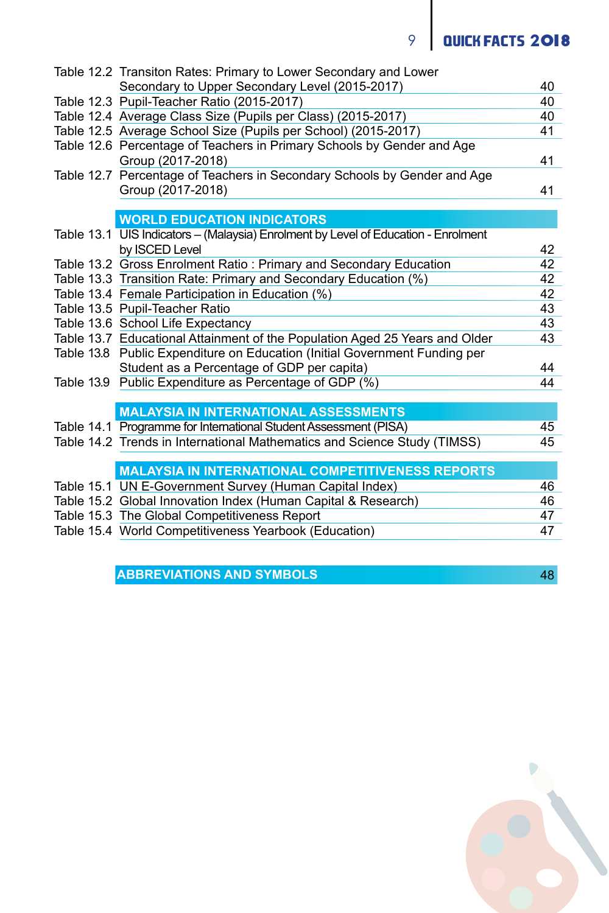| | | |
|---|---|---|
| Table 12.2 | Transiton Rates: Primary to Lower Secondary and Lower Secondary to Upper Secondary Level (2015-2017) | 40 |
| Table 12.3 | Pupil-Teacher Ratio (2015-2017) | 40 |
| Table 12.4 | Average Class Size (Pupils per Class) (2015-2017) | 40 |
| Table 12.5 | Average School Size (Pupils per School) (2015-2017) | 41 |
| Table 12.6 | Percentage of Teachers in Primary Schools by Gender and Age Group (2017-2018) | 41 |
| Table 12.7 | Percentage of Teachers in Secondary Schools by Gender and Age Group (2017-2018) | 41 |

## WORLD EDUCATION INDICATORS

| | | |
|---|---|---|
| Table 13.1 | UIS Indicators – (Malaysia) Enrolment by Level of Education - Enrolment by ISCED Level | 42 |
| Table 13.2 | Gross Enrolment Ratio : Primary and Secondary Education | 42 |
| Table 13.3 | Transition Rate: Primary and Secondary Education (%) | 42 |
| Table 13.4 | Female Participation in Education (%) | 42 |
| Table 13.5 | Pupil-Teacher Ratio | 43 |
| Table 13.6 | School Life Expectancy | 43 |
| Table 13.7 | Educational Attainment of the Population Aged 25 Years and Older | 43 |
| Table 13.8 | Public Expenditure on Education (Initial Government Funding per Student as a Percentage of GDP per capita) | 44 |
| Table 13.9 | Public Expenditure as Percentage of GDP (%) | 44 |

## MALAYSIA IN INTERNATIONAL ASSESSMENTS

| | | |
|---|---|---|
| Table 14.1 | Programme for International Student Assessment (PISA) | 45 |
| Table 14.2 | Trends in International Mathematics and Science Study (TIMSS) | 45 |

## MALAYSIA IN INTERNATIONAL COMPETITIVENESS REPORTS

| | | |
|---|---|---|
| Table 15.1 | UN E-Government Survey (Human Capital Index) | 46 |
| Table 15.2 | Global Innovation Index (Human Capital & Research) | 46 |
| Table 15.3 | The Global Competitiveness Report | 47 |
| Table 15.4 | World Competitiveness Yearbook (Education) | 47 |

## ABBREVIATIONS AND SYMBOLS 48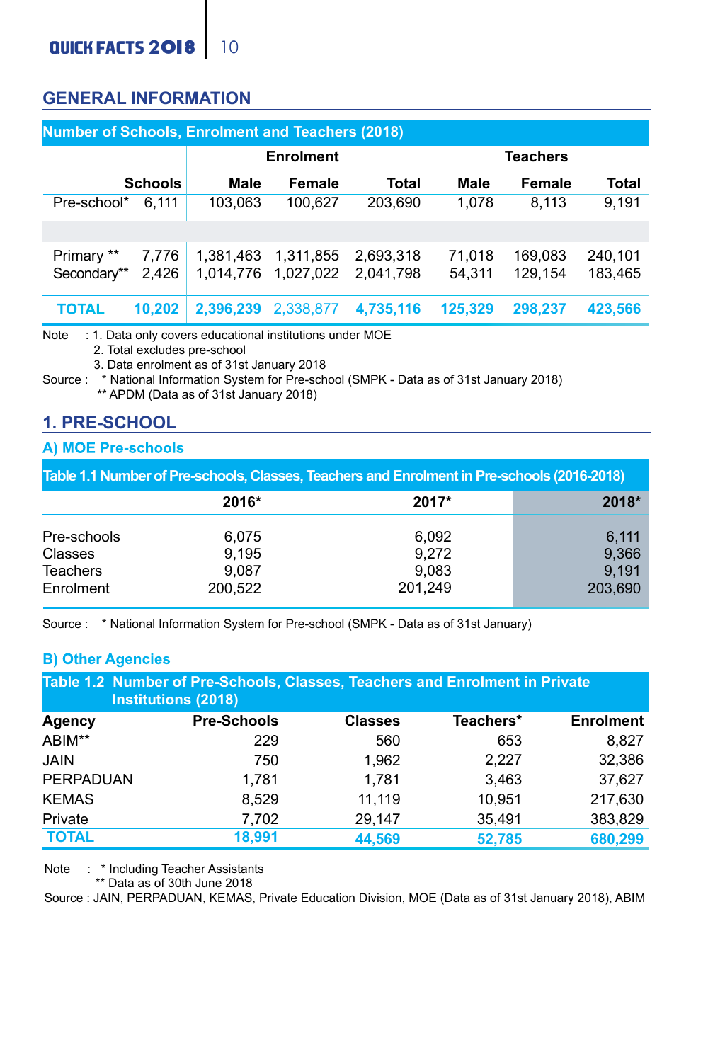## GENERAL INFORMATION

**Number of Schools, Enrolment and Teachers (2018)**

| | Schools | Enrolment | | | Teachers | | |
|---|---|---|---|---|---|---|---|
| | | Male | Female | Total | Male | Female | Total |
| Pre-school* | 6,111 | 103,063 | 100,627 | 203,690 | 1,078 | 8,113 | 9,191 |
| Primary ** | 7,776 | 1,381,463 | 1,311,855 | 2,693,318 | 71,018 | 169,083 | 240,101 |
| Secondary** | 2,426 | 1,014,776 | 1,027,022 | 2,041,798 | 54,311 | 129,154 | 183,465 |
| **TOTAL** | **10,202** | **2,396,239** | 2,338,877 | **4,735,116** | **125,329** | **298,237** | **423,566** |

Note : 1. Data only covers educational institutions under MOE
2. Total excludes pre-school
3. Data enrolment as of 31st January 2018

Source : * National Information System for Pre-school (SMPK - Data as of 31st January 2018)
** APDM (Data as of 31st January 2018)

## 1. PRE-SCHOOL

### A) MOE Pre-schools

**Table 1.1 Number of Pre-schools, Classes, Teachers and Enrolment in Pre-schools (2016-2018)**

| | 2016* | 2017* | 2018* |
|---|---|---|---|
| Pre-schools | 6,075 | 6,092 | 6,111 |
| Classes | 9,195 | 9,272 | 9,366 |
| Teachers | 9,087 | 9,083 | 9,191 |
| Enrolment | 200,522 | 201,249 | 203,690 |

Source : * National Information System for Pre-school (SMPK - Data as of 31st January)

### B) Other Agencies

**Table 1.2 Number of Pre-Schools, Classes, Teachers and Enrolment in Private Institutions (2018)**

| Agency | Pre-Schools | Classes | Teachers* | Enrolment |
|---|---|---|---|---|
| ABIM** | 229 | 560 | 653 | 8,827 |
| JAIN | 750 | 1,962 | 2,227 | 32,386 |
| PERPADUAN | 1,781 | 1,781 | 3,463 | 37,627 |
| KEMAS | 8,529 | 11,119 | 10,951 | 217,630 |
| Private | 7,702 | 29,147 | 35,491 | 383,829 |
| **TOTAL** | **18,991** | **44,569** | **52,785** | **680,299** |

Note : * Including Teacher Assistants
** Data as of 30th June 2018

Source : JAIN, PERPADUAN, KEMAS, Private Education Division, MOE (Data as of 31st January 2018), ABIM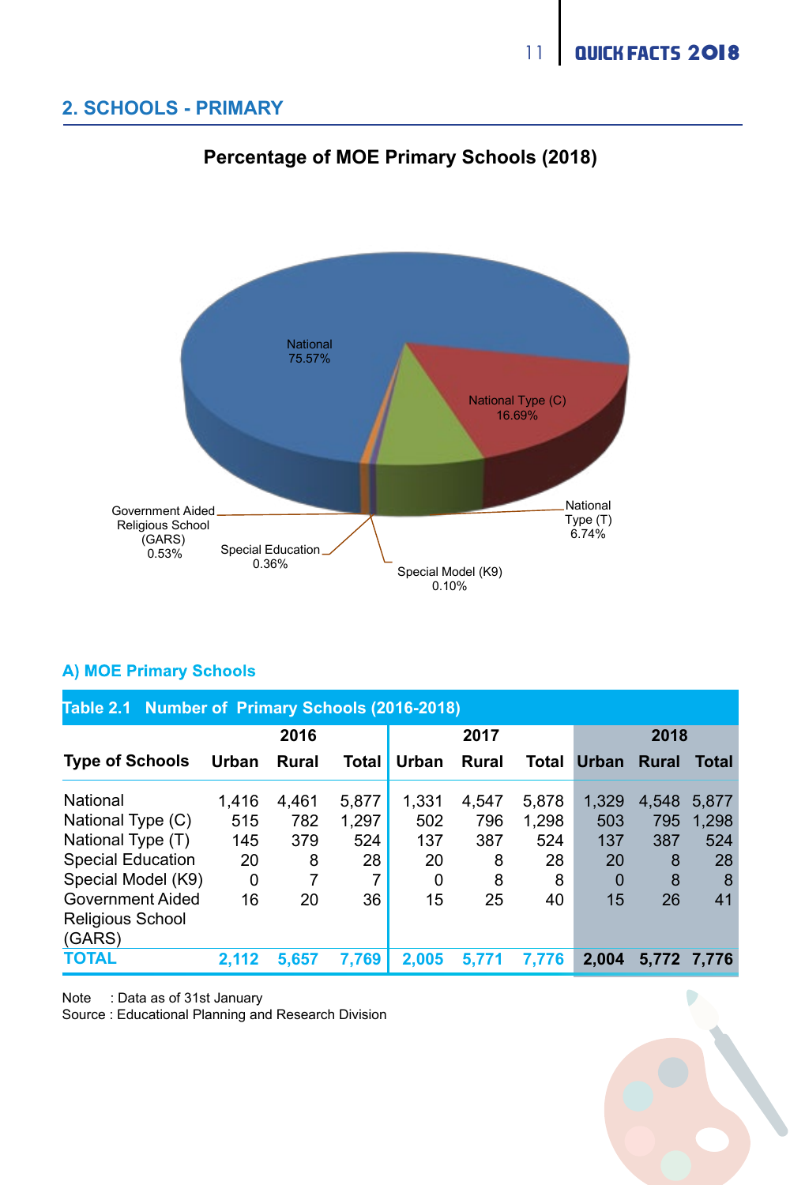## 2. SCHOOLS - PRIMARY

**Percentage of MOE Primary Schools (2018)**

National 75.57%
National Type (C) 16.69%
National Type (T) 6.74%
Government Aided Religious School (GARS) 0.53%
Special Education 0.36%
Special Model (K9) 0.10%

### A) MOE Primary Schools

**Table 2.1 Number of Primary Schools (2016-2018)**

| Type of Schools | 2016 | | | 2017 | | | 2018 | | |
|---|---|---|---|---|---|---|---|---|---|
| | Urban | Rural | Total | Urban | Rural | Total | Urban | Rural | Total |
| National | 1,416 | 4,461 | 5,877 | 1,331 | 4,547 | 5,878 | 1,329 | 4,548 | 5,877 |
| National Type (C) | 515 | 782 | 1,297 | 502 | 796 | 1,298 | 503 | 795 | 1,298 |
| National Type (T) | 145 | 379 | 524 | 137 | 387 | 524 | 137 | 387 | 524 |
| Special Education | 20 | 8 | 28 | 20 | 8 | 28 | 20 | 8 | 28 |
| Special Model (K9) | 0 | 7 | 7 | 0 | 8 | 8 | 0 | 8 | 8 |
| Government Aided Religious School (GARS) | 16 | 20 | 36 | 15 | 25 | 40 | 15 | 26 | 41 |
| **TOTAL** | **2,112** | **5,657** | **7,769** | **2,005** | **5,771** | **7,776** | **2,004** | **5,772** | **7,776** |

Note : Data as of 31st January
Source : Educational Planning and Research Division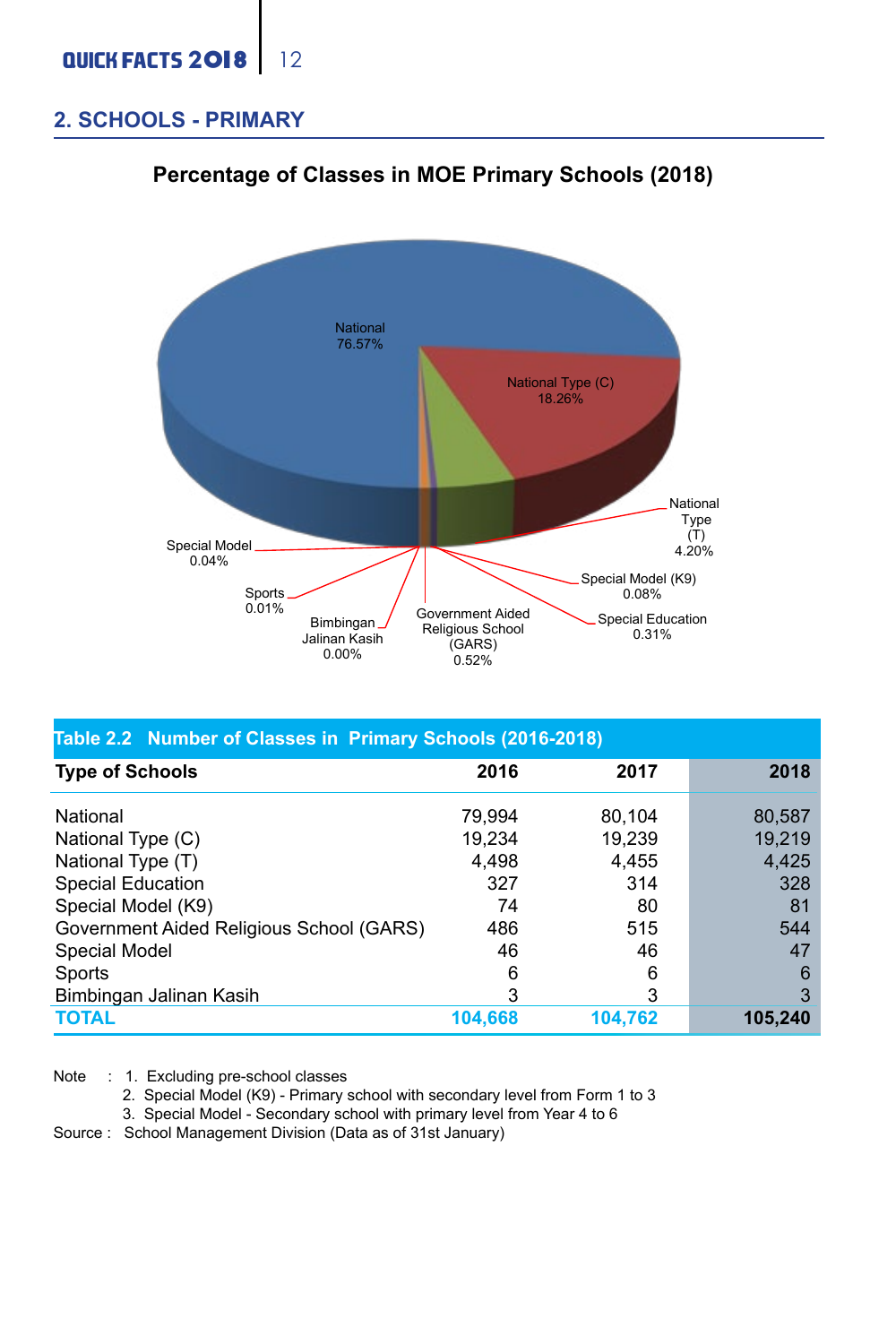## 2. SCHOOLS - PRIMARY

**Percentage of Classes in MOE Primary Schools (2018)**

National 76.57%
National Type (C) 18.26%
National Type (T) 4.20%
Special Model (K9) 0.08%
Special Education 0.31%
Government Aided Religious School (GARS) 0.52%
Bimbingan Jalinan Kasih 0.00%
Sports 0.01%
Special Model 0.04%

**Table 2.2 Number of Classes in Primary Schools (2016-2018)**

| Type of Schools | 2016 | 2017 | 2018 |
|---|---|---|---|
| National | 79,994 | 80,104 | 80,587 |
| National Type (C) | 19,234 | 19,239 | 19,219 |
| National Type (T) | 4,498 | 4,455 | 4,425 |
| Special Education | 327 | 314 | 328 |
| Special Model (K9) | 74 | 80 | 81 |
| Government Aided Religious School (GARS) | 486 | 515 | 544 |
| Special Model | 46 | 46 | 47 |
| Sports | 6 | 6 | 6 |
| Bimbingan Jalinan Kasih | 3 | 3 | 3 |
| **TOTAL** | **104,668** | **104,762** | **105,240** |

Note : 1. Excluding pre-school classes
2. Special Model (K9) - Primary school with secondary level from Form 1 to 3
3. Special Model - Secondary school with primary level from Year 4 to 6

Source : School Management Division (Data as of 31st January)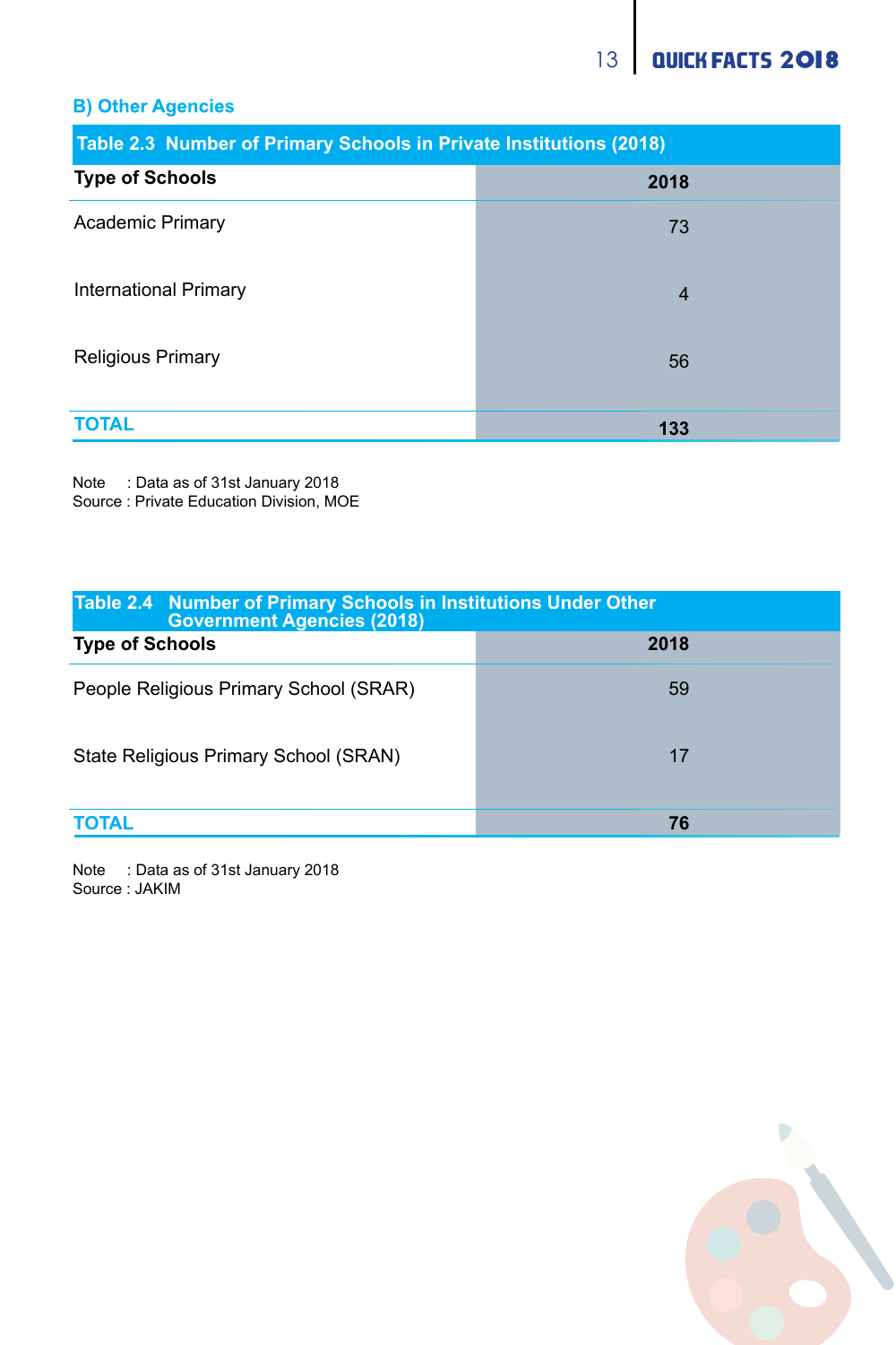## B) Other Agencies

**Table 2.3 Number of Primary Schools in Private Institutions (2018)**

| Type of Schools | 2018 |
|---|---|
| Academic Primary | 73 |
| International Primary | 4 |
| Religious Primary | 56 |
| **TOTAL** | **133** |

Note : Data as of 31st January 2018
Source : Private Education Division, MOE

**Table 2.4 Number of Primary Schools in Institutions Under Other Government Agencies (2018)**

| Type of Schools | 2018 |
|---|---|
| People Religious Primary School (SRAR) | 59 |
| State Religious Primary School (SRAN) | 17 |
| **TOTAL** | **76** |

Note : Data as of 31st January 2018
Source : JAKIM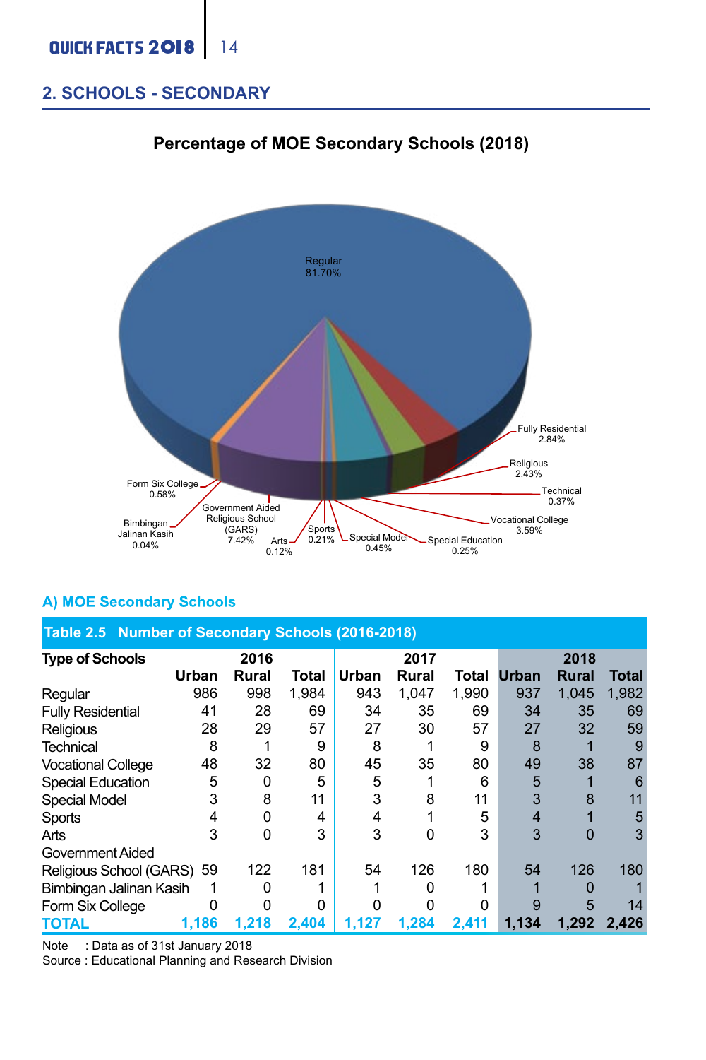## 2. SCHOOLS - SECONDARY

**Percentage of MOE Secondary Schools (2018)**

Regular 81.70%
Fully Residential 2.84%
Religious 2.43%
Technical 0.37%
Vocational College 3.59%
Special Education 0.25%
Special Model 0.45%
Sports 0.21%
Arts 0.12%
Government Aided Religious School (GARS) 7.42%
Bimbingan Jalinan Kasih 0.04%
Form Six College 0.58%

### A) MOE Secondary Schools

**Table 2.5 Number of Secondary Schools (2016-2018)**

| Type of Schools | 2016 | | | 2017 | | | 2018 | | |
|---|---|---|---|---|---|---|---|---|---|
| | Urban | Rural | Total | Urban | Rural | Total | Urban | Rural | Total |
| Regular | 986 | 998 | 1,984 | 943 | 1,047 | 1,990 | 937 | 1,045 | 1,982 |
| Fully Residential | 41 | 28 | 69 | 34 | 35 | 69 | 34 | 35 | 69 |
| Religious | 28 | 29 | 57 | 27 | 30 | 57 | 27 | 32 | 59 |
| Technical | 8 | 1 | 9 | 8 | 1 | 9 | 8 | 1 | 9 |
| Vocational College | 48 | 32 | 80 | 45 | 35 | 80 | 49 | 38 | 87 |
| Special Education | 5 | 0 | 5 | 5 | 1 | 6 | 5 | 1 | 6 |
| Special Model | 3 | 8 | 11 | 3 | 8 | 11 | 3 | 8 | 11 |
| Sports | 4 | 0 | 4 | 4 | 1 | 5 | 4 | 1 | 5 |
| Arts | 3 | 0 | 3 | 3 | 0 | 3 | 3 | 0 | 3 |
| Government Aided Religious School (GARS) | 59 | 122 | 181 | 54 | 126 | 180 | 54 | 126 | 180 |
| Bimbingan Jalinan Kasih | 1 | 0 | 1 | 1 | 0 | 1 | 1 | 0 | 1 |
| Form Six College | 0 | 0 | 0 | 0 | 0 | 0 | 9 | 5 | 14 |
| **TOTAL** | **1,186** | **1,218** | **2,404** | **1,127** | **1,284** | **2,411** | **1,134** | **1,292** | **2,426** |

Note : Data as of 31st January 2018
Source : Educational Planning and Research Division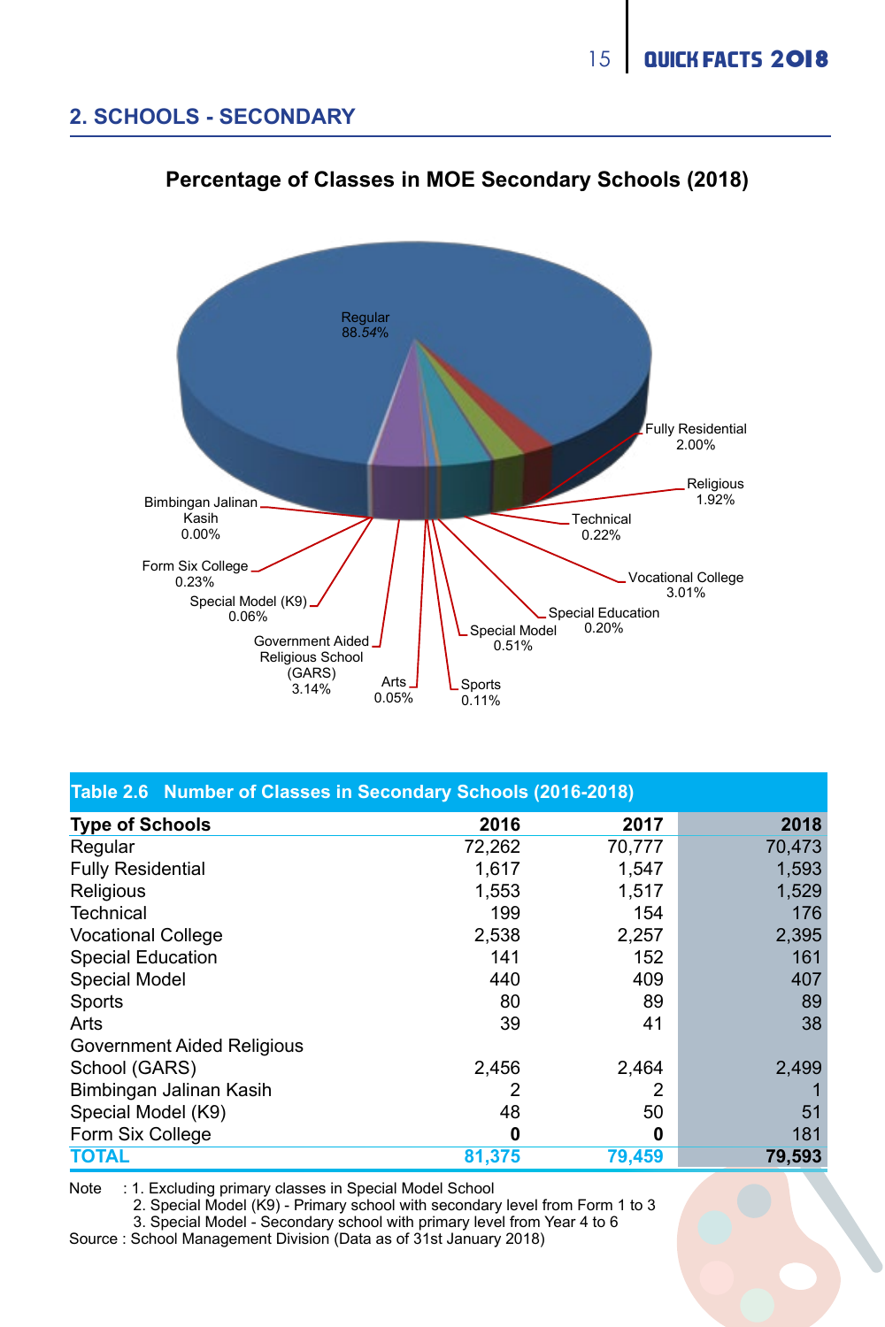## 2. SCHOOLS - SECONDARY

**Percentage of Classes in MOE Secondary Schools (2018)**

Regular 88.54%
Fully Residential 2.00%
Religious 1.92%
Technical 0.22%
Vocational College 3.01%
Special Education 0.20%
Special Model 0.51%
Sports 0.11%
Arts 0.05%
Government Aided Religious School (GARS) 3.14%
Special Model (K9) 0.06%
Form Six College 0.23%
Bimbingan Jalinan Kasih 0.00%

**Table 2.6 Number of Classes in Secondary Schools (2016-2018)**

| Type of Schools | 2016 | 2017 | 2018 |
|---|---|---|---|
| Regular | 72,262 | 70,777 | 70,473 |
| Fully Residential | 1,617 | 1,547 | 1,593 |
| Religious | 1,553 | 1,517 | 1,529 |
| Technical | 199 | 154 | 176 |
| Vocational College | 2,538 | 2,257 | 2,395 |
| Special Education | 141 | 152 | 161 |
| Special Model | 440 | 409 | 407 |
| Sports | 80 | 89 | 89 |
| Arts | 39 | 41 | 38 |
| Government Aided Religious School (GARS) | 2,456 | 2,464 | 2,499 |
| Bimbingan Jalinan Kasih | 2 | 2 | 1 |
| Special Model (K9) | 48 | 50 | 51 |
| Form Six College | **0** | **0** | 181 |
| **TOTAL** | **81,375** | **79,459** | **79,593** |

Note : 1. Excluding primary classes in Special Model School
2. Special Model (K9) - Primary school with secondary level from Form 1 to 3
3. Special Model - Secondary school with primary level from Year 4 to 6

Source : School Management Division (Data as of 31st January 2018)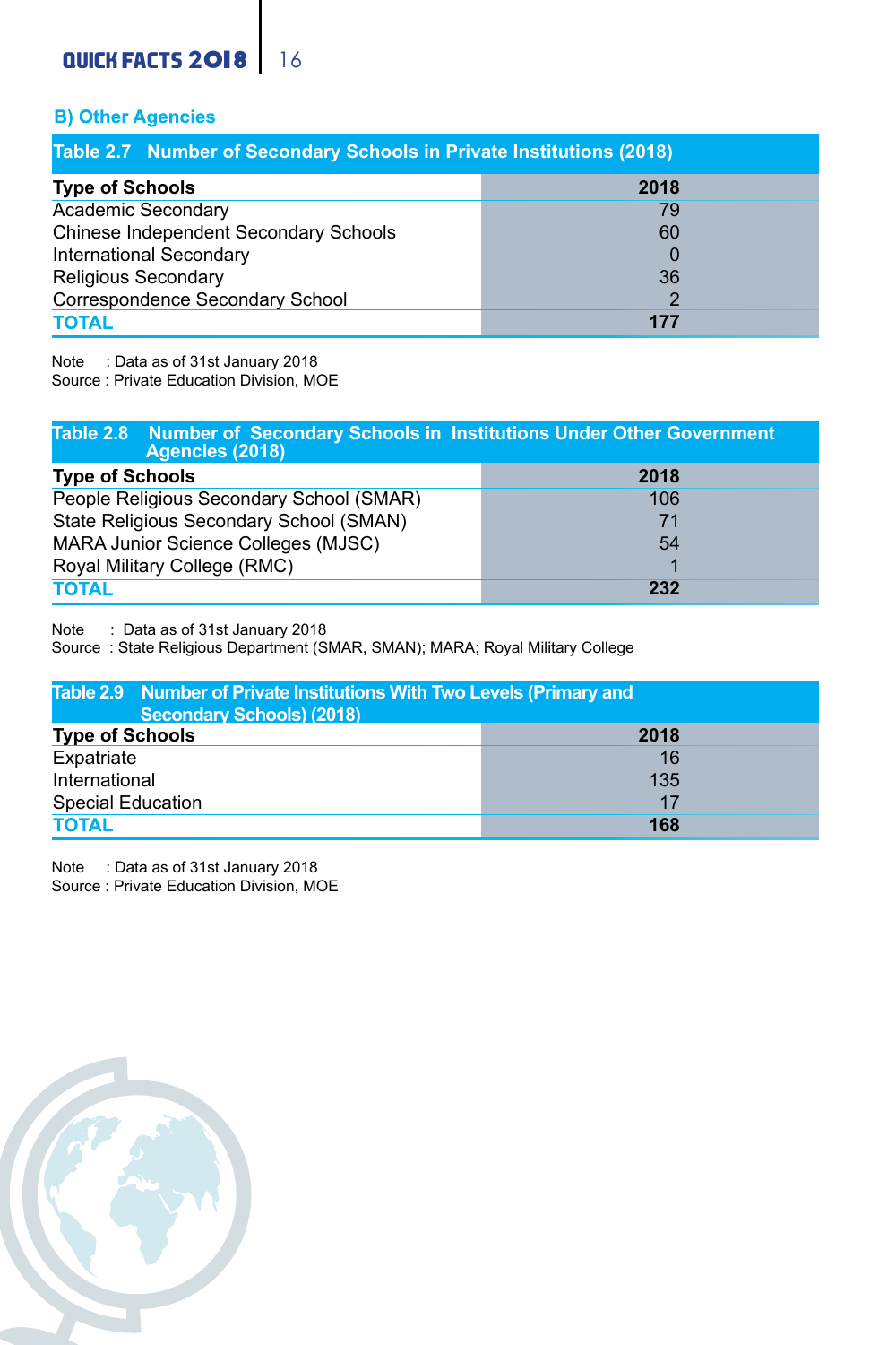## B) Other Agencies

**Table 2.7 Number of Secondary Schools in Private Institutions (2018)**

| Type of Schools | 2018 |
|---|---|
| Academic Secondary | 79 |
| Chinese Independent Secondary Schools | 60 |
| International Secondary | 0 |
| Religious Secondary | 36 |
| Correspondence Secondary School | 2 |
| **TOTAL** | **177** |

Note : Data as of 31st January 2018
Source : Private Education Division, MOE

**Table 2.8 Number of Secondary Schools in Institutions Under Other Government Agencies (2018)**

| Type of Schools | 2018 |
|---|---|
| People Religious Secondary School (SMAR) | 106 |
| State Religious Secondary School (SMAN) | 71 |
| MARA Junior Science Colleges (MJSC) | 54 |
| Royal Military College (RMC) | 1 |
| **TOTAL** | **232** |

Note : Data as of 31st January 2018
Source : State Religious Department (SMAR, SMAN); MARA; Royal Military College

**Table 2.9 Number of Private Institutions With Two Levels (Primary and Secondary Schools) (2018)**

| Type of Schools | 2018 |
|---|---|
| Expatriate | 16 |
| International | 135 |
| Special Education | 17 |
| **TOTAL** | **168** |

Note : Data as of 31st January 2018
Source : Private Education Division, MOE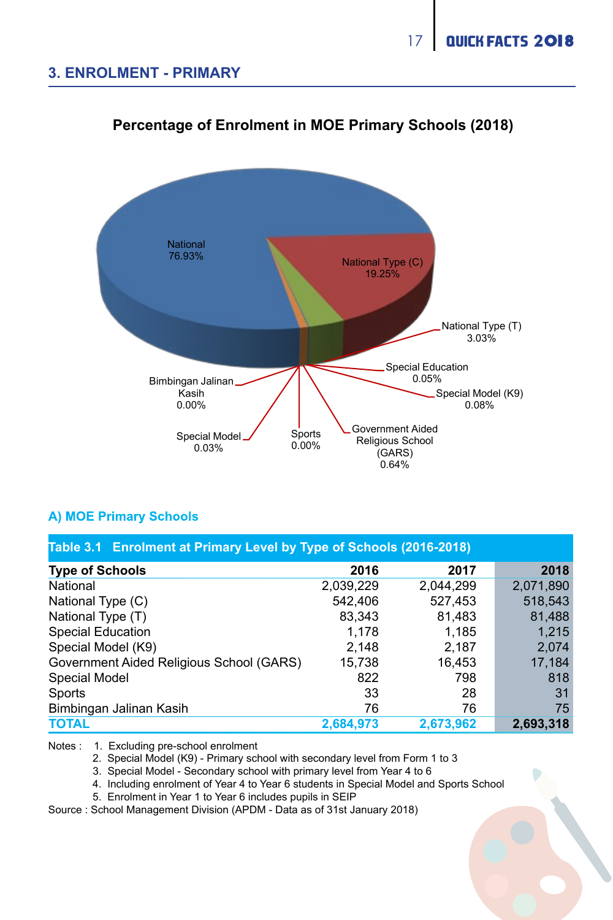## 3. ENROLMENT - PRIMARY

**Percentage of Enrolment in MOE Primary Schools (2018)**

National 76.93%
National Type (C) 19.25%
National Type (T) 3.03%
Special Education 0.05%
Special Model (K9) 0.08%
Government Aided Religious School (GARS) 0.64%
Sports 0.00%
Special Model 0.03%
Bimbingan Jalinan Kasih 0.00%

### A) MOE Primary Schools

**Table 3.1 Enrolment at Primary Level by Type of Schools (2016-2018)**

| Type of Schools | 2016 | 2017 | 2018 |
|---|---|---|---|
| National | 2,039,229 | 2,044,299 | 2,071,890 |
| National Type (C) | 542,406 | 527,453 | 518,543 |
| National Type (T) | 83,343 | 81,483 | 81,488 |
| Special Education | 1,178 | 1,185 | 1,215 |
| Special Model (K9) | 2,148 | 2,187 | 2,074 |
| Government Aided Religious School (GARS) | 15,738 | 16,453 | 17,184 |
| Special Model | 822 | 798 | 818 |
| Sports | 33 | 28 | 31 |
| Bimbingan Jalinan Kasih | 76 | 76 | 75 |
| **TOTAL** | **2,684,973** | **2,673,962** | **2,693,318** |

Notes :
1. Excluding pre-school enrolment
2. Special Model (K9) - Primary school with secondary level from Form 1 to 3
3. Special Model - Secondary school with primary level from Year 4 to 6
4. Including enrolment of Year 4 to Year 6 students in Special Model and Sports School
5. Enrolment in Year 1 to Year 6 includes pupils in SEIP

Source : School Management Division (APDM - Data as of 31st January 2018)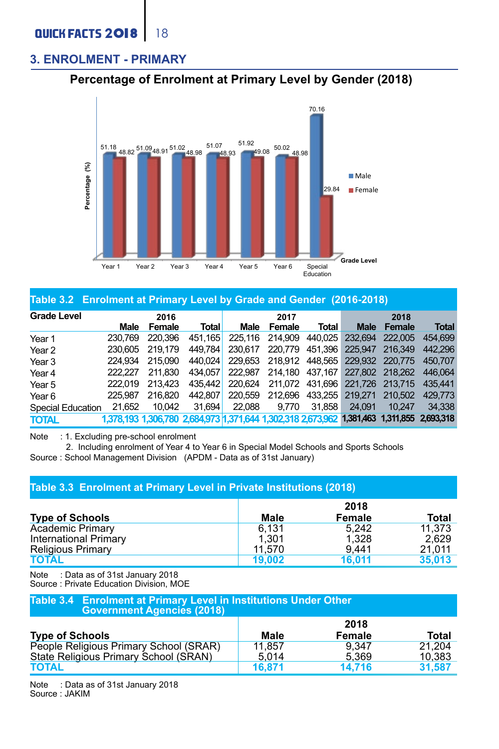## 3. ENROLMENT - PRIMARY

### Percentage of Enrolment at Primary Level by Gender (2018)

| Grade Level | Male (%) | Female (%) |
|---|---|---|
| Year 1 | 51.18 | 48.82 |
| Year 2 | 51.09 | 48.91 |
| Year 3 | 51.02 | 48.98 |
| Year 4 | 51.07 | 48.93 |
| Year 5 | 51.92 | 49.08 |
| Year 6 | 50.02 | 48.98 |
| Special Education | 70.16 | 29.84 |

### Table 3.2 Enrolment at Primary Level by Grade and Gender (2016-2018)

| Grade Level | 2016 | | | 2017 | | | 2018 | | |
|---|---|---|---|---|---|---|---|---|---|
| | Male | Female | Total | Male | Female | Total | Male | Female | Total |
| Year 1 | 230,769 | 220,396 | 451,165 | 225,116 | 214,909 | 440,025 | 232,694 | 222,005 | 454,699 |
| Year 2 | 230,605 | 219,179 | 449,784 | 230,617 | 220,779 | 451,396 | 225,947 | 216,349 | 442,296 |
| Year 3 | 224,934 | 215,090 | 440,024 | 229,653 | 218,912 | 448,565 | 229,932 | 220,775 | 450,707 |
| Year 4 | 222,227 | 211,830 | 434,057 | 222,987 | 214,180 | 437,167 | 227,802 | 218,262 | 446,064 |
| Year 5 | 222,019 | 213,423 | 435,442 | 220,624 | 211,072 | 431,696 | 221,726 | 213,715 | 435,441 |
| Year 6 | 225,987 | 216,820 | 442,807 | 220,559 | 212,696 | 433,255 | 219,271 | 210,502 | 429,773 |
| Special Education | 21,652 | 10,042 | 31,694 | 22,088 | 9,770 | 31,858 | 24,091 | 10,247 | 34,338 |
| **TOTAL** | **1,378,193** | **1,306,780** | **2,684,973** | **1,371,644** | **1,302,318** | **2,673,962** | **1,381,463** | **1,311,855** | **2,693,318** |

Note : 1. Excluding pre-school enrolment
2. Including enrolment of Year 4 to Year 6 in Special Model Schools and Sports Schools

Source : School Management Division (APDM - Data as of 31st January)

### Table 3.3 Enrolment at Primary Level in Private Institutions (2018)

| Type of Schools | 2018 Male | 2018 Female | 2018 Total |
|---|---|---|---|
| Academic Primary | 6,131 | 5,242 | 11,373 |
| International Primary | 1,301 | 1,328 | 2,629 |
| Religious Primary | 11,570 | 9,441 | 21,011 |
| **TOTAL** | **19,002** | **16,011** | **35,013** |

Note : Data as of 31st January 2018
Source : Private Education Division, MOE

### Table 3.4 Enrolment at Primary Level in Institutions Under Other Government Agencies (2018)

| Type of Schools | 2018 Male | 2018 Female | 2018 Total |
|---|---|---|---|
| People Religious Primary School (SRAR) | 11,857 | 9,347 | 21,204 |
| State Religious Primary School (SRAN) | 5,014 | 5,369 | 10,383 |
| **TOTAL** | **16,871** | **14,716** | **31,587** |

Note : Data as of 31st January 2018
Source : JAKIM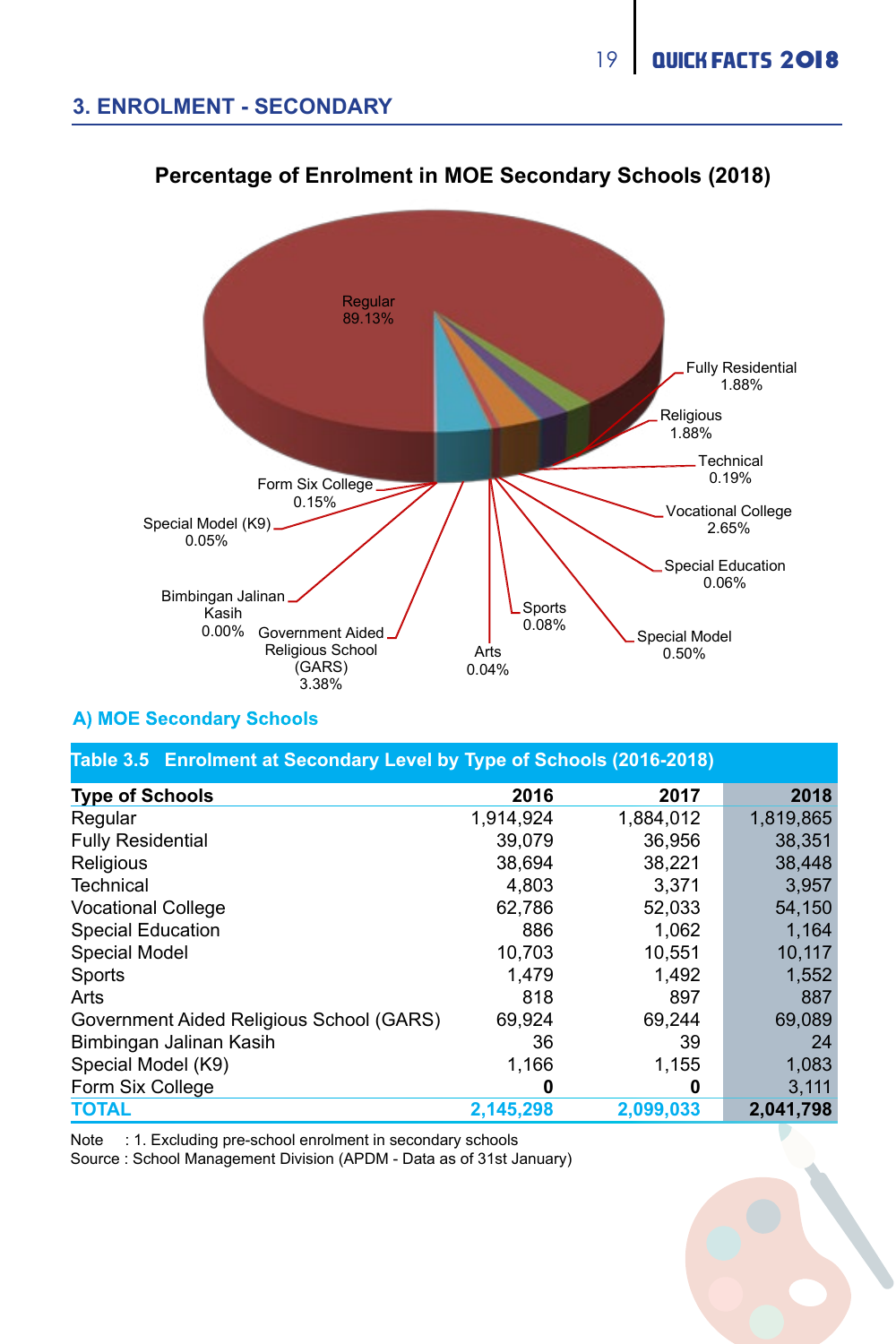## 3. ENROLMENT - SECONDARY

**Percentage of Enrolment in MOE Secondary Schools (2018)**

Regular 89.13%
Fully Residential 1.88%
Religious 1.88%
Technical 0.19%
Vocational College 2.65%
Special Education 0.06%
Special Model 0.50%
Sports 0.08%
Arts 0.04%
Government Aided Religious School (GARS) 3.38%
Bimbingan Jalinan Kasih 0.00%
Special Model (K9) 0.05%
Form Six College 0.15%

### A) MOE Secondary Schools

**Table 3.5 Enrolment at Secondary Level by Type of Schools (2016-2018)**

| Type of Schools | 2016 | 2017 | 2018 |
|---|---|---|---|
| Regular | 1,914,924 | 1,884,012 | 1,819,865 |
| Fully Residential | 39,079 | 36,956 | 38,351 |
| Religious | 38,694 | 38,221 | 38,448 |
| Technical | 4,803 | 3,371 | 3,957 |
| Vocational College | 62,786 | 52,033 | 54,150 |
| Special Education | 886 | 1,062 | 1,164 |
| Special Model | 10,703 | 10,551 | 10,117 |
| Sports | 1,479 | 1,492 | 1,552 |
| Arts | 818 | 897 | 887 |
| Government Aided Religious School (GARS) | 69,924 | 69,244 | 69,089 |
| Bimbingan Jalinan Kasih | 36 | 39 | 24 |
| Special Model (K9) | 1,166 | 1,155 | 1,083 |
| Form Six College | **0** | **0** | 3,111 |
| **TOTAL** | **2,145,298** | **2,099,033** | **2,041,798** |

Note : 1. Excluding pre-school enrolment in secondary schools
Source : School Management Division (APDM - Data as of 31st January)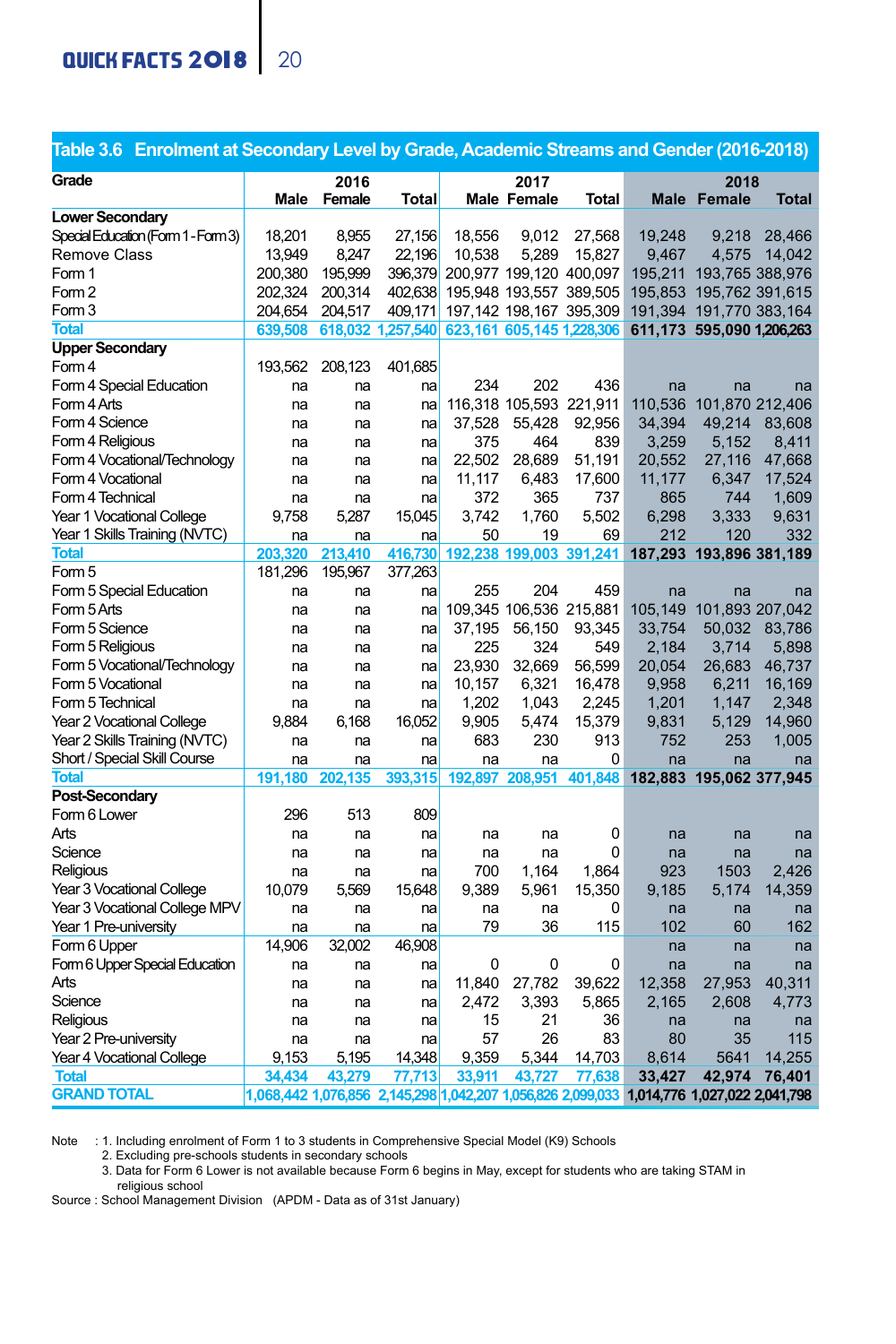## Table 3.6 Enrolment at Secondary Level by Grade, Academic Streams and Gender (2016-2018)

| Grade | 2016 | | | 2017 | | | 2018 | | |
|---|---|---|---|---|---|---|---|---|---|
| | Male | Female | Total | Male | Female | Total | Male | Female | Total |
| **Lower Secondary** | | | | | | | | | |
| Special Education (Form 1 - Form 3) | 18,201 | 8,955 | 27,156 | 18,556 | 9,012 | 27,568 | 19,248 | 9,218 | 28,466 |
| Remove Class | 13,949 | 8,247 | 22,196 | 10,538 | 5,289 | 15,827 | 9,467 | 4,575 | 14,042 |
| Form 1 | 200,380 | 195,999 | 396,379 | 200,977 | 199,120 | 400,097 | 195,211 | 193,765 | 388,976 |
| Form 2 | 202,324 | 200,314 | 402,638 | 195,948 | 193,557 | 389,505 | 195,853 | 195,762 | 391,615 |
| Form 3 | 204,654 | 204,517 | 409,171 | 197,142 | 198,167 | 395,309 | 191,394 | 191,770 | 383,164 |
| **Total** | 639,508 | 618,032 | 1,257,540 | 623,161 | 605,145 | 1,228,306 | 611,173 | 595,090 | 1,206,263 |
| **Upper Secondary** | | | | | | | | | |
| Form 4 | 193,562 | 208,123 | 401,685 | | | | | | |
| Form 4 Special Education | na | na | na | 234 | 202 | 436 | na | na | na |
| Form 4 Arts | na | na | na | 116,318 | 105,593 | 221,911 | 110,536 | 101,870 | 212,406 |
| Form 4 Science | na | na | na | 37,528 | 55,428 | 92,956 | 34,394 | 49,214 | 83,608 |
| Form 4 Religious | na | na | na | 375 | 464 | 839 | 3,259 | 5,152 | 8,411 |
| Form 4 Vocational/Technology | na | na | na | 22,502 | 28,689 | 51,191 | 20,552 | 27,116 | 47,668 |
| Form 4 Vocational | na | na | na | 11,117 | 6,483 | 17,600 | 11,177 | 6,347 | 17,524 |
| Form 4 Technical | na | na | na | 372 | 365 | 737 | 865 | 744 | 1,609 |
| Year 1 Vocational College | 9,758 | 5,287 | 15,045 | 3,742 | 1,760 | 5,502 | 6,298 | 3,333 | 9,631 |
| Year 1 Skills Training (NVTC) | na | na | na | 50 | 19 | 69 | 212 | 120 | 332 |
| **Total** | 203,320 | 213,410 | 416,730 | 192,238 | 199,003 | 391,241 | 187,293 | 193,896 | 381,189 |
| Form 5 | 181,296 | 195,967 | 377,263 | | | | | | |
| Form 5 Special Education | na | na | na | 255 | 204 | 459 | na | na | na |
| Form 5 Arts | na | na | na | 109,345 | 106,536 | 215,881 | 105,149 | 101,893 | 207,042 |
| Form 5 Science | na | na | na | 37,195 | 56,150 | 93,345 | 33,754 | 50,032 | 83,786 |
| Form 5 Religious | na | na | na | 225 | 324 | 549 | 2,184 | 3,714 | 5,898 |
| Form 5 Vocational/Technology | na | na | na | 23,930 | 32,669 | 56,599 | 20,054 | 26,683 | 46,737 |
| Form 5 Vocational | na | na | na | 10,157 | 6,321 | 16,478 | 9,958 | 6,211 | 16,169 |
| Form 5 Technical | na | na | na | 1,202 | 1,043 | 2,245 | 1,201 | 1,147 | 2,348 |
| Year 2 Vocational College | 9,884 | 6,168 | 16,052 | 9,905 | 5,474 | 15,379 | 9,831 | 5,129 | 14,960 |
| Year 2 Skills Training (NVTC) | na | na | na | 683 | 230 | 913 | 752 | 253 | 1,005 |
| Short / Special Skill Course | na | na | na | na | na | 0 | na | na | na |
| **Total** | 191,180 | 202,135 | 393,315 | 192,897 | 208,951 | 401,848 | 182,883 | 195,062 | 377,945 |
| **Post-Secondary** | | | | | | | | | |
| Form 6 Lower | 296 | 513 | 809 | | | | | | |
| Arts | na | na | na | na | na | 0 | na | na | na |
| Science | na | na | na | na | na | 0 | na | na | na |
| Religious | na | na | na | 700 | 1,164 | 1,864 | 923 | 1503 | 2,426 |
| Year 3 Vocational College | 10,079 | 5,569 | 15,648 | 9,389 | 5,961 | 15,350 | 9,185 | 5,174 | 14,359 |
| Year 3 Vocational College MPV | na | na | na | na | na | 0 | na | na | na |
| Year 1 Pre-university | na | na | na | 79 | 36 | 115 | 102 | 60 | 162 |
| Form 6 Upper | 14,906 | 32,002 | 46,908 | | | | na | na | na |
| Form 6 Upper Special Education | na | na | na | 0 | 0 | 0 | na | na | na |
| Arts | na | na | na | 11,840 | 27,782 | 39,622 | 12,358 | 27,953 | 40,311 |
| Science | na | na | na | 2,472 | 3,393 | 5,865 | 2,165 | 2,608 | 4,773 |
| Religious | na | na | na | 15 | 21 | 36 | na | na | na |
| Year 2 Pre-university | na | na | na | 57 | 26 | 83 | 80 | 35 | 115 |
| Year 4 Vocational College | 9,153 | 5,195 | 14,348 | 9,359 | 5,344 | 14,703 | 8,614 | 5641 | 14,255 |
| **Total** | 34,434 | 43,279 | 77,713 | 33,911 | 43,727 | 77,638 | 33,427 | 42,974 | 76,401 |
| **GRAND TOTAL** | 1,068,442 | 1,076,856 | 2,145,298 | 1,042,207 | 1,056,826 | 2,099,033 | 1,014,776 | 1,027,022 | 2,041,798 |

Note : 1. Including enrolment of Form 1 to 3 students in Comprehensive Special Model (K9) Schools
2. Excluding pre-schools students in secondary schools
3. Data for Form 6 Lower is not available because Form 6 begins in May, except for students who are taking STAM in religious school

Source : School Management Division (APDM - Data as of 31st January)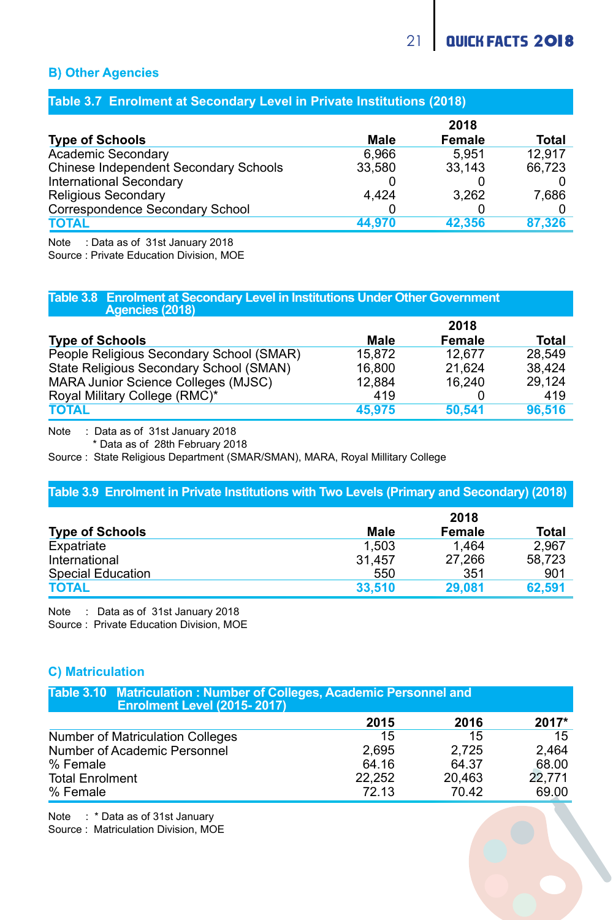## B) Other Agencies

### Table 3.7 Enrolment at Secondary Level in Private Institutions (2018)

| Type of Schools | 2018 | | |
|---|---|---|---|
| | Male | Female | Total |
| Academic Secondary | 6,966 | 5,951 | 12,917 |
| Chinese Independent Secondary Schools | 33,580 | 33,143 | 66,723 |
| International Secondary | 0 | 0 | 0 |
| Religious Secondary | 4,424 | 3,262 | 7,686 |
| Correspondence Secondary School | 0 | 0 | 0 |
| **TOTAL** | **44,970** | **42,356** | **87,326** |

Note : Data as of 31st January 2018
Source : Private Education Division, MOE

### Table 3.8 Enrolment at Secondary Level in Institutions Under Other Government Agencies (2018)

| Type of Schools | 2018 | | |
|---|---|---|---|
| | Male | Female | Total |
| People Religious Secondary School (SMAR) | 15,872 | 12,677 | 28,549 |
| State Religious Secondary School (SMAN) | 16,800 | 21,624 | 38,424 |
| MARA Junior Science Colleges (MJSC) | 12,884 | 16,240 | 29,124 |
| Royal Military College (RMC)* | 419 | 0 | 419 |
| **TOTAL** | **45,975** | **50,541** | **96,516** |

Note : Data as of 31st January 2018
\* Data as of 28th February 2018
Source : State Religious Department (SMAR/SMAN), MARA, Royal Millitary College

### Table 3.9 Enrolment in Private Institutions with Two Levels (Primary and Secondary) (2018)

| Type of Schools | 2018 | | |
|---|---|---|---|
| | Male | Female | Total |
| Expatriate | 1,503 | 1,464 | 2,967 |
| International | 31,457 | 27,266 | 58,723 |
| Special Education | 550 | 351 | 901 |
| **TOTAL** | **33,510** | **29,081** | **62,591** |

Note : Data as of 31st January 2018
Source : Private Education Division, MOE

## C) Matriculation

### Table 3.10 Matriculation : Number of Colleges, Academic Personnel and Enrolment Level (2015- 2017)

| | 2015 | 2016 | 2017* |
|---|---|---|---|
| Number of Matriculation Colleges | 15 | 15 | 15 |
| Number of Academic Personnel | 2,695 | 2,725 | 2,464 |
| % Female | 64.16 | 64.37 | 68.00 |
| Total Enrolment | 22,252 | 20,463 | 22,771 |
| % Female | 72.13 | 70.42 | 69.00 |

Note : * Data as of 31st January
Source : Matriculation Division, MOE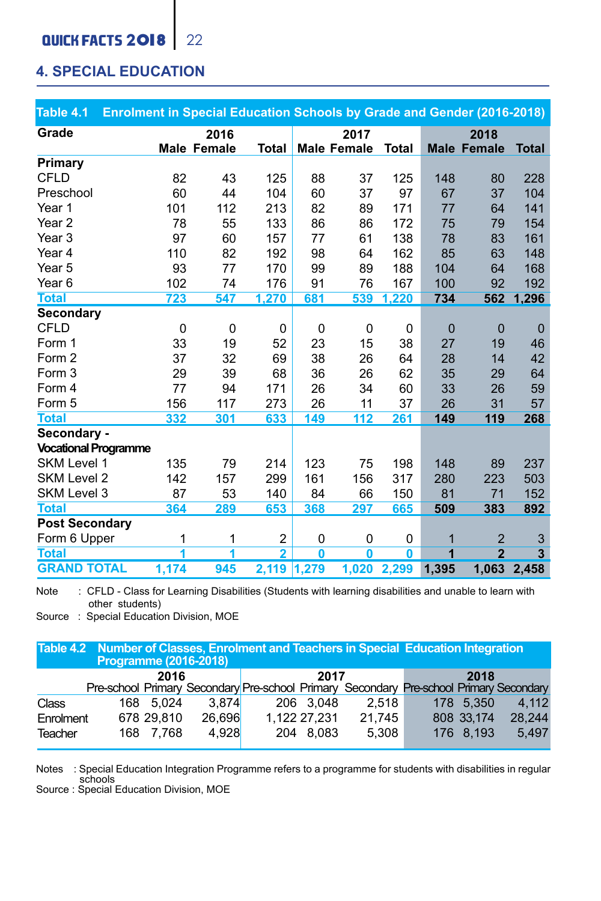## 4. SPECIAL EDUCATION

**Table 4.1 Enrolment in Special Education Schools by Grade and Gender (2016-2018)**

| Grade | 2016 | | | 2017 | | | 2018 | | |
|---|---|---|---|---|---|---|---|---|---|
| | Male | Female | Total | Male | Female | Total | Male | Female | Total |
| **Primary** | | | | | | | | | |
| CFLD | 82 | 43 | 125 | 88 | 37 | 125 | 148 | 80 | 228 |
| Preschool | 60 | 44 | 104 | 60 | 37 | 97 | 67 | 37 | 104 |
| Year 1 | 101 | 112 | 213 | 82 | 89 | 171 | 77 | 64 | 141 |
| Year 2 | 78 | 55 | 133 | 86 | 86 | 172 | 75 | 79 | 154 |
| Year 3 | 97 | 60 | 157 | 77 | 61 | 138 | 78 | 83 | 161 |
| Year 4 | 110 | 82 | 192 | 98 | 64 | 162 | 85 | 63 | 148 |
| Year 5 | 93 | 77 | 170 | 99 | 89 | 188 | 104 | 64 | 168 |
| Year 6 | 102 | 74 | 176 | 91 | 76 | 167 | 100 | 92 | 192 |
| **Total** | **723** | **547** | **1,270** | **681** | **539** | **1,220** | **734** | **562** | **1,296** |
| **Secondary** | | | | | | | | | |
| CFLD | 0 | 0 | 0 | 0 | 0 | 0 | 0 | 0 | 0 |
| Form 1 | 33 | 19 | 52 | 23 | 15 | 38 | 27 | 19 | 46 |
| Form 2 | 37 | 32 | 69 | 38 | 26 | 64 | 28 | 14 | 42 |
| Form 3 | 29 | 39 | 68 | 36 | 26 | 62 | 35 | 29 | 64 |
| Form 4 | 77 | 94 | 171 | 26 | 34 | 60 | 33 | 26 | 59 |
| Form 5 | 156 | 117 | 273 | 26 | 11 | 37 | 26 | 31 | 57 |
| **Total** | **332** | **301** | **633** | **149** | **112** | **261** | **149** | **119** | **268** |
| **Secondary - Vocational Programme** | | | | | | | | | |
| SKM Level 1 | 135 | 79 | 214 | 123 | 75 | 198 | 148 | 89 | 237 |
| SKM Level 2 | 142 | 157 | 299 | 161 | 156 | 317 | 280 | 223 | 503 |
| SKM Level 3 | 87 | 53 | 140 | 84 | 66 | 150 | 81 | 71 | 152 |
| **Total** | **364** | **289** | **653** | **368** | **297** | **665** | **509** | **383** | **892** |
| **Post Secondary** | | | | | | | | | |
| Form 6 Upper | 1 | 1 | 2 | 0 | 0 | 0 | 1 | 2 | 3 |
| **Total** | **1** | **1** | **2** | **0** | **0** | **0** | **1** | **2** | **3** |
| **GRAND TOTAL** | **1,174** | **945** | **2,119** | **1,279** | **1,020** | **2,299** | **1,395** | **1,063** | **2,458** |

Note : CFLD - Class for Learning Disabilities (Students with learning disabilities and unable to learn with other students)

Source : Special Education Division, MOE

**Table 4.2 Number of Classes, Enrolment and Teachers in Special Education Integration Programme (2016-2018)**

| | 2016 | | | 2017 | | | 2018 | | |
|---|---|---|---|---|---|---|---|---|---|
| | Pre-school | Primary | Secondary | Pre-school | Primary | Secondary | Pre-school | Primary | Secondary |
| Class | 168 | 5,024 | 3,874 | 206 | 3,048 | 2,518 | 178 | 5,350 | 4,112 |
| Enrolment | 678 | 29,810 | 26,696 | 1,122 | 27,231 | 21,745 | 808 | 33,174 | 28,244 |
| Teacher | 168 | 7,768 | 4,928 | 204 | 8,083 | 5,308 | 176 | 8,193 | 5,497 |

Notes : Special Education Integration Programme refers to a programme for students with disabilities in regular schools

Source : Special Education Division, MOE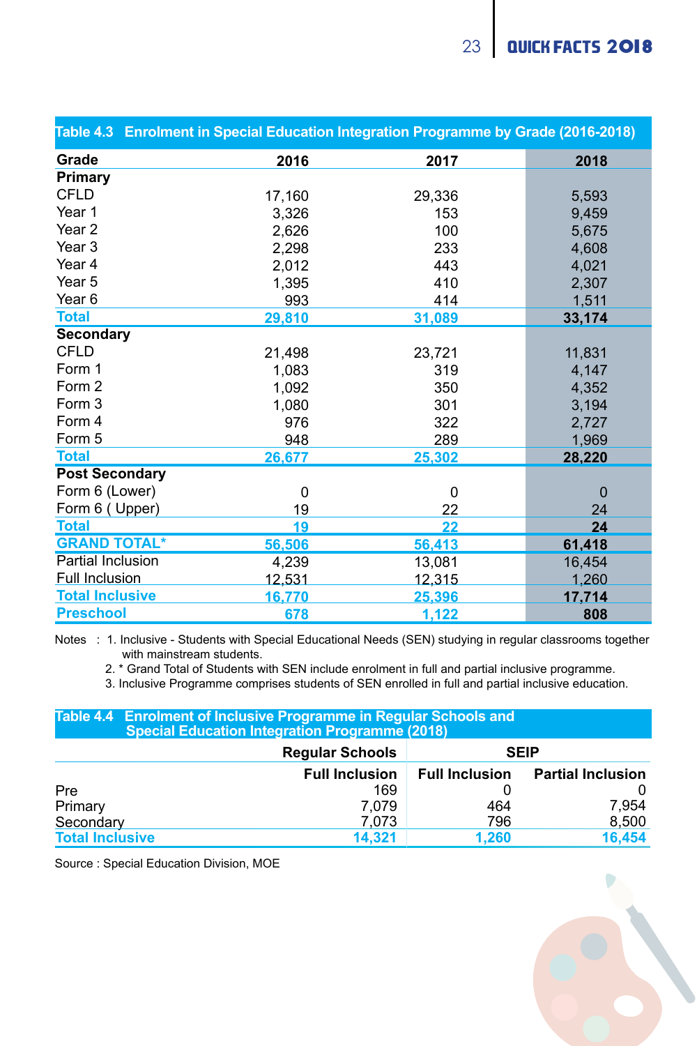**Table 4.3 Enrolment in Special Education Integration Programme by Grade (2016-2018)**

| Grade | 2016 | 2017 | 2018 |
|---|---|---|---|
| **Primary** | | | |
| CFLD | 17,160 | 29,336 | 5,593 |
| Year 1 | 3,326 | 153 | 9,459 |
| Year 2 | 2,626 | 100 | 5,675 |
| Year 3 | 2,298 | 233 | 4,608 |
| Year 4 | 2,012 | 443 | 4,021 |
| Year 5 | 1,395 | 410 | 2,307 |
| Year 6 | 993 | 414 | 1,511 |
| **Total** | **29,810** | **31,089** | **33,174** |
| **Secondary** | | | |
| CFLD | 21,498 | 23,721 | 11,831 |
| Form 1 | 1,083 | 319 | 4,147 |
| Form 2 | 1,092 | 350 | 4,352 |
| Form 3 | 1,080 | 301 | 3,194 |
| Form 4 | 976 | 322 | 2,727 |
| Form 5 | 948 | 289 | 1,969 |
| **Total** | **26,677** | **25,302** | **28,220** |
| **Post Secondary** | | | |
| Form 6 (Lower) | 0 | 0 | 0 |
| Form 6 ( Upper) | 19 | 22 | 24 |
| **Total** | **19** | **22** | **24** |
| **GRAND TOTAL*** | **56,506** | **56,413** | **61,418** |
| Partial Inclusion | 4,239 | 13,081 | 16,454 |
| Full Inclusion | 12,531 | 12,315 | 1,260 |
| **Total Inclusive** | **16,770** | **25,396** | **17,714** |
| **Preschool** | **678** | **1,122** | **808** |

Notes : 1. Inclusive - Students with Special Educational Needs (SEN) studying in regular classrooms together with mainstream students.
2. * Grand Total of Students with SEN include enrolment in full and partial inclusive programme.
3. Inclusive Programme comprises students of SEN enrolled in full and partial inclusive education.

**Table 4.4 Enrolment of Inclusive Programme in Regular Schools and Special Education Integration Programme (2018)**

| | Regular Schools | SEIP | |
|---|---|---|---|
| | Full Inclusion | Full Inclusion | Partial Inclusion |
| Pre | 169 | 0 | 0 |
| Primary | 7,079 | 464 | 7,954 |
| Secondary | 7,073 | 796 | 8,500 |
| **Total Inclusive** | **14,321** | **1,260** | **16,454** |

Source : Special Education Division, MOE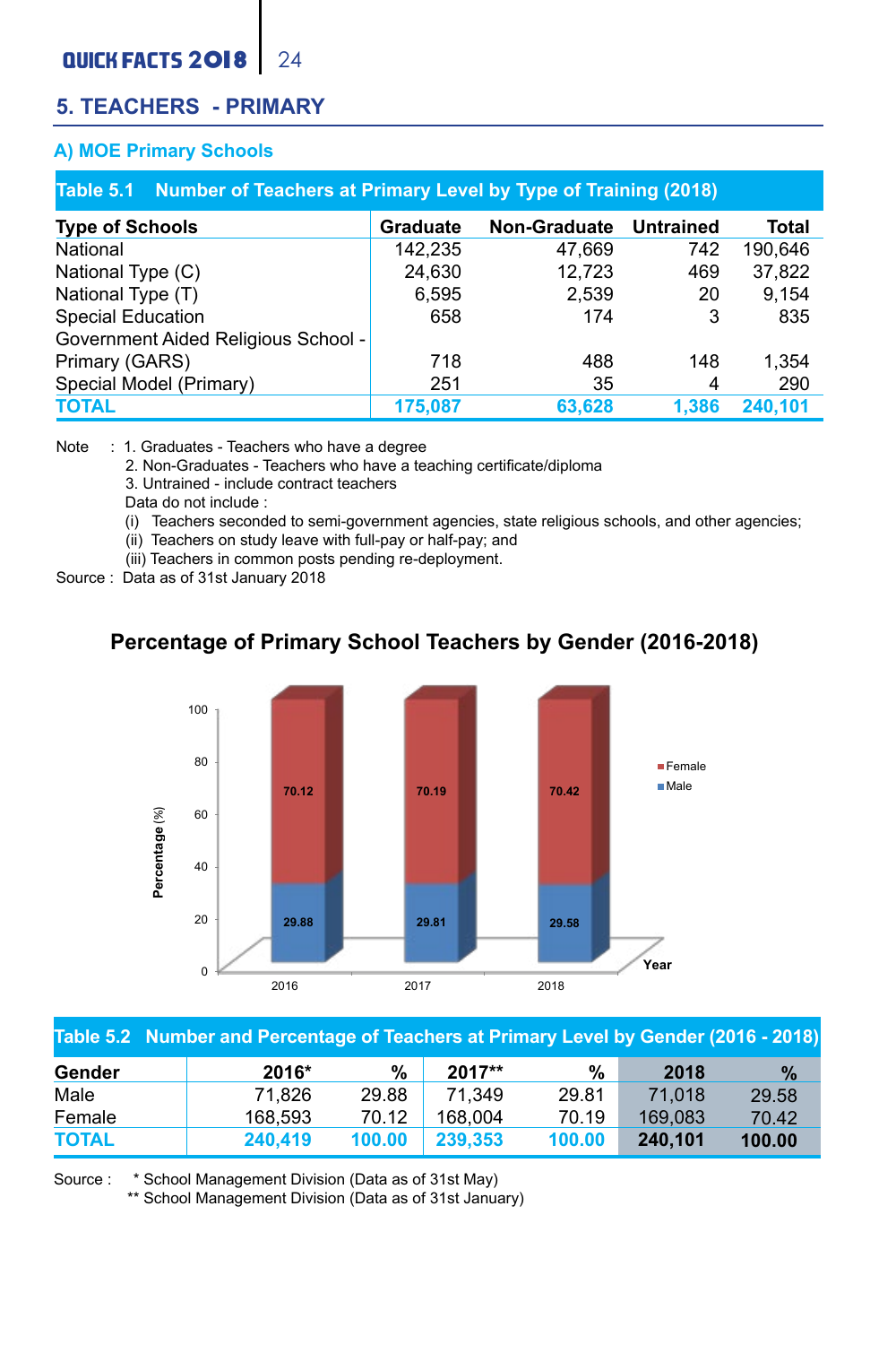## 5. TEACHERS - PRIMARY

### A) MOE Primary Schools

**Table 5.1 Number of Teachers at Primary Level by Type of Training (2018)**

| Type of Schools | Graduate | Non-Graduate | Untrained | Total |
|---|---|---|---|---|
| National | 142,235 | 47,669 | 742 | 190,646 |
| National Type (C) | 24,630 | 12,723 | 469 | 37,822 |
| National Type (T) | 6,595 | 2,539 | 20 | 9,154 |
| Special Education | 658 | 174 | 3 | 835 |
| Government Aided Religious School - Primary (GARS) | 718 | 488 | 148 | 1,354 |
| Special Model (Primary) | 251 | 35 | 4 | 290 |
| **TOTAL** | **175,087** | **63,628** | **1,386** | **240,101** |

Note : 1. Graduates - Teachers who have a degree
2. Non-Graduates - Teachers who have a teaching certificate/diploma
3. Untrained - include contract teachers
Data do not include :
(i) Teachers seconded to semi-government agencies, state religious schools, and other agencies;
(ii) Teachers on study leave with full-pay or half-pay; and
(iii) Teachers in common posts pending re-deployment.

Source : Data as of 31st January 2018

**Percentage of Primary School Teachers by Gender (2016-2018)**

| Year | Male (%) | Female (%) |
|---|---|---|
| 2016 | 29.88 | 70.12 |
| 2017 | 29.81 | 70.19 |
| 2018 | 29.58 | 70.42 |

**Table 5.2 Number and Percentage of Teachers at Primary Level by Gender (2016 - 2018)**

| Gender | 2016* | % | 2017** | % | 2018 | % |
|---|---|---|---|---|---|---|
| Male | 71,826 | 29.88 | 71,349 | 29.81 | 71,018 | 29.58 |
| Female | 168,593 | 70.12 | 168,004 | 70.19 | 169,083 | 70.42 |
| **TOTAL** | **240,419** | **100.00** | **239,353** | **100.00** | **240,101** | **100.00** |

Source : * School Management Division (Data as of 31st May)
** School Management Division (Data as of 31st January)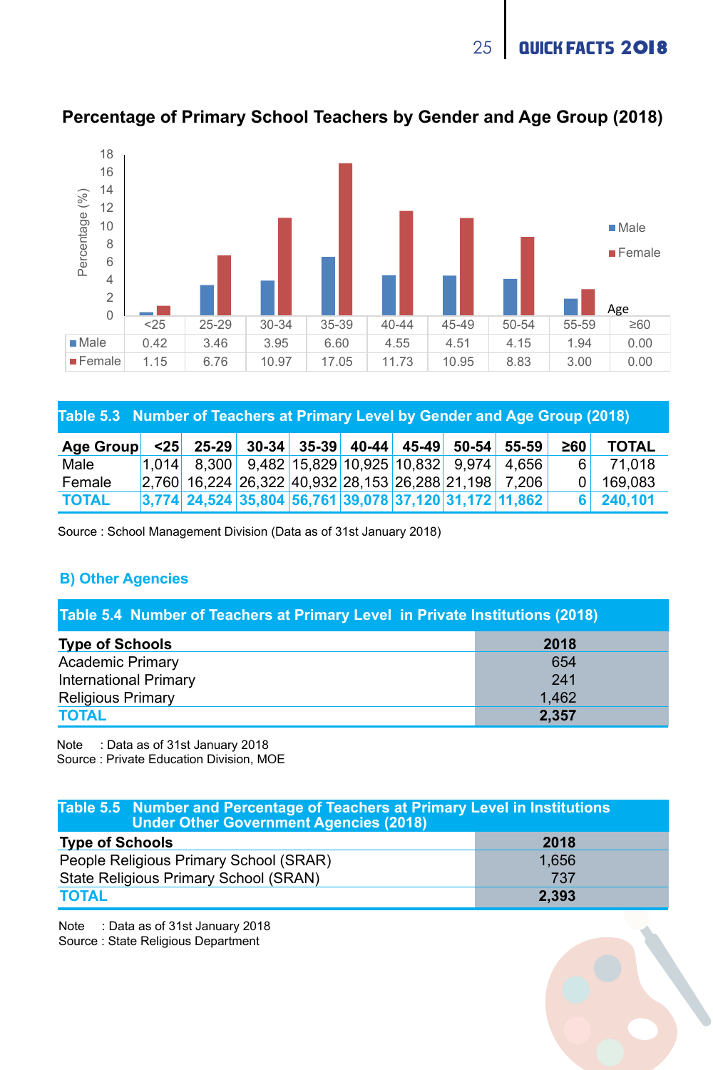## Percentage of Primary School Teachers by Gender and Age Group (2018)

| | <25 | 25-29 | 30-34 | 35-39 | 40-44 | 45-49 | 50-54 | 55-59 | ≥60 |
|---|---|---|---|---|---|---|---|---|---|
| Male | 0.42 | 3.46 | 3.95 | 6.60 | 4.55 | 4.51 | 4.15 | 1.94 | 0.00 |
| Female | 1.15 | 6.76 | 10.97 | 17.05 | 11.73 | 10.95 | 8.83 | 3.00 | 0.00 |

### Table 5.3 Number of Teachers at Primary Level by Gender and Age Group (2018)

| Age Group | <25 | 25-29 | 30-34 | 35-39 | 40-44 | 45-49 | 50-54 | 55-59 | ≥60 | TOTAL |
|---|---|---|---|---|---|---|---|---|---|---|
| Male | 1,014 | 8,300 | 9,482 | 15,829 | 10,925 | 10,832 | 9,974 | 4,656 | 6 | 71,018 |
| Female | 2,760 | 16,224 | 26,322 | 40,932 | 28,153 | 26,288 | 21,198 | 7,206 | 0 | 169,083 |
| **TOTAL** | **3,774** | **24,524** | **35,804** | **56,761** | **39,078** | **37,120** | **31,172** | **11,862** | **6** | **240,101** |

Source : School Management Division (Data as of 31st January 2018)

## B) Other Agencies

### Table 5.4 Number of Teachers at Primary Level in Private Institutions (2018)

| Type of Schools | 2018 |
|---|---|
| Academic Primary | 654 |
| International Primary | 241 |
| Religious Primary | 1,462 |
| **TOTAL** | **2,357** |

Note : Data as of 31st January 2018
Source : Private Education Division, MOE

### Table 5.5 Number and Percentage of Teachers at Primary Level in Institutions Under Other Government Agencies (2018)

| Type of Schools | 2018 |
|---|---|
| People Religious Primary School (SRAR) | 1,656 |
| State Religious Primary School (SRAN) | 737 |
| **TOTAL** | **2,393** |

Note : Data as of 31st January 2018
Source : State Religious Department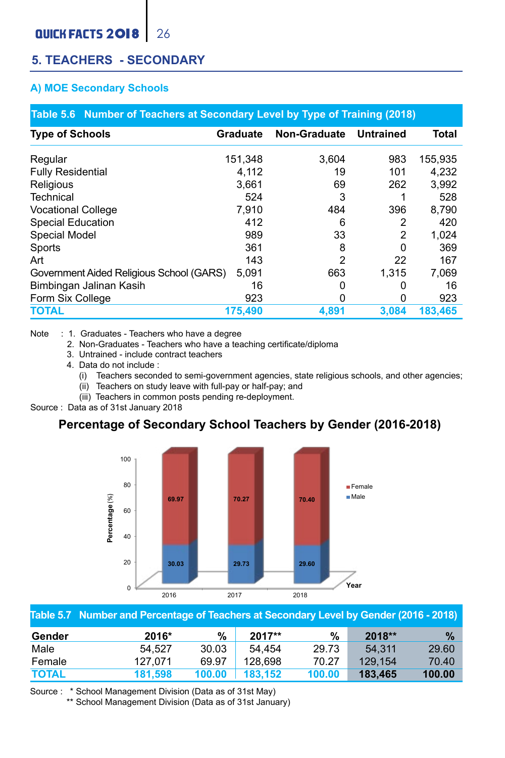## 5. TEACHERS - SECONDARY

### A) MOE Secondary Schools

**Table 5.6 Number of Teachers at Secondary Level by Type of Training (2018)**

| Type of Schools | Graduate | Non-Graduate | Untrained | Total |
|---|---|---|---|---|
| Regular | 151,348 | 3,604 | 983 | 155,935 |
| Fully Residential | 4,112 | 19 | 101 | 4,232 |
| Religious | 3,661 | 69 | 262 | 3,992 |
| Technical | 524 | 3 | 1 | 528 |
| Vocational College | 7,910 | 484 | 396 | 8,790 |
| Special Education | 412 | 6 | 2 | 420 |
| Special Model | 989 | 33 | 2 | 1,024 |
| Sports | 361 | 8 | 0 | 369 |
| Art | 143 | 2 | 22 | 167 |
| Government Aided Religious School (GARS) | 5,091 | 663 | 1,315 | 7,069 |
| Bimbingan Jalinan Kasih | 16 | 0 | 0 | 16 |
| Form Six College | 923 | 0 | 0 | 923 |
| **TOTAL** | **175,490** | **4,891** | **3,084** | **183,465** |

Note : 1. Graduates - Teachers who have a degree
2. Non-Graduates - Teachers who have a teaching certificate/diploma
3. Untrained - include contract teachers
4. Data do not include :
(i) Teachers seconded to semi-government agencies, state religious schools, and other agencies;
(ii) Teachers on study leave with full-pay or half-pay; and
(iii) Teachers in common posts pending re-deployment.

Source : Data as of 31st January 2018

**Percentage of Secondary School Teachers by Gender (2016-2018)**

| Year | Male (%) | Female (%) |
|---|---|---|
| 2016 | 30.03 | 69.97 |
| 2017 | 29.73 | 70.27 |
| 2018 | 29.60 | 70.40 |

**Table 5.7 Number and Percentage of Teachers at Secondary Level by Gender (2016 - 2018)**

| Gender | 2016* | % | 2017** | % | 2018** | % |
|---|---|---|---|---|---|---|
| Male | 54,527 | 30.03 | 54,454 | 29.73 | 54,311 | 29.60 |
| Female | 127,071 | 69.97 | 128,698 | 70.27 | 129,154 | 70.40 |
| **TOTAL** | **181,598** | **100.00** | **183,152** | **100.00** | **183,465** | **100.00** |

Source : * School Management Division (Data as of 31st May)
** School Management Division (Data as of 31st January)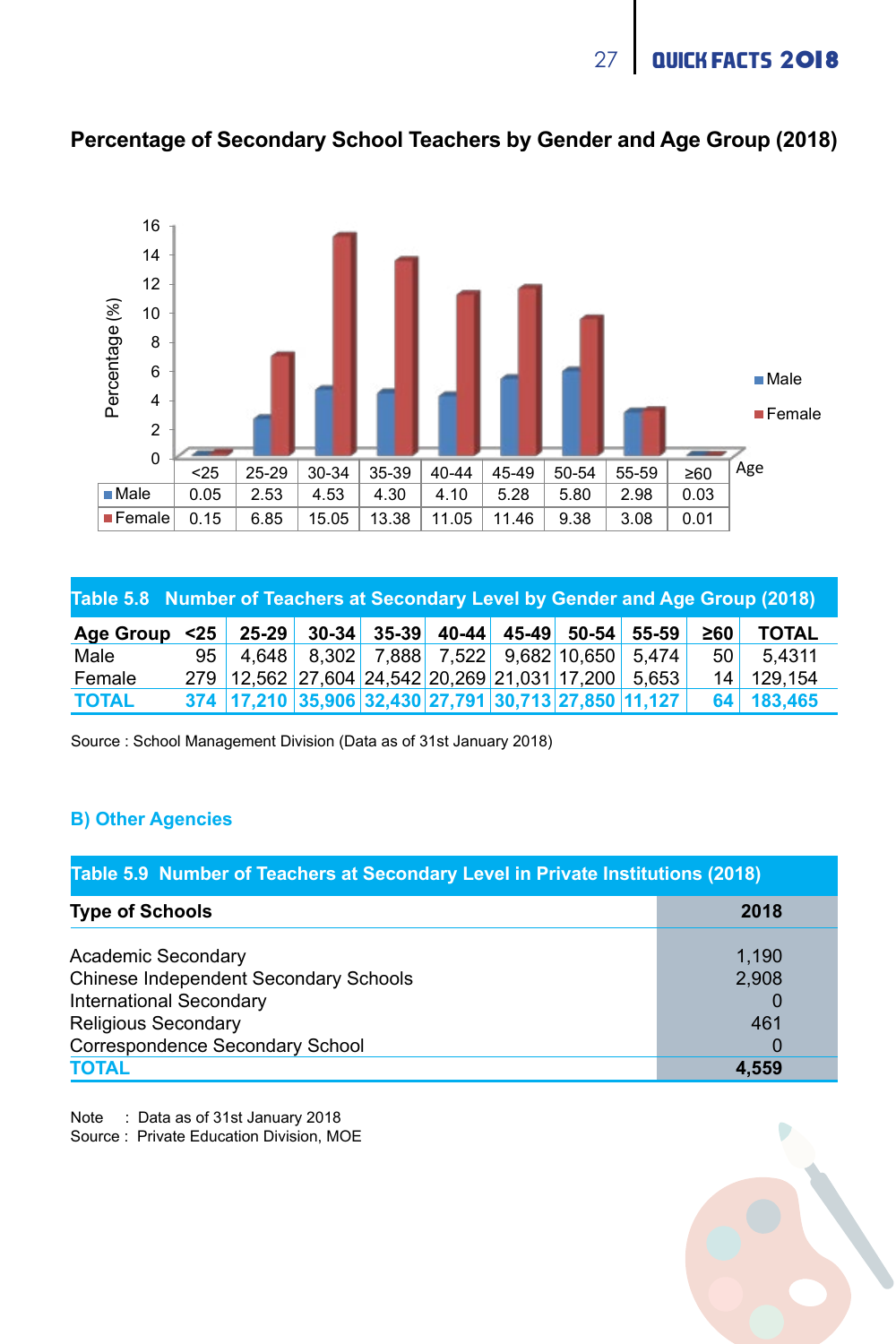## Percentage of Secondary School Teachers by Gender and Age Group (2018)

| Age | <25 | 25-29 | 30-34 | 35-39 | 40-44 | 45-49 | 50-54 | 55-59 | ≥60 |
|---|---|---|---|---|---|---|---|---|---|
| Male | 0.05 | 2.53 | 4.53 | 4.30 | 4.10 | 5.28 | 5.80 | 2.98 | 0.03 |
| Female | 0.15 | 6.85 | 15.05 | 13.38 | 11.05 | 11.46 | 9.38 | 3.08 | 0.01 |

**Table 5.8 Number of Teachers at Secondary Level by Gender and Age Group (2018)**

| Age Group | <25 | 25-29 | 30-34 | 35-39 | 40-44 | 45-49 | 50-54 | 55-59 | ≥60 | TOTAL |
|---|---|---|---|---|---|---|---|---|---|---|
| Male | 95 | 4,648 | 8,302 | 7,888 | 7,522 | 9,682 | 10,650 | 5,474 | 50 | 5,4311 |
| Female | 279 | 12,562 | 27,604 | 24,542 | 20,269 | 21,031 | 17,200 | 5,653 | 14 | 129,154 |
| **TOTAL** | **374** | **17,210** | **35,906** | **32,430** | **27,791** | **30,713** | **27,850** | **11,127** | **64** | **183,465** |

Source : School Management Division (Data as of 31st January 2018)

## B) Other Agencies

**Table 5.9 Number of Teachers at Secondary Level in Private Institutions (2018)**

| Type of Schools | 2018 |
|---|---|
| Academic Secondary | 1,190 |
| Chinese Independent Secondary Schools | 2,908 |
| International Secondary | 0 |
| Religious Secondary | 461 |
| Correspondence Secondary School | 0 |
| **TOTAL** | **4,559** |

Note : Data as of 31st January 2018
Source : Private Education Division, MOE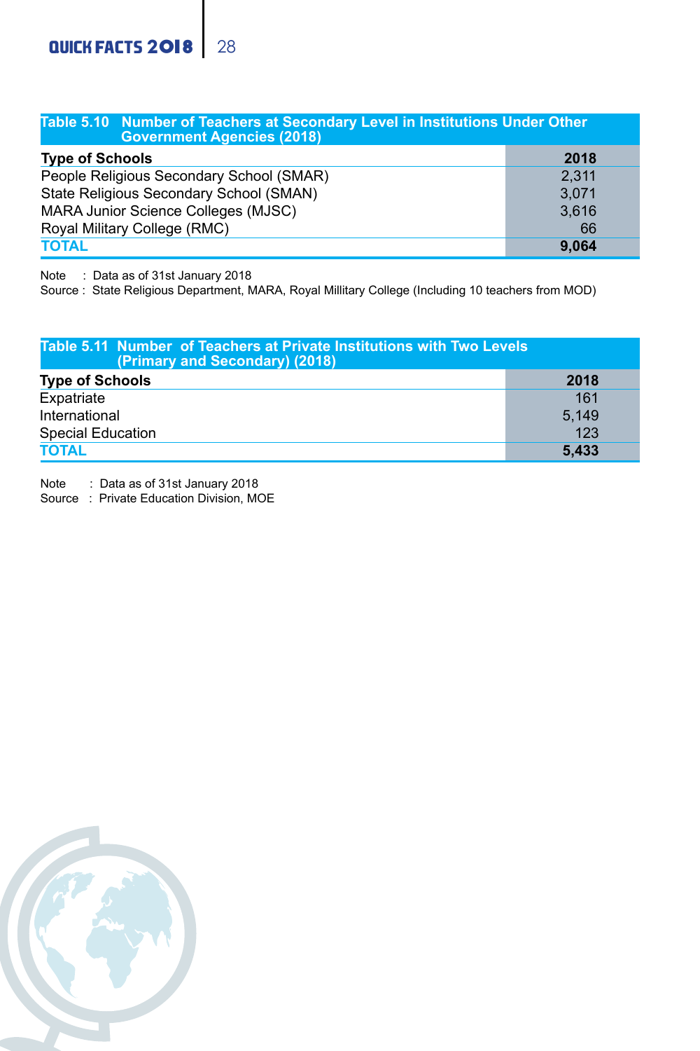### Table 5.10 Number of Teachers at Secondary Level in Institutions Under Other Government Agencies (2018)

| Type of Schools | 2018 |
|---|---|
| People Religious Secondary School (SMAR) | 2,311 |
| State Religious Secondary School (SMAN) | 3,071 |
| MARA Junior Science Colleges (MJSC) | 3,616 |
| Royal Military College (RMC) | 66 |
| **TOTAL** | **9,064** |

Note : Data as of 31st January 2018
Source : State Religious Department, MARA, Royal Millitary College (Including 10 teachers from MOD)

### Table 5.11 Number of Teachers at Private Institutions with Two Levels (Primary and Secondary) (2018)

| Type of Schools | 2018 |
|---|---|
| Expatriate | 161 |
| International | 5,149 |
| Special Education | 123 |
| **TOTAL** | **5,433** |

Note : Data as of 31st January 2018
Source : Private Education Division, MOE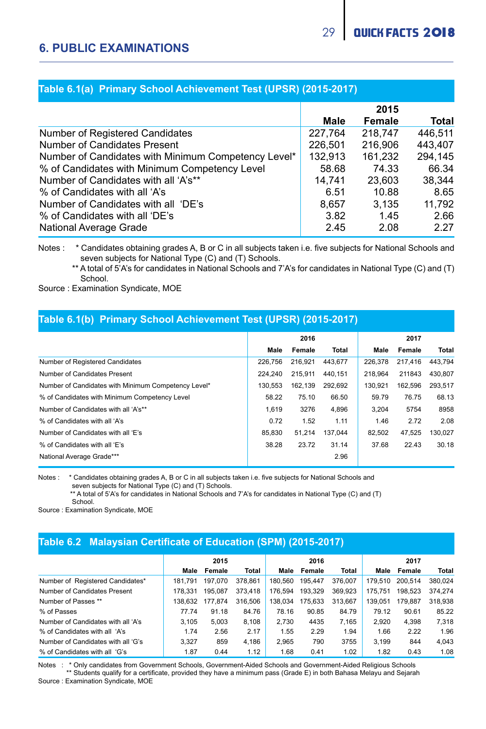## 6. PUBLIC EXAMINATIONS

### Table 6.1(a) Primary School Achievement Test (UPSR) (2015-2017)

| | 2015 | | |
|---|---|---|---|
| | Male | Female | Total |
| Number of Registered Candidates | 227,764 | 218,747 | 446,511 |
| Number of Candidates Present | 226,501 | 216,906 | 443,407 |
| Number of Candidates with Minimum Competency Level* | 132,913 | 161,232 | 294,145 |
| % of Candidates with Minimum Competency Level | 58.68 | 74.33 | 66.34 |
| Number of Candidates with all 'A's** | 14,741 | 23,603 | 38,344 |
| % of Candidates with all 'A's | 6.51 | 10.88 | 8.65 |
| Number of Candidates with all 'DE's | 8,657 | 3,135 | 11,792 |
| % of Candidates with all 'DE's | 3.82 | 1.45 | 2.66 |
| National Average Grade | 2.45 | 2.08 | 2.27 |

Notes : * Candidates obtaining grades A, B or C in all subjects taken i.e. five subjects for National Schools and seven subjects for National Type (C) and (T) Schools.

** A total of 5'A's for candidates in National Schools and 7'A's for candidates in National Type (C) and (T) School.

Source : Examination Syndicate, MOE

### Table 6.1(b) Primary School Achievement Test (UPSR) (2015-2017)

| | 2016 | | | 2017 | | |
|---|---|---|---|---|---|---|
| | Male | Female | Total | Male | Female | Total |
| Number of Registered Candidates | 226,756 | 216,921 | 443,677 | 226,378 | 217,416 | 443,794 |
| Number of Candidates Present | 224,240 | 215,911 | 440,151 | 218,964 | 211843 | 430,807 |
| Number of Candidates with Minimum Competency Level* | 130,553 | 162,139 | 292,692 | 130,921 | 162,596 | 293,517 |
| % of Candidates with Minimum Competency Level | 58.22 | 75.10 | 66.50 | 59.79 | 76.75 | 68.13 |
| Number of Candidates with all 'A's** | 1,619 | 3276 | 4,896 | 3,204 | 5754 | 8958 |
| % of Candidates with all 'A's | 0.72 | 1.52 | 1.11 | 1.46 | 2.72 | 2.08 |
| Number of Candidates with all 'E's | 85,830 | 51,214 | 137,044 | 82,502 | 47,525 | 130,027 |
| % of Candidates with all 'E's | 38.28 | 23.72 | 31.14 | 37.68 | 22.43 | 30.18 |
| National Average Grade*** | | | 2.96 | | | |

Notes : * Candidates obtaining grades A, B or C in all subjects taken i.e. five subjects for National Schools and seven subjects for National Type (C) and (T) Schools.

** A total of 5'A's for candidates in National Schools and 7'A's for candidates in National Type (C) and (T) School.

Source : Examination Syndicate, MOE

### Table 6.2 Malaysian Certificate of Education (SPM) (2015-2017)

| | 2015 | | | 2016 | | | 2017 | | |
|---|---|---|---|---|---|---|---|---|---|
| | Male | Female | Total | Male | Female | Total | Male | Female | Total |
| Number of Registered Candidates* | 181,791 | 197,070 | 378,861 | 180,560 | 195,447 | 376,007 | 179,510 | 200,514 | 380,024 |
| Number of Candidates Present | 178,331 | 195,087 | 373,418 | 176,594 | 193,329 | 369,923 | 175,751 | 198,523 | 374,274 |
| Number of Passes ** | 138,632 | 177,874 | 316,506 | 138,034 | 175,633 | 313,667 | 139,051 | 179,887 | 318,938 |
| % of Passes | 77.74 | 91.18 | 84.76 | 78.16 | 90.85 | 84.79 | 79.12 | 90.61 | 85.22 |
| Number of Candidates with all 'A's | 3,105 | 5,003 | 8,108 | 2,730 | 4435 | 7,165 | 2,920 | 4,398 | 7,318 |
| % of Candidates with all 'A's | 1.74 | 2.56 | 2.17 | 1.55 | 2.29 | 1.94 | 1.66 | 2.22 | 1.96 |
| Number of Candidates with all 'G's | 3,327 | 859 | 4,186 | 2,965 | 790 | 3755 | 3,199 | 844 | 4,043 |
| % of Candidates with all 'G's | 1.87 | 0.44 | 1.12 | 1.68 | 0.41 | 1.02 | 1.82 | 0.43 | 1.08 |

Notes : * Only candidates from Government Schools, Government-Aided Schools and Government-Aided Religious Schools

** Students qualify for a certificate, provided they have a minimum pass (Grade E) in both Bahasa Melayu and Sejarah

Source : Examination Syndicate, MOE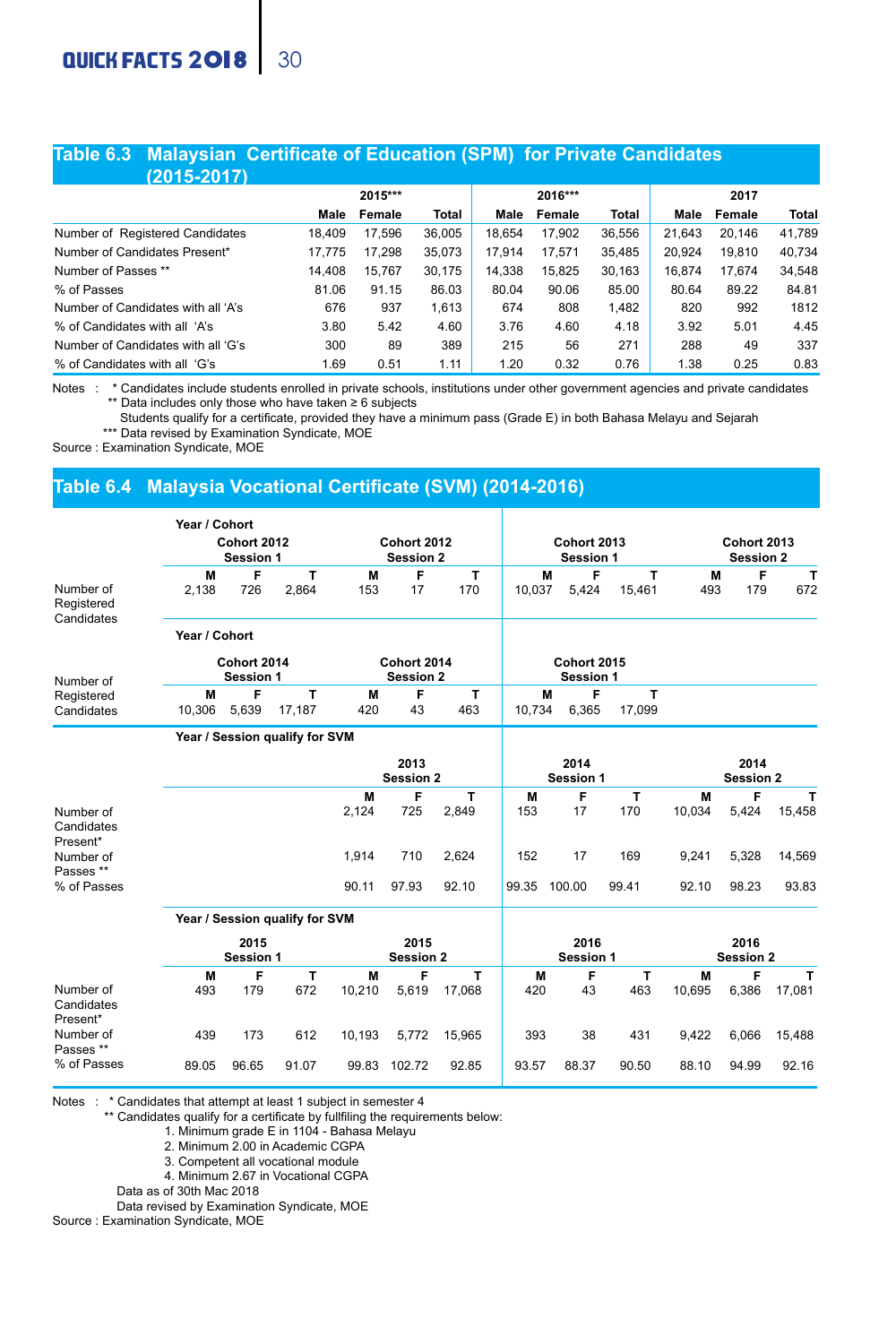## Table 6.3 Malaysian Certificate of Education (SPM) for Private Candidates (2015-2017)

| | 2015*** | | | 2016*** | | | 2017 | | |
|---|---|---|---|---|---|---|---|---|---|
| | Male | Female | Total | Male | Female | Total | Male | Female | Total |
| Number of Registered Candidates | 18,409 | 17,596 | 36,005 | 18,654 | 17,902 | 36,556 | 21,643 | 20,146 | 41,789 |
| Number of Candidates Present* | 17,775 | 17,298 | 35,073 | 17,914 | 17,571 | 35,485 | 20,924 | 19,810 | 40,734 |
| Number of Passes ** | 14,408 | 15,767 | 30,175 | 14,338 | 15,825 | 30,163 | 16,874 | 17,674 | 34,548 |
| % of Passes | 81.06 | 91.15 | 86.03 | 80.04 | 90.06 | 85.00 | 80.64 | 89.22 | 84.81 |
| Number of Candidates with all 'A's | 676 | 937 | 1,613 | 674 | 808 | 1,482 | 820 | 992 | 1812 |
| % of Candidates with all 'A's | 3.80 | 5.42 | 4.60 | 3.76 | 4.60 | 4.18 | 3.92 | 5.01 | 4.45 |
| Number of Candidates with all 'G's | 300 | 89 | 389 | 215 | 56 | 271 | 288 | 49 | 337 |
| % of Candidates with all 'G's | 1.69 | 0.51 | 1.11 | 1.20 | 0.32 | 0.76 | 1.38 | 0.25 | 0.83 |

Notes : * Candidates include students enrolled in private schools, institutions under other government agencies and private candidates
** Data includes only those who have taken ≥ 6 subjects
Students qualify for a certificate, provided they have a minimum pass (Grade E) in both Bahasa Melayu and Sejarah
*** Data revised by Examination Syndicate, MOE

Source : Examination Syndicate, MOE

## Table 6.4 Malaysia Vocational Certificate (SVM) (2014-2016)

| Year / Cohort | Cohort 2012 Session 1 | | | Cohort 2012 Session 2 | | | Cohort 2013 Session 1 | | | Cohort 2013 Session 2 | | |
|---|---|---|---|---|---|---|---|---|---|---|---|---|
| | M | F | T | M | F | T | M | F | T | M | F | T |
| Number of Registered Candidates | 2,138 | 726 | 2,864 | 153 | 17 | 170 | 10,037 | 5,424 | 15,461 | 493 | 179 | 672 |

| Year / Cohort | Cohort 2014 Session 1 | | | Cohort 2014 Session 2 | | | Cohort 2015 Session 1 | | |
|---|---|---|---|---|---|---|---|---|---|
| | M | F | T | M | F | T | M | F | T |
| Number of Registered Candidates | 10,306 | 5,639 | 17,187 | 420 | 43 | 463 | 10,734 | 6,365 | 17,099 |

| Year / Session qualify for SVM | 2013 Session 2 | | | 2014 Session 1 | | | 2014 Session 2 | | |
|---|---|---|---|---|---|---|---|---|---|
| | M | F | T | M | F | T | M | F | T |
| Number of Candidates Present* | 2,124 | 725 | 2,849 | 153 | 17 | 170 | 10,034 | 5,424 | 15,458 |
| Number of Passes ** | 1,914 | 710 | 2,624 | 152 | 17 | 169 | 9,241 | 5,328 | 14,569 |
| % of Passes | 90.11 | 97.93 | 92.10 | 99.35 | 100.00 | 99.41 | 92.10 | 98.23 | 93.83 |

| Year / Session qualify for SVM | 2015 Session 1 | | | 2015 Session 2 | | | 2016 Session 1 | | | 2016 Session 2 | | |
|---|---|---|---|---|---|---|---|---|---|---|---|---|
| | M | F | T | M | F | T | M | F | T | M | F | T |
| Number of Candidates Present* | 493 | 179 | 672 | 10,210 | 5,619 | 17,068 | 420 | 43 | 463 | 10,695 | 6,386 | 17,081 |
| Number of Passes ** | 439 | 173 | 612 | 10,193 | 5,772 | 15,965 | 393 | 38 | 431 | 9,422 | 6,066 | 15,488 |
| % of Passes | 89.05 | 96.65 | 91.07 | 99.83 | 102.72 | 92.85 | 93.57 | 88.37 | 90.50 | 88.10 | 94.99 | 92.16 |

Notes : * Candidates that attempt at least 1 subject in semester 4
** Candidates qualify for a certificate by fullfiling the requirements below:
1. Minimum grade E in 1104 - Bahasa Melayu
2. Minimum 2.00 in Academic CGPA
3. Competent all vocational module
4. Minimum 2.67 in Vocational CGPA

Data as of 30th Mac 2018
Data revised by Examination Syndicate, MOE

Source : Examination Syndicate, MOE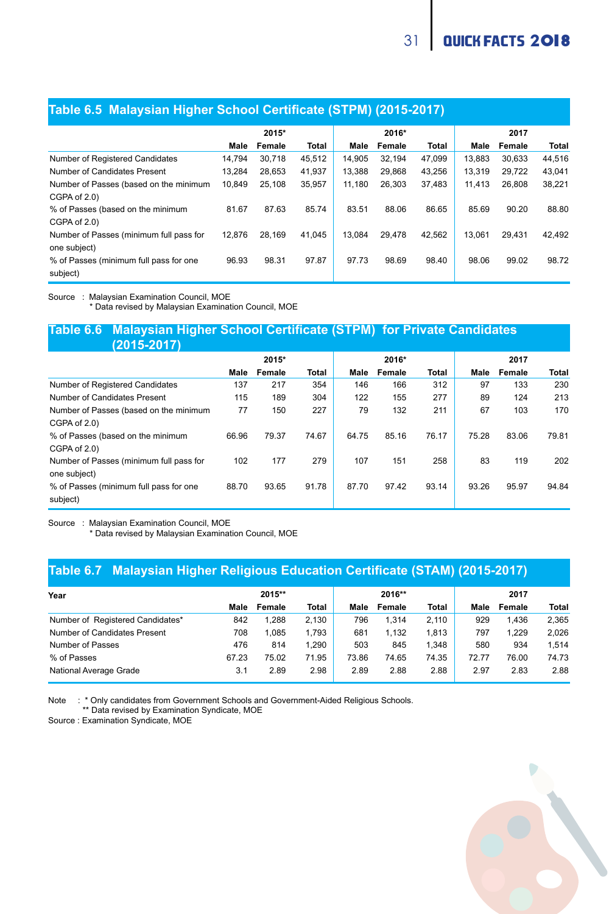## Table 6.5 Malaysian Higher School Certificate (STPM) (2015-2017)

| | 2015* | | | 2016* | | | 2017 | | |
|---|---|---|---|---|---|---|---|---|---|
| | Male | Female | Total | Male | Female | Total | Male | Female | Total |
| Number of Registered Candidates | 14,794 | 30,718 | 45,512 | 14,905 | 32,194 | 47,099 | 13,883 | 30,633 | 44,516 |
| Number of Candidates Present | 13,284 | 28,653 | 41,937 | 13,388 | 29,868 | 43,256 | 13,319 | 29,722 | 43,041 |
| Number of Passes (based on the minimum CGPA of 2.0) | 10,849 | 25,108 | 35,957 | 11,180 | 26,303 | 37,483 | 11,413 | 26,808 | 38,221 |
| % of Passes (based on the minimum CGPA of 2.0) | 81.67 | 87.63 | 85.74 | 83.51 | 88.06 | 86.65 | 85.69 | 90.20 | 88.80 |
| Number of Passes (minimum full pass for one subject) | 12,876 | 28,169 | 41,045 | 13,084 | 29,478 | 42,562 | 13,061 | 29,431 | 42,492 |
| % of Passes (minimum full pass for one subject) | 96.93 | 98.31 | 97.87 | 97.73 | 98.69 | 98.40 | 98.06 | 99.02 | 98.72 |

Source : Malaysian Examination Council, MOE
* Data revised by Malaysian Examination Council, MOE

## Table 6.6 Malaysian Higher School Certificate (STPM) for Private Candidates (2015-2017)

| | 2015* | | | 2016* | | | 2017 | | |
|---|---|---|---|---|---|---|---|---|---|
| | Male | Female | Total | Male | Female | Total | Male | Female | Total |
| Number of Registered Candidates | 137 | 217 | 354 | 146 | 166 | 312 | 97 | 133 | 230 |
| Number of Candidates Present | 115 | 189 | 304 | 122 | 155 | 277 | 89 | 124 | 213 |
| Number of Passes (based on the minimum CGPA of 2.0) | 77 | 150 | 227 | 79 | 132 | 211 | 67 | 103 | 170 |
| % of Passes (based on the minimum CGPA of 2.0) | 66.96 | 79.37 | 74.67 | 64.75 | 85.16 | 76.17 | 75.28 | 83.06 | 79.81 |
| Number of Passes (minimum full pass for one subject) | 102 | 177 | 279 | 107 | 151 | 258 | 83 | 119 | 202 |
| % of Passes (minimum full pass for one subject) | 88.70 | 93.65 | 91.78 | 87.70 | 97.42 | 93.14 | 93.26 | 95.97 | 94.84 |

Source : Malaysian Examination Council, MOE
* Data revised by Malaysian Examination Council, MOE

## Table 6.7 Malaysian Higher Religious Education Certificate (STAM) (2015-2017)

| Year | 2015** | | | 2016** | | | 2017 | | |
|---|---|---|---|---|---|---|---|---|---|
| | Male | Female | Total | Male | Female | Total | Male | Female | Total |
| Number of Registered Candidates* | 842 | 1,288 | 2,130 | 796 | 1,314 | 2,110 | 929 | 1,436 | 2,365 |
| Number of Candidates Present | 708 | 1,085 | 1,793 | 681 | 1,132 | 1,813 | 797 | 1,229 | 2,026 |
| Number of Passes | 476 | 814 | 1,290 | 503 | 845 | 1,348 | 580 | 934 | 1,514 |
| % of Passes | 67.23 | 75.02 | 71.95 | 73.86 | 74.65 | 74.35 | 72.77 | 76.00 | 74.73 |
| National Average Grade | 3.1 | 2.89 | 2.98 | 2.89 | 2.88 | 2.88 | 2.97 | 2.83 | 2.88 |

Note : * Only candidates from Government Schools and Government-Aided Religious Schools.
** Data revised by Examination Syndicate, MOE
Source : Examination Syndicate, MOE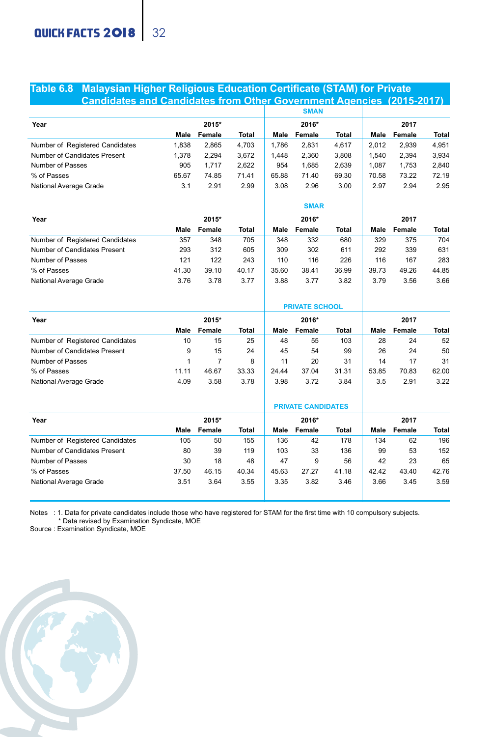## Table 6.8 Malaysian Higher Religious Education Certificate (STAM) for Private Candidates and Candidates from Other Government Agencies (2015-2017)

**SMAN**

| Year | 2015* | | | 2016* | | | 2017 | | |
|---|---|---|---|---|---|---|---|---|---|
| | Male | Female | Total | Male | Female | Total | Male | Female | Total |
| Number of Registered Candidates | 1,838 | 2,865 | 4,703 | 1,786 | 2,831 | 4,617 | 2,012 | 2,939 | 4,951 |
| Number of Candidates Present | 1,378 | 2,294 | 3,672 | 1,448 | 2,360 | 3,808 | 1,540 | 2,394 | 3,934 |
| Number of Passes | 905 | 1,717 | 2,622 | 954 | 1,685 | 2,639 | 1,087 | 1,753 | 2,840 |
| % of Passes | 65.67 | 74.85 | 71.41 | 65.88 | 71.40 | 69.30 | 70.58 | 73.22 | 72.19 |
| National Average Grade | 3.1 | 2.91 | 2.99 | 3.08 | 2.96 | 3.00 | 2.97 | 2.94 | 2.95 |

**SMAR**

| Year | 2015* | | | 2016* | | | 2017 | | |
|---|---|---|---|---|---|---|---|---|---|
| | Male | Female | Total | Male | Female | Total | Male | Female | Total |
| Number of Registered Candidates | 357 | 348 | 705 | 348 | 332 | 680 | 329 | 375 | 704 |
| Number of Candidates Present | 293 | 312 | 605 | 309 | 302 | 611 | 292 | 339 | 631 |
| Number of Passes | 121 | 122 | 243 | 110 | 116 | 226 | 116 | 167 | 283 |
| % of Passes | 41.30 | 39.10 | 40.17 | 35.60 | 38.41 | 36.99 | 39.73 | 49.26 | 44.85 |
| National Average Grade | 3.76 | 3.78 | 3.77 | 3.88 | 3.77 | 3.82 | 3.79 | 3.56 | 3.66 |

**PRIVATE SCHOOL**

| Year | 2015* | | | 2016* | | | 2017 | | |
|---|---|---|---|---|---|---|---|---|---|
| | Male | Female | Total | Male | Female | Total | Male | Female | Total |
| Number of Registered Candidates | 10 | 15 | 25 | 48 | 55 | 103 | 28 | 24 | 52 |
| Number of Candidates Present | 9 | 15 | 24 | 45 | 54 | 99 | 26 | 24 | 50 |
| Number of Passes | 1 | 7 | 8 | 11 | 20 | 31 | 14 | 17 | 31 |
| % of Passes | 11.11 | 46.67 | 33.33 | 24.44 | 37.04 | 31.31 | 53.85 | 70.83 | 62.00 |
| National Average Grade | 4.09 | 3.58 | 3.78 | 3.98 | 3.72 | 3.84 | 3.5 | 2.91 | 3.22 |

**PRIVATE CANDIDATES**

| Year | 2015* | | | 2016* | | | 2017 | | |
|---|---|---|---|---|---|---|---|---|---|
| | Male | Female | Total | Male | Female | Total | Male | Female | Total |
| Number of Registered Candidates | 105 | 50 | 155 | 136 | 42 | 178 | 134 | 62 | 196 |
| Number of Candidates Present | 80 | 39 | 119 | 103 | 33 | 136 | 99 | 53 | 152 |
| Number of Passes | 30 | 18 | 48 | 47 | 9 | 56 | 42 | 23 | 65 |
| % of Passes | 37.50 | 46.15 | 40.34 | 45.63 | 27.27 | 41.18 | 42.42 | 43.40 | 42.76 |
| National Average Grade | 3.51 | 3.64 | 3.55 | 3.35 | 3.82 | 3.46 | 3.66 | 3.45 | 3.59 |

Notes : 1. Data for private candidates include those who have registered for STAM for the first time with 10 compulsory subjects.
* Data revised by Examination Syndicate, MOE

Source : Examination Syndicate, MOE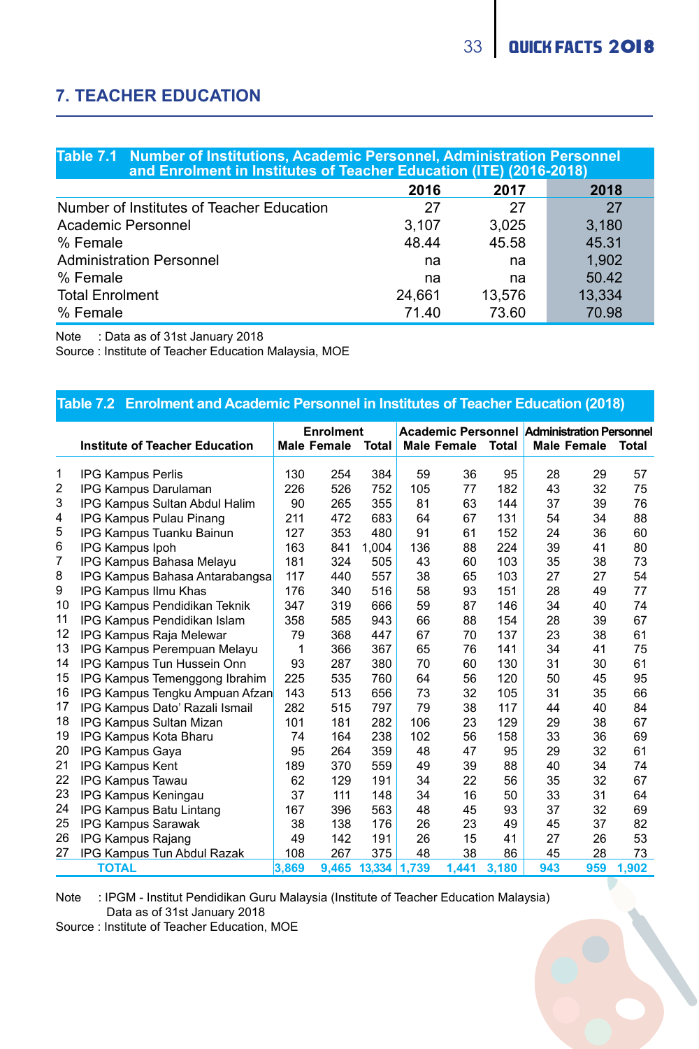## 7. TEACHER EDUCATION

**Table 7.1 Number of Institutions, Academic Personnel, Administration Personnel and Enrolment in Institutes of Teacher Education (ITE) (2016-2018)**

| | 2016 | 2017 | 2018 |
|---|---|---|---|
| Number of Institutes of Teacher Education | 27 | 27 | 27 |
| Academic Personnel | 3,107 | 3,025 | 3,180 |
| % Female | 48.44 | 45.58 | 45.31 |
| Administration Personnel | na | na | 1,902 |
| % Female | na | na | 50.42 |
| Total Enrolment | 24,661 | 13,576 | 13,334 |
| % Female | 71.40 | 73.60 | 70.98 |

Note : Data as of 31st January 2018
Source : Institute of Teacher Education Malaysia, MOE

**Table 7.2 Enrolment and Academic Personnel in Institutes of Teacher Education (2018)**

| | Institute of Teacher Education | Enrolment | | | Academic Personnel | | | Administration Personnel | | |
|---|---|---|---|---|---|---|---|---|---|---|
| | | Male | Female | Total | Male | Female | Total | Male | Female | Total |
| 1 | IPG Kampus Perlis | 130 | 254 | 384 | 59 | 36 | 95 | 28 | 29 | 57 |
| 2 | IPG Kampus Darulaman | 226 | 526 | 752 | 105 | 77 | 182 | 43 | 32 | 75 |
| 3 | IPG Kampus Sultan Abdul Halim | 90 | 265 | 355 | 81 | 63 | 144 | 37 | 39 | 76 |
| 4 | IPG Kampus Pulau Pinang | 211 | 472 | 683 | 64 | 67 | 131 | 54 | 34 | 88 |
| 5 | IPG Kampus Tuanku Bainun | 127 | 353 | 480 | 91 | 61 | 152 | 24 | 36 | 60 |
| 6 | IPG Kampus Ipoh | 163 | 841 | 1,004 | 136 | 88 | 224 | 39 | 41 | 80 |
| 7 | IPG Kampus Bahasa Melayu | 181 | 324 | 505 | 43 | 60 | 103 | 35 | 38 | 73 |
| 8 | IPG Kampus Bahasa Antarabangsa | 117 | 440 | 557 | 38 | 65 | 103 | 27 | 27 | 54 |
| 9 | IPG Kampus Ilmu Khas | 176 | 340 | 516 | 58 | 93 | 151 | 28 | 49 | 77 |
| 10 | IPG Kampus Pendidikan Teknik | 347 | 319 | 666 | 59 | 87 | 146 | 34 | 40 | 74 |
| 11 | IPG Kampus Pendidikan Islam | 358 | 585 | 943 | 66 | 88 | 154 | 28 | 39 | 67 |
| 12 | IPG Kampus Raja Melewar | 79 | 368 | 447 | 67 | 70 | 137 | 23 | 38 | 61 |
| 13 | IPG Kampus Perempuan Melayu | 1 | 366 | 367 | 65 | 76 | 141 | 34 | 41 | 75 |
| 14 | IPG Kampus Tun Hussein Onn | 93 | 287 | 380 | 70 | 60 | 130 | 31 | 30 | 61 |
| 15 | IPG Kampus Temenggong Ibrahim | 225 | 535 | 760 | 64 | 56 | 120 | 50 | 45 | 95 |
| 16 | IPG Kampus Tengku Ampuan Afzan | 143 | 513 | 656 | 73 | 32 | 105 | 31 | 35 | 66 |
| 17 | IPG Kampus Dato' Razali Ismail | 282 | 515 | 797 | 79 | 38 | 117 | 44 | 40 | 84 |
| 18 | IPG Kampus Sultan Mizan | 101 | 181 | 282 | 106 | 23 | 129 | 29 | 38 | 67 |
| 19 | IPG Kampus Kota Bharu | 74 | 164 | 238 | 102 | 56 | 158 | 33 | 36 | 69 |
| 20 | IPG Kampus Gaya | 95 | 264 | 359 | 48 | 47 | 95 | 29 | 32 | 61 |
| 21 | IPG Kampus Kent | 189 | 370 | 559 | 49 | 39 | 88 | 40 | 34 | 74 |
| 22 | IPG Kampus Tawau | 62 | 129 | 191 | 34 | 22 | 56 | 35 | 32 | 67 |
| 23 | IPG Kampus Keningau | 37 | 111 | 148 | 34 | 16 | 50 | 33 | 31 | 64 |
| 24 | IPG Kampus Batu Lintang | 167 | 396 | 563 | 48 | 45 | 93 | 37 | 32 | 69 |
| 25 | IPG Kampus Sarawak | 38 | 138 | 176 | 26 | 23 | 49 | 45 | 37 | 82 |
| 26 | IPG Kampus Rajang | 49 | 142 | 191 | 26 | 15 | 41 | 27 | 26 | 53 |
| 27 | IPG Kampus Tun Abdul Razak | 108 | 267 | 375 | 48 | 38 | 86 | 45 | 28 | 73 |
| | **TOTAL** | **3,869** | **9,465** | **13,334** | **1,739** | **1,441** | **3,180** | **943** | **959** | **1,902** |

Note : IPGM - Institut Pendidikan Guru Malaysia (Institute of Teacher Education Malaysia)
Data as of 31st January 2018
Source : Institute of Teacher Education, MOE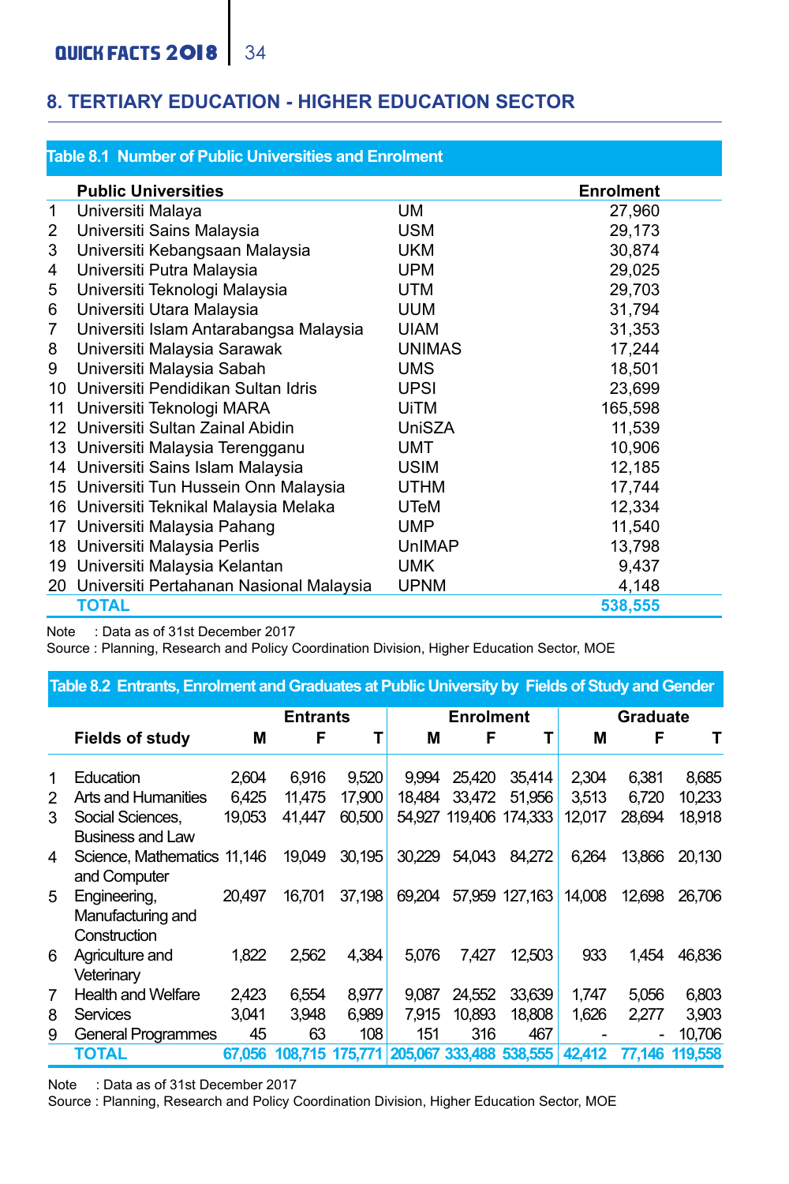## 8. TERTIARY EDUCATION - HIGHER EDUCATION SECTOR

**Table 8.1 Number of Public Universities and Enrolment**

| | Public Universities | | Enrolment |
|---|---|---|---|
| 1 | Universiti Malaya | UM | 27,960 |
| 2 | Universiti Sains Malaysia | USM | 29,173 |
| 3 | Universiti Kebangsaan Malaysia | UKM | 30,874 |
| 4 | Universiti Putra Malaysia | UPM | 29,025 |
| 5 | Universiti Teknologi Malaysia | UTM | 29,703 |
| 6 | Universiti Utara Malaysia | UUM | 31,794 |
| 7 | Universiti Islam Antarabangsa Malaysia | UIAM | 31,353 |
| 8 | Universiti Malaysia Sarawak | UNIMAS | 17,244 |
| 9 | Universiti Malaysia Sabah | UMS | 18,501 |
| 10 | Universiti Pendidikan Sultan Idris | UPSI | 23,699 |
| 11 | Universiti Teknologi MARA | UiTM | 165,598 |
| 12 | Universiti Sultan Zainal Abidin | UniSZA | 11,539 |
| 13 | Universiti Malaysia Terengganu | UMT | 10,906 |
| 14 | Universiti Sains Islam Malaysia | USIM | 12,185 |
| 15 | Universiti Tun Hussein Onn Malaysia | UTHM | 17,744 |
| 16 | Universiti Teknikal Malaysia Melaka | UTeM | 12,334 |
| 17 | Universiti Malaysia Pahang | UMP | 11,540 |
| 18 | Universiti Malaysia Perlis | UnIMAP | 13,798 |
| 19 | Universiti Malaysia Kelantan | UMK | 9,437 |
| 20 | Universiti Pertahanan Nasional Malaysia | UPNM | 4,148 |
| | **TOTAL** | | **538,555** |

Note : Data as of 31st December 2017
Source : Planning, Research and Policy Coordination Division, Higher Education Sector, MOE

**Table 8.2 Entrants, Enrolment and Graduates at Public University by Fields of Study and Gender**

| | | Entrants | | | Enrolment | | | Graduate | | |
|---|---|---|---|---|---|---|---|---|---|---|
| | Fields of study | M | F | T | M | F | T | M | F | T |
| 1 | Education | 2,604 | 6,916 | 9,520 | 9,994 | 25,420 | 35,414 | 2,304 | 6,381 | 8,685 |
| 2 | Arts and Humanities | 6,425 | 11,475 | 17,900 | 18,484 | 33,472 | 51,956 | 3,513 | 6,720 | 10,233 |
| 3 | Social Sciences, Business and Law | 19,053 | 41,447 | 60,500 | 54,927 | 119,406 | 174,333 | 12,017 | 28,694 | 18,918 |
| 4 | Science, Mathematics and Computer | 11,146 | 19,049 | 30,195 | 30,229 | 54,043 | 84,272 | 6,264 | 13,866 | 20,130 |
| 5 | Engineering, Manufacturing and Construction | 20,497 | 16,701 | 37,198 | 69,204 | 57,959 | 127,163 | 14,008 | 12,698 | 26,706 |
| 6 | Agriculture and Veterinary | 1,822 | 2,562 | 4,384 | 5,076 | 7,427 | 12,503 | 933 | 1,454 | 46,836 |
| 7 | Health and Welfare | 2,423 | 6,554 | 8,977 | 9,087 | 24,552 | 33,639 | 1,747 | 5,056 | 6,803 |
| 8 | Services | 3,041 | 3,948 | 6,989 | 7,915 | 10,893 | 18,808 | 1,626 | 2,277 | 3,903 |
| 9 | General Programmes | 45 | 63 | 108 | 151 | 316 | 467 | - | - | 10,706 |
| | **TOTAL** | **67,056** | **108,715** | **175,771** | **205,067** | **333,488** | **538,555** | **42,412** | **77,146** | **119,558** |

Note : Data as of 31st December 2017
Source : Planning, Research and Policy Coordination Division, Higher Education Sector, MOE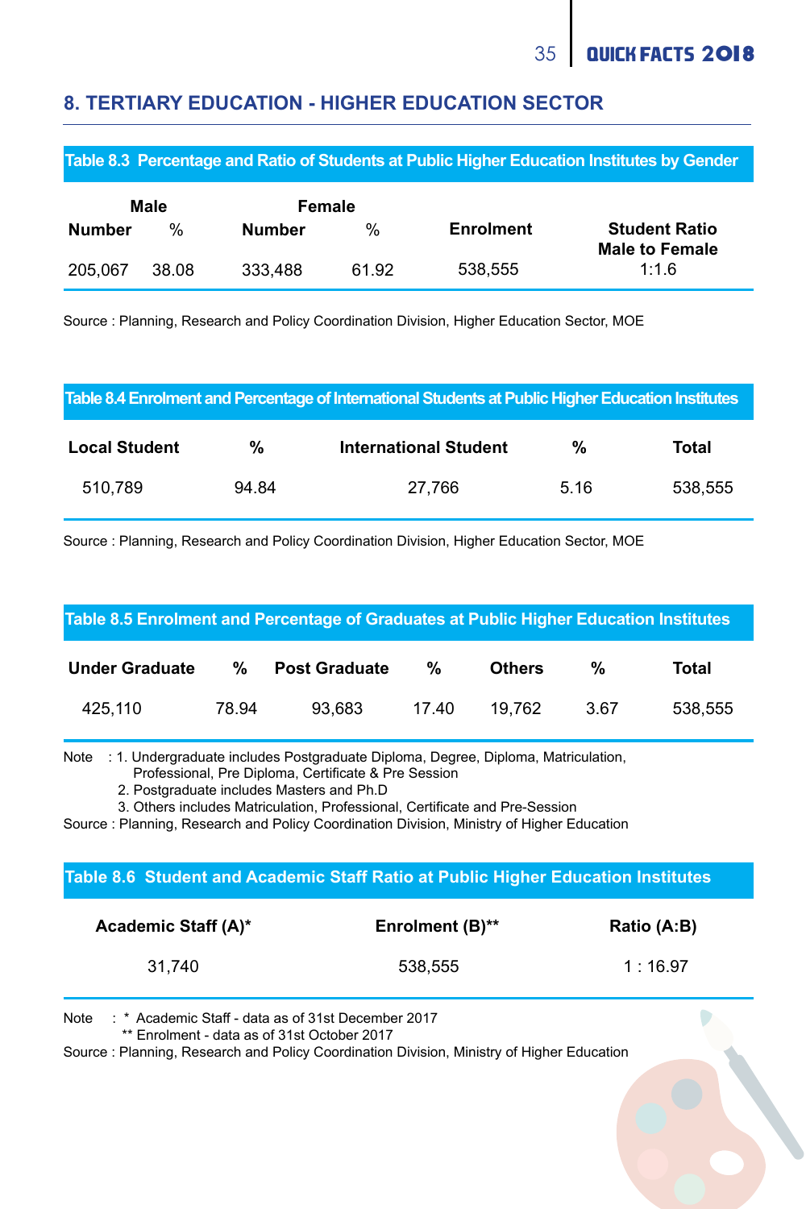## 8. TERTIARY EDUCATION - HIGHER EDUCATION SECTOR

### Table 8.3 Percentage and Ratio of Students at Public Higher Education Institutes by Gender

| Male | | Female | | Enrolment | Student Ratio Male to Female |
|---|---|---|---|---|---|
| Number | % | Number | % | | |
| 205,067 | 38.08 | 333,488 | 61.92 | 538,555 | 1:1.6 |

Source : Planning, Research and Policy Coordination Division, Higher Education Sector, MOE

### Table 8.4 Enrolment and Percentage of International Students at Public Higher Education Institutes

| Local Student | % | International Student | % | Total |
|---|---|---|---|---|
| 510,789 | 94.84 | 27,766 | 5.16 | 538,555 |

Source : Planning, Research and Policy Coordination Division, Higher Education Sector, MOE

### Table 8.5 Enrolment and Percentage of Graduates at Public Higher Education Institutes

| Under Graduate | % | Post Graduate | % | Others | % | Total |
|---|---|---|---|---|---|---|
| 425,110 | 78.94 | 93,683 | 17.40 | 19,762 | 3.67 | 538,555 |

Note : 1. Undergraduate includes Postgraduate Diploma, Degree, Diploma, Matriculation, Professional, Pre Diploma, Certificate & Pre Session
2. Postgraduate includes Masters and Ph.D
3. Others includes Matriculation, Professional, Certificate and Pre-Session

Source : Planning, Research and Policy Coordination Division, Ministry of Higher Education

### Table 8.6 Student and Academic Staff Ratio at Public Higher Education Institutes

| Academic Staff (A)* | Enrolment (B)** | Ratio (A:B) |
|---|---|---|
| 31,740 | 538,555 | 1 : 16.97 |

Note : * Academic Staff - data as of 31st December 2017
** Enrolment - data as of 31st October 2017

Source : Planning, Research and Policy Coordination Division, Ministry of Higher Education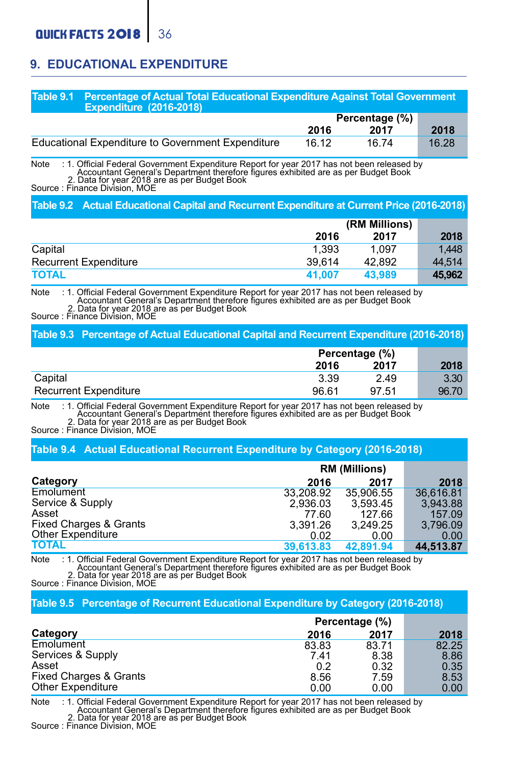## 9. EDUCATIONAL EXPENDITURE

**Table 9.1 Percentage of Actual Total Educational Expenditure Against Total Government Expenditure (2016-2018)**

| | Percentage (%) | | |
|---|---|---|---|
| | 2016 | 2017 | 2018 |
| Educational Expenditure to Government Expenditure | 16.12 | 16.74 | 16.28 |

Note : 1. Official Federal Government Expenditure Report for year 2017 has not been released by Accountant General's Department therefore figures exhibited are as per Budget Book
2. Data for year 2018 are as per Budget Book

Source : Finance Division, MOE

**Table 9.2 Actual Educational Capital and Recurrent Expenditure at Current Price (2016-2018)**

| | (RM Millions) | | |
|---|---|---|---|
| | 2016 | 2017 | 2018 |
| Capital | 1,393 | 1,097 | 1,448 |
| Recurrent Expenditure | 39,614 | 42,892 | 44,514 |
| **TOTAL** | **41,007** | **43,989** | **45,962** |

Note : 1. Official Federal Government Expenditure Report for year 2017 has not been released by Accountant General's Department therefore figures exhibited are as per Budget Book
2. Data for year 2018 are as per Budget Book

Source : Finance Division, MOE

**Table 9.3 Percentage of Actual Educational Capital and Recurrent Expenditure (2016-2018)**

| | Percentage (%) | | |
|---|---|---|---|
| | 2016 | 2017 | 2018 |
| Capital | 3.39 | 2.49 | 3.30 |
| Recurrent Expenditure | 96.61 | 97.51 | 96.70 |

Note : 1. Official Federal Government Expenditure Report for year 2017 has not been released by Accountant General's Department therefore figures exhibited are as per Budget Book
2. Data for year 2018 are as per Budget Book

Source : Finance Division, MOE

**Table 9.4 Actual Educational Recurrent Expenditure by Category (2016-2018)**

| | RM (Millions) | | |
|---|---|---|---|
| Category | 2016 | 2017 | 2018 |
| Emolument | 33,208.92 | 35,906.55 | 36,616.81 |
| Service & Supply | 2,936.03 | 3,593.45 | 3,943.88 |
| Asset | 77.60 | 127.66 | 157.09 |
| Fixed Charges & Grants | 3,391.26 | 3,249.25 | 3,796.09 |
| Other Expenditure | 0.02 | 0.00 | 0.00 |
| **TOTAL** | **39,613.83** | **42,891.94** | **44,513.87** |

Note : 1. Official Federal Government Expenditure Report for year 2017 has not been released by Accountant General's Department therefore figures exhibited are as per Budget Book
2. Data for year 2018 are as per Budget Book

Source : Finance Division, MOE

**Table 9.5 Percentage of Recurrent Educational Expenditure by Category (2016-2018)**

| | Percentage (%) | | |
|---|---|---|---|
| Category | 2016 | 2017 | 2018 |
| Emolument | 83.83 | 83.71 | 82.25 |
| Services & Supply | 7.41 | 8.38 | 8.86 |
| Asset | 0.2 | 0.32 | 0.35 |
| Fixed Charges & Grants | 8.56 | 7.59 | 8.53 |
| Other Expenditure | 0.00 | 0.00 | 0.00 |

Note : 1. Official Federal Government Expenditure Report for year 2017 has not been released by Accountant General's Department therefore figures exhibited are as per Budget Book
2. Data for year 2018 are as per Budget Book

Source : Finance Division, MOE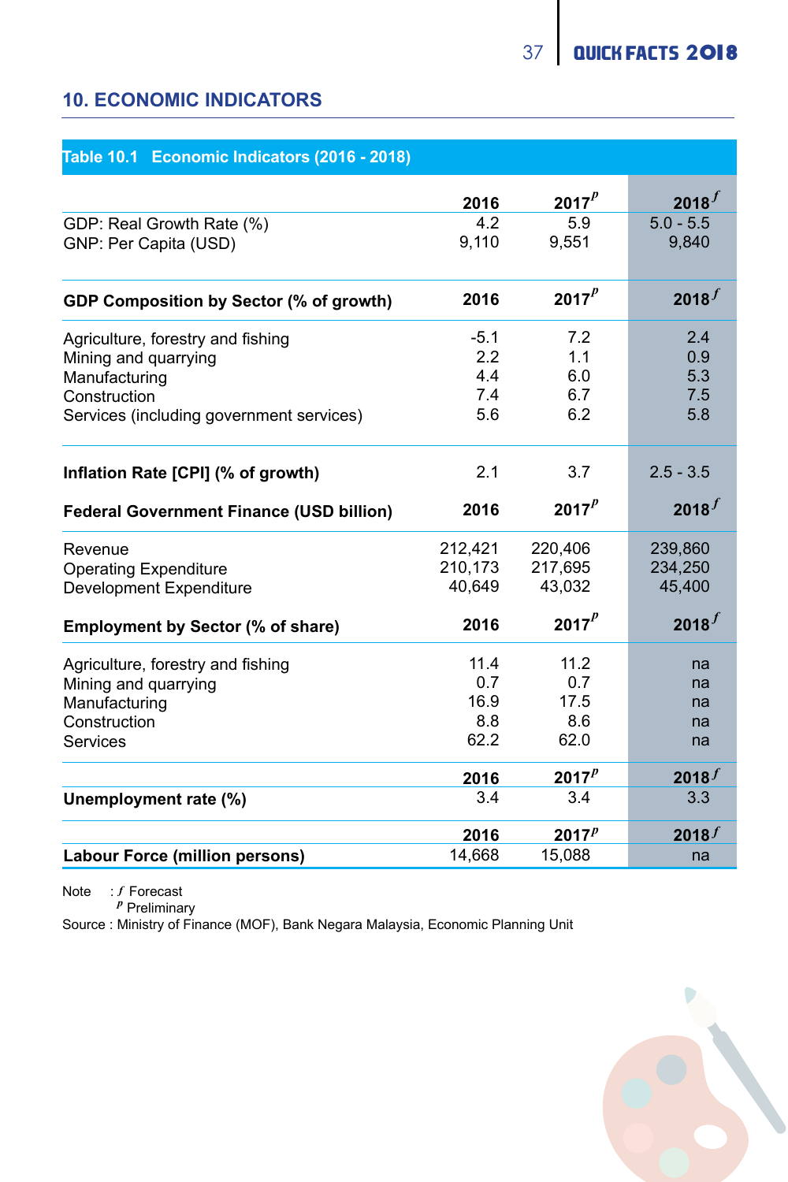## 10. ECONOMIC INDICATORS

**Table 10.1 Economic Indicators (2016 - 2018)**

| | 2016 | 2017$^p$ | 2018$^f$ |
|---|---|---|---|
| GDP: Real Growth Rate (%) | 4.2 | 5.9 | 5.0 - 5.5 |
| GNP: Per Capita (USD) | 9,110 | 9,551 | 9,840 |
| **GDP Composition by Sector (% of growth)** | **2016** | **2017$^p$** | **2018$^f$** |
| Agriculture, forestry and fishing | -5.1 | 7.2 | 2.4 |
| Mining and quarrying | 2.2 | 1.1 | 0.9 |
| Manufacturing | 4.4 | 6.0 | 5.3 |
| Construction | 7.4 | 6.7 | 7.5 |
| Services (including government services) | 5.6 | 6.2 | 5.8 |
| **Inflation Rate [CPI] (% of growth)** | 2.1 | 3.7 | 2.5 - 3.5 |
| **Federal Government Finance (USD billion)** | **2016** | **2017$^p$** | **2018$^f$** |
| Revenue | 212,421 | 220,406 | 239,860 |
| Operating Expenditure | 210,173 | 217,695 | 234,250 |
| Development Expenditure | 40,649 | 43,032 | 45,400 |
| **Employment by Sector (% of share)** | **2016** | **2017$^p$** | **2018$^f$** |
| Agriculture, forestry and fishing | 11.4 | 11.2 | na |
| Mining and quarrying | 0.7 | 0.7 | na |
| Manufacturing | 16.9 | 17.5 | na |
| Construction | 8.8 | 8.6 | na |
| Services | 62.2 | 62.0 | na |
| | **2016** | **2017$^p$** | **2018$^f$** |
| **Unemployment rate (%)** | 3.4 | 3.4 | 3.3 |
| | **2016** | **2017$^p$** | **2018$^f$** |
| **Labour Force (million persons)** | 14,668 | 15,088 | na |

Note : $^f$ Forecast
$^p$ Preliminary

Source : Ministry of Finance (MOF), Bank Negara Malaysia, Economic Planning Unit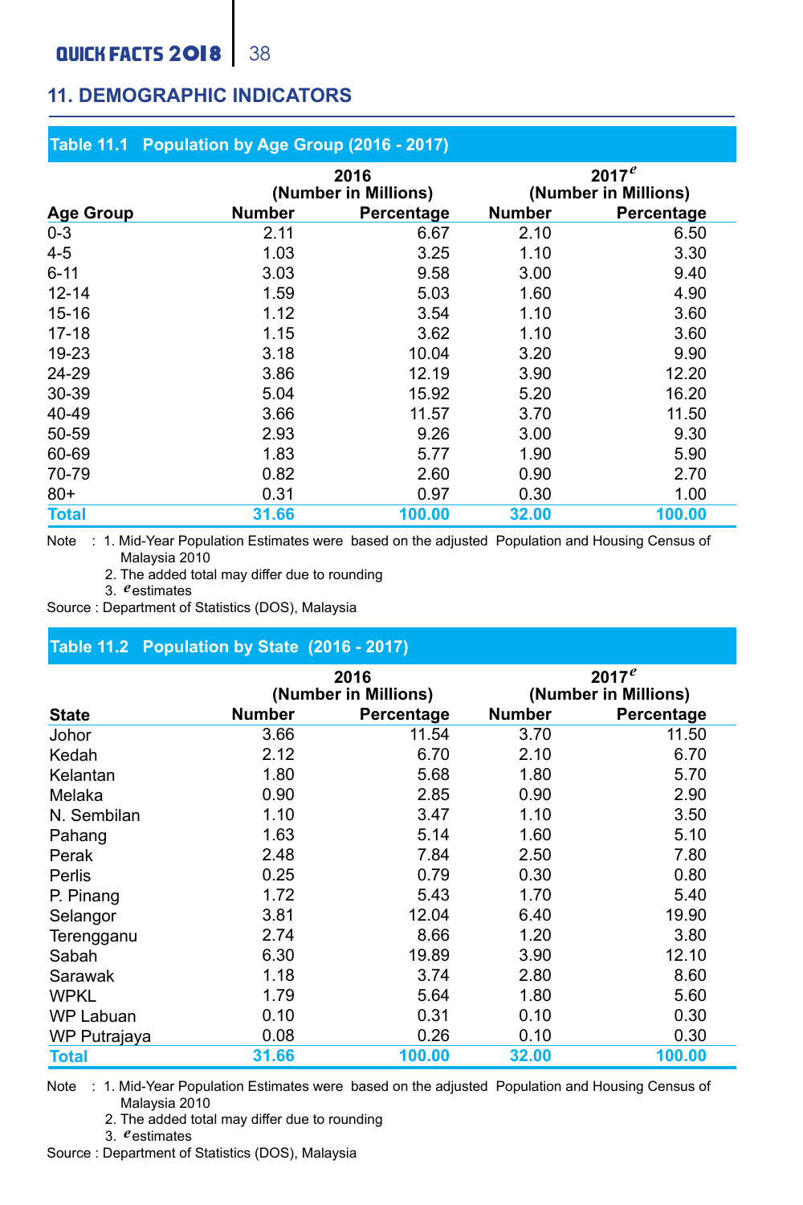## 11. DEMOGRAPHIC INDICATORS

### Table 11.1 Population by Age Group (2016 - 2017)

| Age Group | 2016 (Number in Millions) | | 2017$^e$ (Number in Millions) | |
|---|---|---|---|---|
| | Number | Percentage | Number | Percentage |
| 0-3 | 2.11 | 6.67 | 2.10 | 6.50 |
| 4-5 | 1.03 | 3.25 | 1.10 | 3.30 |
| 6-11 | 3.03 | 9.58 | 3.00 | 9.40 |
| 12-14 | 1.59 | 5.03 | 1.60 | 4.90 |
| 15-16 | 1.12 | 3.54 | 1.10 | 3.60 |
| 17-18 | 1.15 | 3.62 | 1.10 | 3.60 |
| 19-23 | 3.18 | 10.04 | 3.20 | 9.90 |
| 24-29 | 3.86 | 12.19 | 3.90 | 12.20 |
| 30-39 | 5.04 | 15.92 | 5.20 | 16.20 |
| 40-49 | 3.66 | 11.57 | 3.70 | 11.50 |
| 50-59 | 2.93 | 9.26 | 3.00 | 9.30 |
| 60-69 | 1.83 | 5.77 | 1.90 | 5.90 |
| 70-79 | 0.82 | 2.60 | 0.90 | 2.70 |
| 80+ | 0.31 | 0.97 | 0.30 | 1.00 |
| **Total** | **31.66** | **100.00** | **32.00** | **100.00** |

Note : 1. Mid-Year Population Estimates were based on the adjusted Population and Housing Census of Malaysia 2010
2. The added total may differ due to rounding
3. $^e$ estimates

Source : Department of Statistics (DOS), Malaysia

### Table 11.2 Population by State (2016 - 2017)

| State | 2016 (Number in Millions) | | 2017$^e$ (Number in Millions) | |
|---|---|---|---|---|
| | Number | Percentage | Number | Percentage |
| Johor | 3.66 | 11.54 | 3.70 | 11.50 |
| Kedah | 2.12 | 6.70 | 2.10 | 6.70 |
| Kelantan | 1.80 | 5.68 | 1.80 | 5.70 |
| Melaka | 0.90 | 2.85 | 0.90 | 2.90 |
| N. Sembilan | 1.10 | 3.47 | 1.10 | 3.50 |
| Pahang | 1.63 | 5.14 | 1.60 | 5.10 |
| Perak | 2.48 | 7.84 | 2.50 | 7.80 |
| Perlis | 0.25 | 0.79 | 0.30 | 0.80 |
| P. Pinang | 1.72 | 5.43 | 1.70 | 5.40 |
| Selangor | 3.81 | 12.04 | 6.40 | 19.90 |
| Terengganu | 2.74 | 8.66 | 1.20 | 3.80 |
| Sabah | 6.30 | 19.89 | 3.90 | 12.10 |
| Sarawak | 1.18 | 3.74 | 2.80 | 8.60 |
| WPKL | 1.79 | 5.64 | 1.80 | 5.60 |
| WP Labuan | 0.10 | 0.31 | 0.10 | 0.30 |
| WP Putrajaya | 0.08 | 0.26 | 0.10 | 0.30 |
| **Total** | **31.66** | **100.00** | **32.00** | **100.00** |

Note : 1. Mid-Year Population Estimates were based on the adjusted Population and Housing Census of Malaysia 2010
2. The added total may differ due to rounding
3. $^e$ estimates

Source : Department of Statistics (DOS), Malaysia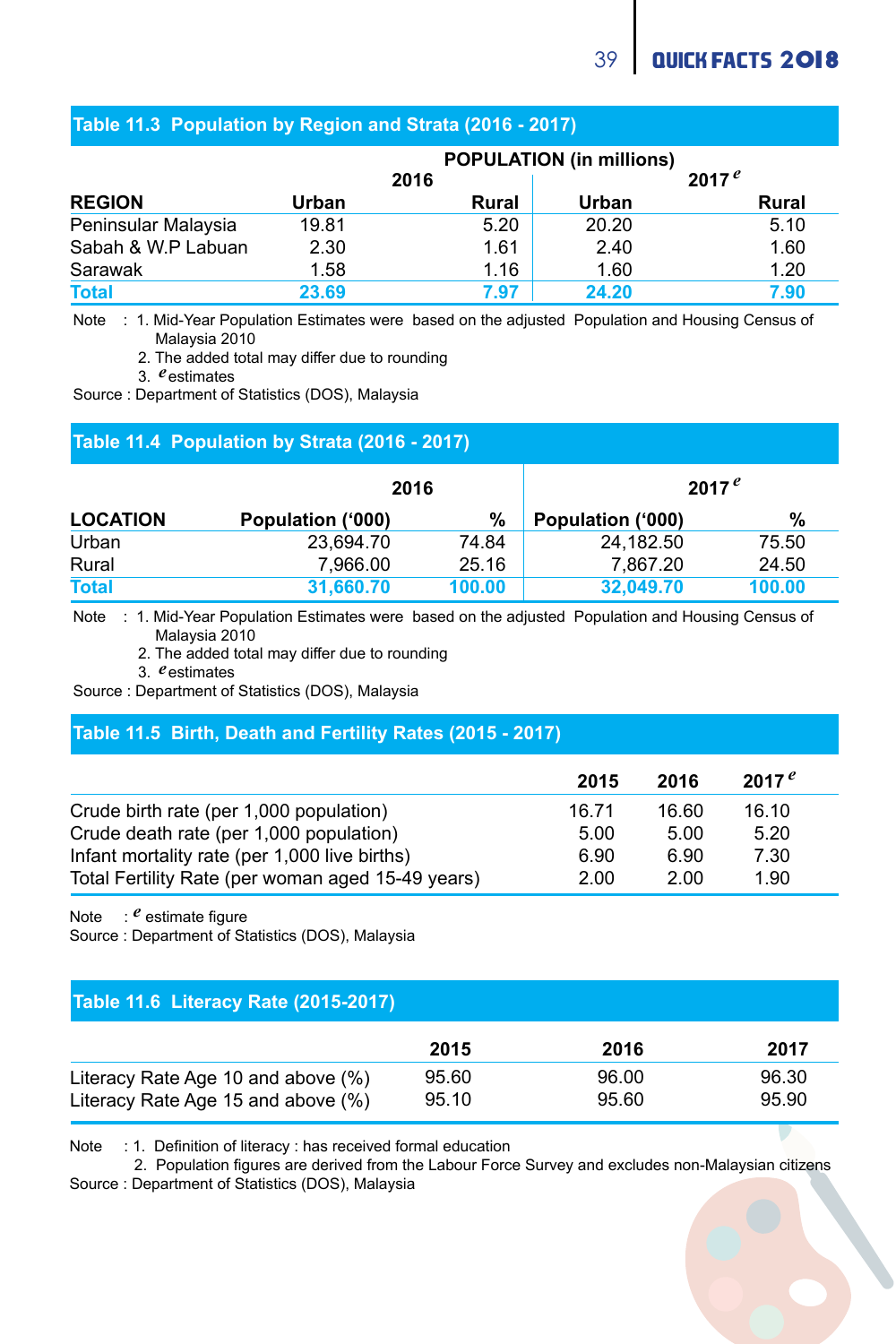## Table 11.3 Population by Region and Strata (2016 - 2017)

| | POPULATION (in millions) | | | |
|---|---|---|---|---|
| | 2016 | | 2017 $^{e}$ | |
| **REGION** | **Urban** | **Rural** | **Urban** | **Rural** |
| Peninsular Malaysia | 19.81 | 5.20 | 20.20 | 5.10 |
| Sabah & W.P Labuan | 2.30 | 1.61 | 2.40 | 1.60 |
| Sarawak | 1.58 | 1.16 | 1.60 | 1.20 |
| **Total** | **23.69** | **7.97** | **24.20** | **7.90** |

Note : 1. Mid-Year Population Estimates were based on the adjusted Population and Housing Census of Malaysia 2010
2. The added total may differ due to rounding
3. $^{e}$ estimates

Source : Department of Statistics (DOS), Malaysia

## Table 11.4 Population by Strata (2016 - 2017)

| | 2016 | | 2017 $^{e}$ | |
|---|---|---|---|---|
| **LOCATION** | **Population ('000)** | **%** | **Population ('000)** | **%** |
| Urban | 23,694.70 | 74.84 | 24,182.50 | 75.50 |
| Rural | 7,966.00 | 25.16 | 7,867.20 | 24.50 |
| **Total** | **31,660.70** | **100.00** | **32,049.70** | **100.00** |

Note : 1. Mid-Year Population Estimates were based on the adjusted Population and Housing Census of Malaysia 2010
2. The added total may differ due to rounding
3. $^{e}$ estimates

Source : Department of Statistics (DOS), Malaysia

## Table 11.5 Birth, Death and Fertility Rates (2015 - 2017)

| | 2015 | 2016 | 2017 $^{e}$ |
|---|---|---|---|
| Crude birth rate (per 1,000 population) | 16.71 | 16.60 | 16.10 |
| Crude death rate (per 1,000 population) | 5.00 | 5.00 | 5.20 |
| Infant mortality rate (per 1,000 live births) | 6.90 | 6.90 | 7.30 |
| Total Fertility Rate (per woman aged 15-49 years) | 2.00 | 2.00 | 1.90 |

Note : $^{e}$ estimate figure

Source : Department of Statistics (DOS), Malaysia

## Table 11.6 Literacy Rate (2015-2017)

| | 2015 | 2016 | 2017 |
|---|---|---|---|
| Literacy Rate Age 10 and above (%) | 95.60 | 96.00 | 96.30 |
| Literacy Rate Age 15 and above (%) | 95.10 | 95.60 | 95.90 |

Note : 1. Definition of literacy : has received formal education
2. Population figures are derived from the Labour Force Survey and excludes non-Malaysian citizens

Source : Department of Statistics (DOS), Malaysia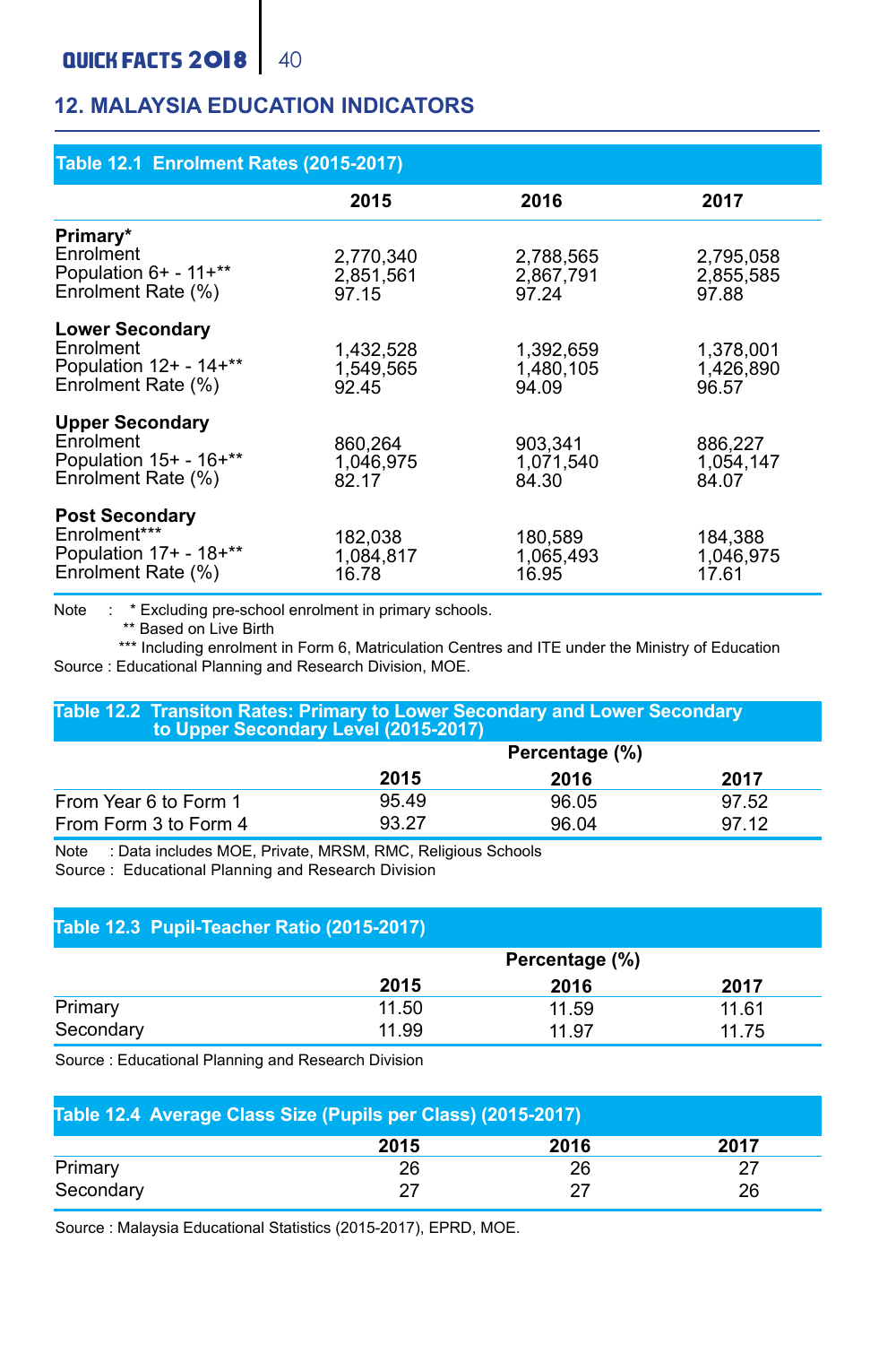## 12. MALAYSIA EDUCATION INDICATORS

**Table 12.1 Enrolment Rates (2015-2017)**

| | 2015 | 2016 | 2017 |
|---|---|---|---|
| **Primary*** | | | |
| Enrolment | 2,770,340 | 2,788,565 | 2,795,058 |
| Population 6+ - 11+** | 2,851,561 | 2,867,791 | 2,855,585 |
| Enrolment Rate (%) | 97.15 | 97.24 | 97.88 |
| **Lower Secondary** | | | |
| Enrolment | 1,432,528 | 1,392,659 | 1,378,001 |
| Population 12+ - 14+** | 1,549,565 | 1,480,105 | 1,426,890 |
| Enrolment Rate (%) | 92.45 | 94.09 | 96.57 |
| **Upper Secondary** | | | |
| Enrolment | 860,264 | 903,341 | 886,227 |
| Population 15+ - 16+** | 1,046,975 | 1,071,540 | 1,054,147 |
| Enrolment Rate (%) | 82.17 | 84.30 | 84.07 |
| **Post Secondary** | | | |
| Enrolment*** | 182,038 | 180,589 | 184,388 |
| Population 17+ - 18+** | 1,084,817 | 1,065,493 | 1,046,975 |
| Enrolment Rate (%) | 16.78 | 16.95 | 17.61 |

Note : * Excluding pre-school enrolment in primary schools.
** Based on Live Birth
*** Including enrolment in Form 6, Matriculation Centres and ITE under the Ministry of Education
Source : Educational Planning and Research Division, MOE.

**Table 12.2 Transiton Rates: Primary to Lower Secondary and Lower Secondary to Upper Secondary Level (2015-2017)**

| | Percentage (%) | | |
|---|---|---|---|
| | 2015 | 2016 | 2017 |
| From Year 6 to Form 1 | 95.49 | 96.05 | 97.52 |
| From Form 3 to Form 4 | 93.27 | 96.04 | 97.12 |

Note : Data includes MOE, Private, MRSM, RMC, Religious Schools
Source : Educational Planning and Research Division

**Table 12.3 Pupil-Teacher Ratio (2015-2017)**

| | Percentage (%) | | |
|---|---|---|---|
| | 2015 | 2016 | 2017 |
| Primary | 11.50 | 11.59 | 11.61 |
| Secondary | 11.99 | 11.97 | 11.75 |

Source : Educational Planning and Research Division

**Table 12.4 Average Class Size (Pupils per Class) (2015-2017)**

| | 2015 | 2016 | 2017 |
|---|---|---|---|
| Primary | 26 | 26 | 27 |
| Secondary | 27 | 27 | 26 |

Source : Malaysia Educational Statistics (2015-2017), EPRD, MOE.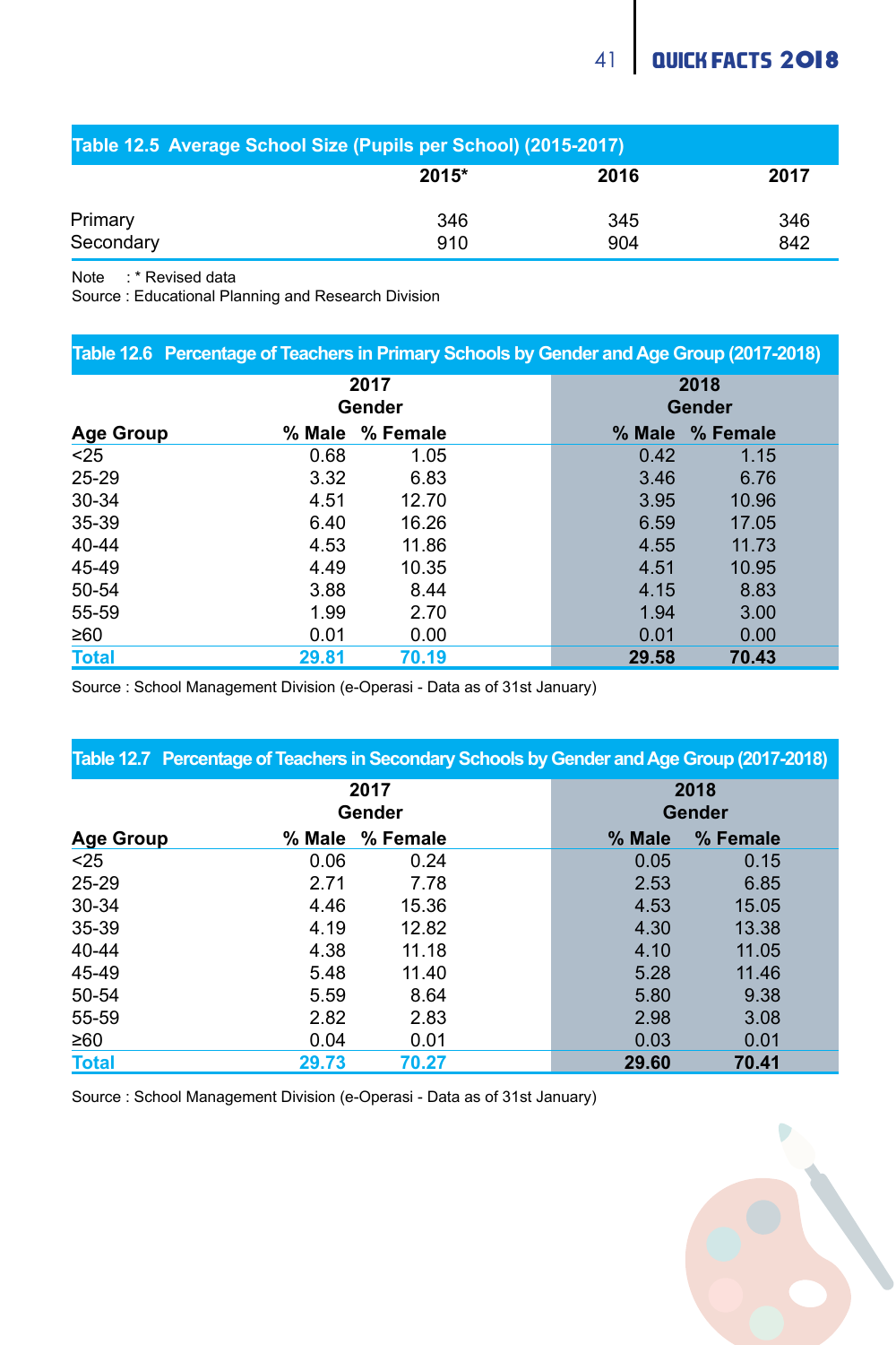### Table 12.5 Average School Size (Pupils per School) (2015-2017)

| | 2015* | 2016 | 2017 |
|---|---|---|---|
| Primary | 346 | 345 | 346 |
| Secondary | 910 | 904 | 842 |

Note : * Revised data
Source : Educational Planning and Research Division

### Table 12.6 Percentage of Teachers in Primary Schools by Gender and Age Group (2017-2018)

| | 2017 Gender | | 2018 Gender | |
|---|---|---|---|---|
| Age Group | % Male | % Female | % Male | % Female |
| <25 | 0.68 | 1.05 | 0.42 | 1.15 |
| 25-29 | 3.32 | 6.83 | 3.46 | 6.76 |
| 30-34 | 4.51 | 12.70 | 3.95 | 10.96 |
| 35-39 | 6.40 | 16.26 | 6.59 | 17.05 |
| 40-44 | 4.53 | 11.86 | 4.55 | 11.73 |
| 45-49 | 4.49 | 10.35 | 4.51 | 10.95 |
| 50-54 | 3.88 | 8.44 | 4.15 | 8.83 |
| 55-59 | 1.99 | 2.70 | 1.94 | 3.00 |
| ≥60 | 0.01 | 0.00 | 0.01 | 0.00 |
| **Total** | **29.81** | **70.19** | **29.58** | **70.43** |

Source : School Management Division (e-Operasi - Data as of 31st January)

### Table 12.7 Percentage of Teachers in Secondary Schools by Gender and Age Group (2017-2018)

| | 2017 Gender | | 2018 Gender | |
|---|---|---|---|---|
| Age Group | % Male | % Female | % Male | % Female |
| <25 | 0.06 | 0.24 | 0.05 | 0.15 |
| 25-29 | 2.71 | 7.78 | 2.53 | 6.85 |
| 30-34 | 4.46 | 15.36 | 4.53 | 15.05 |
| 35-39 | 4.19 | 12.82 | 4.30 | 13.38 |
| 40-44 | 4.38 | 11.18 | 4.10 | 11.05 |
| 45-49 | 5.48 | 11.40 | 5.28 | 11.46 |
| 50-54 | 5.59 | 8.64 | 5.80 | 9.38 |
| 55-59 | 2.82 | 2.83 | 2.98 | 3.08 |
| ≥60 | 0.04 | 0.01 | 0.03 | 0.01 |
| **Total** | **29.73** | **70.27** | **29.60** | **70.41** |

Source : School Management Division (e-Operasi - Data as of 31st January)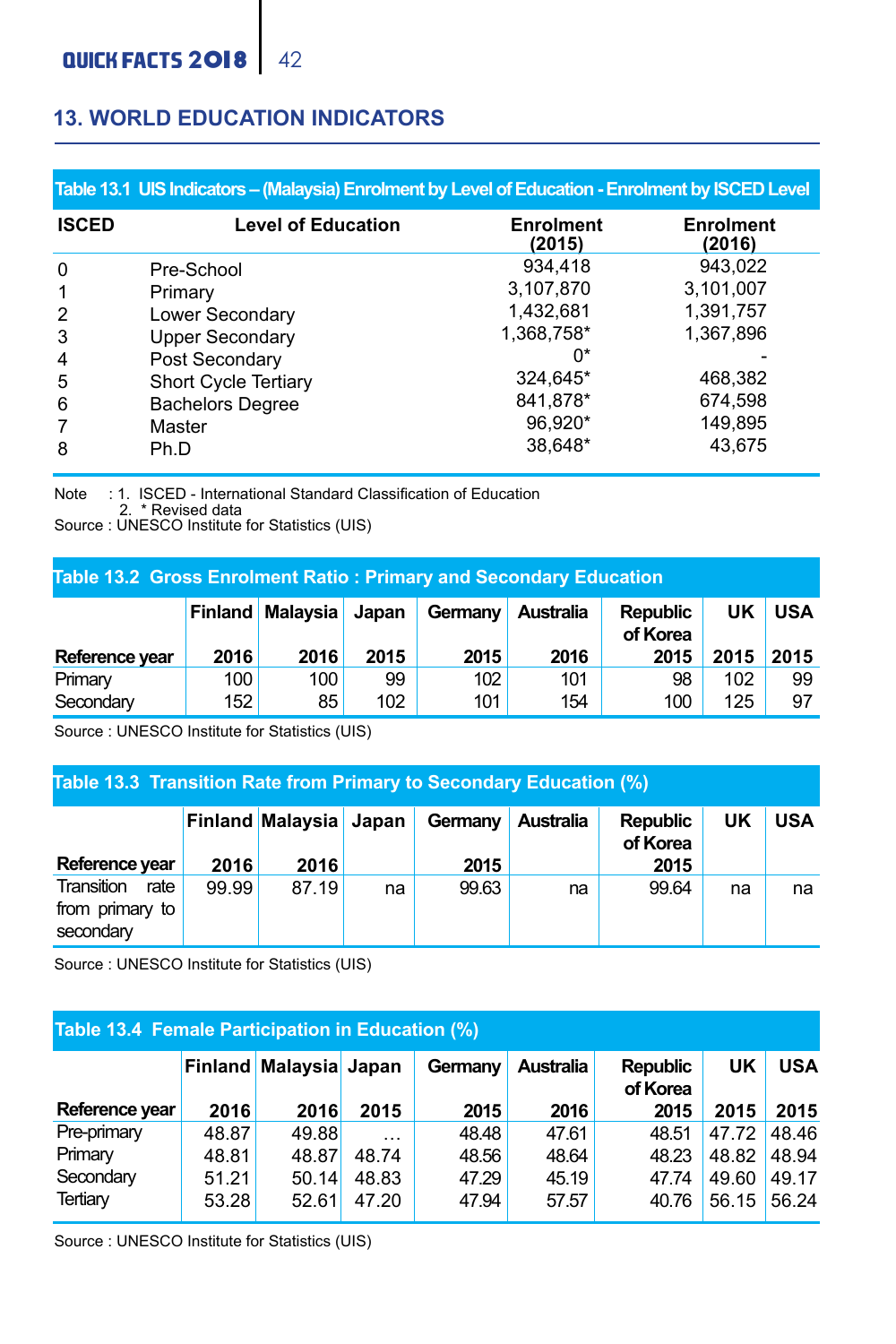## 13. WORLD EDUCATION INDICATORS

**Table 13.1 UIS Indicators – (Malaysia) Enrolment by Level of Education - Enrolment by ISCED Level**

| ISCED | Level of Education | Enrolment (2015) | Enrolment (2016) |
|---|---|---|---|
| 0 | Pre-School | 934,418 | 943,022 |
| 1 | Primary | 3,107,870 | 3,101,007 |
| 2 | Lower Secondary | 1,432,681 | 1,391,757 |
| 3 | Upper Secondary | 1,368,758* | 1,367,896 |
| 4 | Post Secondary | 0* | - |
| 5 | Short Cycle Tertiary | 324,645* | 468,382 |
| 6 | Bachelors Degree | 841,878* | 674,598 |
| 7 | Master | 96,920* | 149,895 |
| 8 | Ph.D | 38,648* | 43,675 |

Note : 1. ISCED - International Standard Classification of Education
2. * Revised data
Source : UNESCO Institute for Statistics (UIS)

**Table 13.2 Gross Enrolment Ratio : Primary and Secondary Education**

| | Finland | Malaysia | Japan | Germany | Australia | Republic of Korea | UK | USA |
|---|---|---|---|---|---|---|---|---|
| Reference year | 2016 | 2016 | 2015 | 2015 | 2016 | 2015 | 2015 | 2015 |
| Primary | 100 | 100 | 99 | 102 | 101 | 98 | 102 | 99 |
| Secondary | 152 | 85 | 102 | 101 | 154 | 100 | 125 | 97 |

Source : UNESCO Institute for Statistics (UIS)

**Table 13.3 Transition Rate from Primary to Secondary Education (%)**

| | Finland | Malaysia | Japan | Germany | Australia | Republic of Korea | UK | USA |
|---|---|---|---|---|---|---|---|---|
| Reference year | 2016 | 2016 | | 2015 | | 2015 | | |
| Transition rate from primary to secondary | 99.99 | 87.19 | na | 99.63 | na | 99.64 | na | na |

Source : UNESCO Institute for Statistics (UIS)

**Table 13.4 Female Participation in Education (%)**

| | Finland | Malaysia | Japan | Germany | Australia | Republic of Korea | UK | USA |
|---|---|---|---|---|---|---|---|---|
| Reference year | 2016 | 2016 | 2015 | 2015 | 2016 | 2015 | 2015 | 2015 |
| Pre-primary | 48.87 | 49.88 | … | 48.48 | 47.61 | 48.51 | 47.72 | 48.46 |
| Primary | 48.81 | 48.87 | 48.74 | 48.56 | 48.64 | 48.23 | 48.82 | 48.94 |
| Secondary | 51.21 | 50.14 | 48.83 | 47.29 | 45.19 | 47.74 | 49.60 | 49.17 |
| Tertiary | 53.28 | 52.61 | 47.20 | 47.94 | 57.57 | 40.76 | 56.15 | 56.24 |

Source : UNESCO Institute for Statistics (UIS)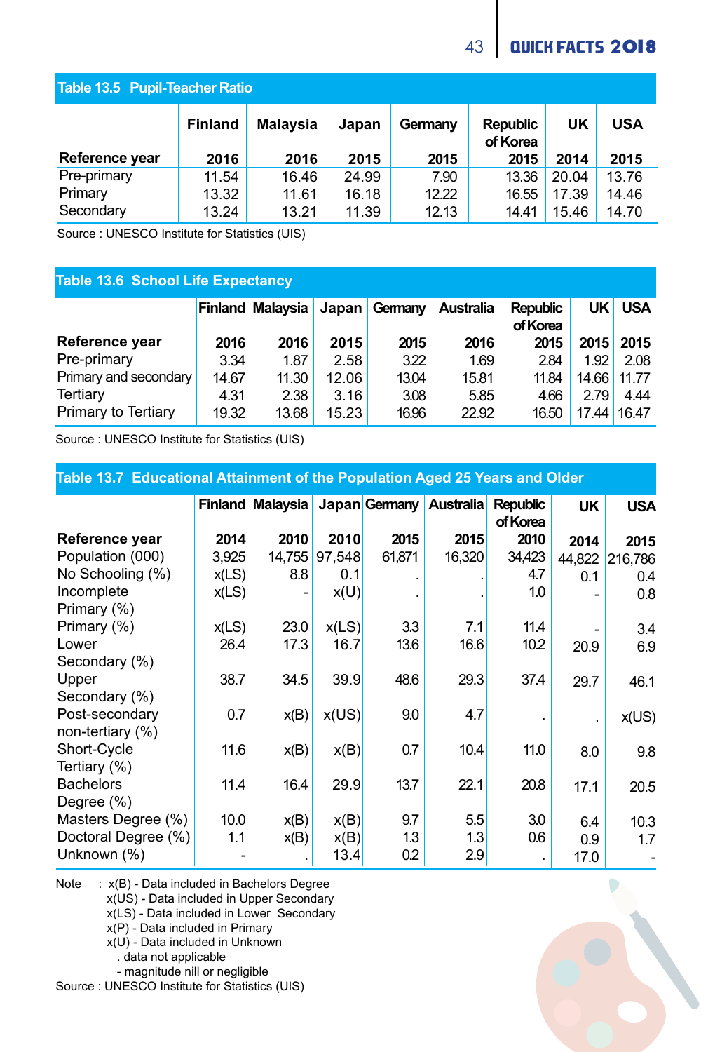### Table 13.5 Pupil-Teacher Ratio

| | Finland | Malaysia | Japan | Germany | Republic of Korea | UK | USA |
|---|---|---|---|---|---|---|---|
| Reference year | 2016 | 2016 | 2015 | 2015 | 2015 | 2014 | 2015 |
| Pre-primary | 11.54 | 16.46 | 24.99 | 7.90 | 13.36 | 20.04 | 13.76 |
| Primary | 13.32 | 11.61 | 16.18 | 12.22 | 16.55 | 17.39 | 14.46 |
| Secondary | 13.24 | 13.21 | 11.39 | 12.13 | 14.41 | 15.46 | 14.70 |

Source : UNESCO Institute for Statistics (UIS)

### Table 13.6 School Life Expectancy

| | Finland | Malaysia | Japan | Germany | Australia | Republic of Korea | UK | USA |
|---|---|---|---|---|---|---|---|---|
| Reference year | 2016 | 2016 | 2015 | 2015 | 2016 | 2015 | 2015 | 2015 |
| Pre-primary | 3.34 | 1.87 | 2.58 | 3.22 | 1.69 | 2.84 | 1.92 | 2.08 |
| Primary and secondary | 14.67 | 11.30 | 12.06 | 13.04 | 15.81 | 11.84 | 14.66 | 11.77 |
| Tertiary | 4.31 | 2.38 | 3.16 | 3.08 | 5.85 | 4.66 | 2.79 | 4.44 |
| Primary to Tertiary | 19.32 | 13.68 | 15.23 | 16.96 | 22.92 | 16.50 | 17.44 | 16.47 |

Source : UNESCO Institute for Statistics (UIS)

### Table 13.7 Educational Attainment of the Population Aged 25 Years and Older

| | Finland | Malaysia | Japan | Germany | Australia | Republic of Korea | UK | USA |
|---|---|---|---|---|---|---|---|---|
| Reference year | 2014 | 2010 | 2010 | 2015 | 2015 | 2010 | 2014 | 2015 |
| Population (000) | 3,925 | 14,755 | 97,548 | 61,871 | 16,320 | 34,423 | 44,822 | 216,786 |
| No Schooling (%) | x(LS) | 8.8 | 0.1 | . | . | 4.7 | 0.1 | 0.4 |
| Incomplete Primary (%) | x(LS) | - | x(U) | . | . | 1.0 | - | 0.8 |
| Primary (%) | x(LS) | 23.0 | x(LS) | 3.3 | 7.1 | 11.4 | - | 3.4 |
| Lower Secondary (%) | 26.4 | 17.3 | 16.7 | 13.6 | 16.6 | 10.2 | 20.9 | 6.9 |
| Upper Secondary (%) | 38.7 | 34.5 | 39.9 | 48.6 | 29.3 | 37.4 | 29.7 | 46.1 |
| Post-secondary non-tertiary (%) | 0.7 | x(B) | x(US) | 9.0 | 4.7 | . | . | x(US) |
| Short-Cycle Tertiary (%) | 11.6 | x(B) | x(B) | 0.7 | 10.4 | 11.0 | 8.0 | 9.8 |
| Bachelors Degree (%) | 11.4 | 16.4 | 29.9 | 13.7 | 22.1 | 20.8 | 17.1 | 20.5 |
| Masters Degree (%) | 10.0 | x(B) | x(B) | 9.7 | 5.5 | 3.0 | 6.4 | 10.3 |
| Doctoral Degree (%) | 1.1 | x(B) | x(B) | 1.3 | 1.3 | 0.6 | 0.9 | 1.7 |
| Unknown (%) | - | . | 13.4 | 0.2 | 2.9 | . | 17.0 | - |

Note : x(B) - Data included in Bachelors Degree
x(US) - Data included in Upper Secondary
x(LS) - Data included in Lower Secondary
x(P) - Data included in Primary
x(U) - Data included in Unknown
. data not applicable
- magnitude nill or negligible

Source : UNESCO Institute for Statistics (UIS)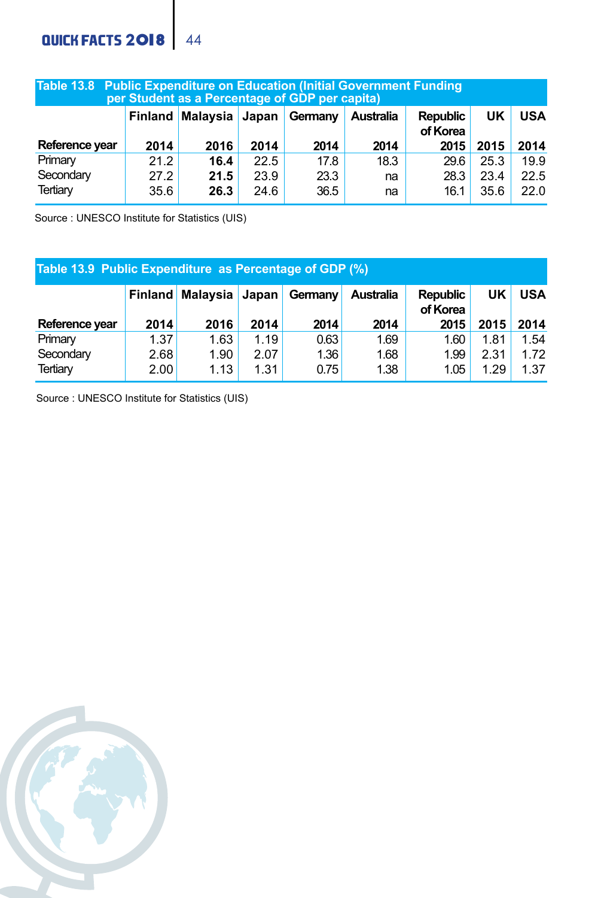## Table 13.8 Public Expenditure on Education (Initial Government Funding per Student as a Percentage of GDP per capita)

| Reference year | Finland 2014 | Malaysia 2016 | Japan 2014 | Germany 2014 | Australia 2014 | Republic of Korea 2015 | UK 2015 | USA 2014 |
|---|---|---|---|---|---|---|---|---|
| Primary | 21.2 | **16.4** | 22.5 | 17.8 | 18.3 | 29.6 | 25.3 | 19.9 |
| Secondary | 27.2 | **21.5** | 23.9 | 23.3 | na | 28.3 | 23.4 | 22.5 |
| Tertiary | 35.6 | **26.3** | 24.6 | 36.5 | na | 16.1 | 35.6 | 22.0 |

Source : UNESCO Institute for Statistics (UIS)

## Table 13.9 Public Expenditure as Percentage of GDP (%)

| Reference year | Finland 2014 | Malaysia 2016 | Japan 2014 | Germany 2014 | Australia 2014 | Republic of Korea 2015 | UK 2015 | USA 2014 |
|---|---|---|---|---|---|---|---|---|
| Primary | 1.37 | 1.63 | 1.19 | 0.63 | 1.69 | 1.60 | 1.81 | 1.54 |
| Secondary | 2.68 | 1.90 | 2.07 | 1.36 | 1.68 | 1.99 | 2.31 | 1.72 |
| Tertiary | 2.00 | 1.13 | 1.31 | 0.75 | 1.38 | 1.05 | 1.29 | 1.37 |

Source : UNESCO Institute for Statistics (UIS)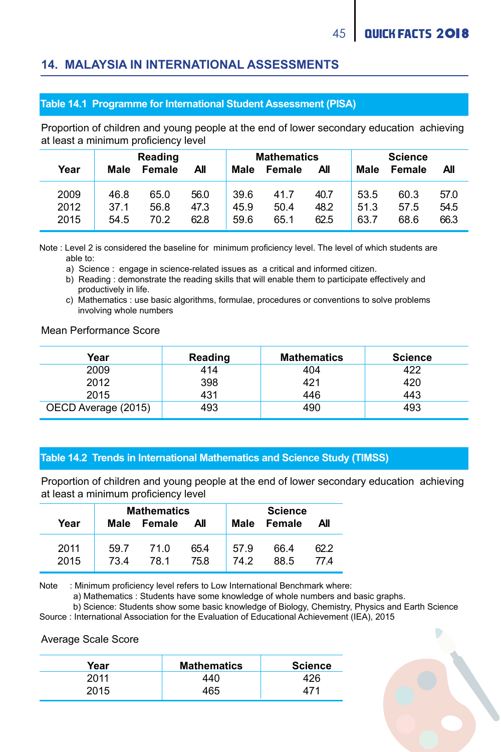## 14. MALAYSIA IN INTERNATIONAL ASSESSMENTS

### Table 14.1 Programme for International Student Assessment (PISA)

Proportion of children and young people at the end of lower secondary education achieving at least a minimum proficiency level

| Year | Reading | | | Mathematics | | | Science | | |
|---|---|---|---|---|---|---|---|---|---|
| | Male | Female | All | Male | Female | All | Male | Female | All |
| 2009 | 46.8 | 65.0 | 56.0 | 39.6 | 41.7 | 40.7 | 53.5 | 60.3 | 57.0 |
| 2012 | 37.1 | 56.8 | 47.3 | 45.9 | 50.4 | 48.2 | 51.3 | 57.5 | 54.5 |
| 2015 | 54.5 | 70.2 | 62.8 | 59.6 | 65.1 | 62.5 | 63.7 | 68.6 | 66.3 |

Note : Level 2 is considered the baseline for minimum proficiency level. The level of which students are able to:

a) Science : engage in science-related issues as a critical and informed citizen.
b) Reading : demonstrate the reading skills that will enable them to participate effectively and productively in life.
c) Mathematics : use basic algorithms, formulae, procedures or conventions to solve problems involving whole numbers

Mean Performance Score

| Year | Reading | Mathematics | Science |
|---|---|---|---|
| 2009 | 414 | 404 | 422 |
| 2012 | 398 | 421 | 420 |
| 2015 | 431 | 446 | 443 |
| OECD Average (2015) | 493 | 490 | 493 |

### Table 14.2 Trends in International Mathematics and Science Study (TIMSS)

Proportion of children and young people at the end of lower secondary education achieving at least a minimum proficiency level

| Year | Mathematics | | | Science | | |
|---|---|---|---|---|---|---|
| | Male | Female | All | Male | Female | All |
| 2011 | 59.7 | 71.0 | 65.4 | 57.9 | 66.4 | 62.2 |
| 2015 | 73.4 | 78.1 | 75.8 | 74.2 | 88.5 | 77.4 |

Note : Minimum proficiency level refers to Low International Benchmark where:

a) Mathematics : Students have some knowledge of whole numbers and basic graphs.
b) Science: Students show some basic knowledge of Biology, Chemistry, Physics and Earth Science

Source : International Association for the Evaluation of Educational Achievement (IEA), 2015

Average Scale Score

| Year | Mathematics | Science |
|---|---|---|
| 2011 | 440 | 426 |
| 2015 | 465 | 471 |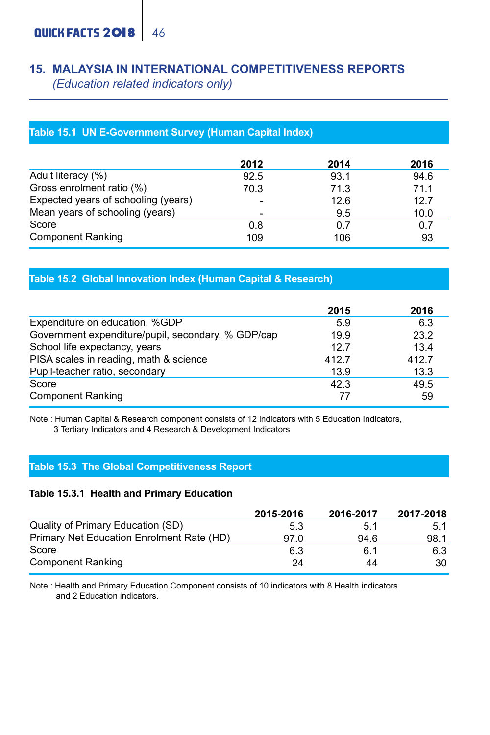## 15. MALAYSIA IN INTERNATIONAL COMPETITIVENESS REPORTS

*(Education related indicators only)*

### Table 15.1 UN E-Government Survey (Human Capital Index)

| | 2012 | 2014 | 2016 |
|---|---|---|---|
| Adult literacy (%) | 92.5 | 93.1 | 94.6 |
| Gross enrolment ratio (%) | 70.3 | 71.3 | 71.1 |
| Expected years of schooling (years) | - | 12.6 | 12.7 |
| Mean years of schooling (years) | - | 9.5 | 10.0 |
| Score | 0.8 | 0.7 | 0.7 |
| Component Ranking | 109 | 106 | 93 |

### Table 15.2 Global Innovation Index (Human Capital & Research)

| | 2015 | 2016 |
|---|---|---|
| Expenditure on education, %GDP | 5.9 | 6.3 |
| Government expenditure/pupil, secondary, % GDP/cap | 19.9 | 23.2 |
| School life expectancy, years | 12.7 | 13.4 |
| PISA scales in reading, math & science | 412.7 | 412.7 |
| Pupil-teacher ratio, secondary | 13.9 | 13.3 |
| Score | 42.3 | 49.5 |
| Component Ranking | 77 | 59 |

Note : Human Capital & Research component consists of 12 indicators with 5 Education Indicators, 3 Tertiary Indicators and 4 Research & Development Indicators

### Table 15.3 The Global Competitiveness Report

#### Table 15.3.1 Health and Primary Education

| | 2015-2016 | 2016-2017 | 2017-2018 |
|---|---|---|---|
| Quality of Primary Education (SD) | 5.3 | 5.1 | 5.1 |
| Primary Net Education Enrolment Rate (HD) | 97.0 | 94.6 | 98.1 |
| Score | 6.3 | 6.1 | 6.3 |
| Component Ranking | 24 | 44 | 30 |

Note : Health and Primary Education Component consists of 10 indicators with 8 Health indicators and 2 Education indicators.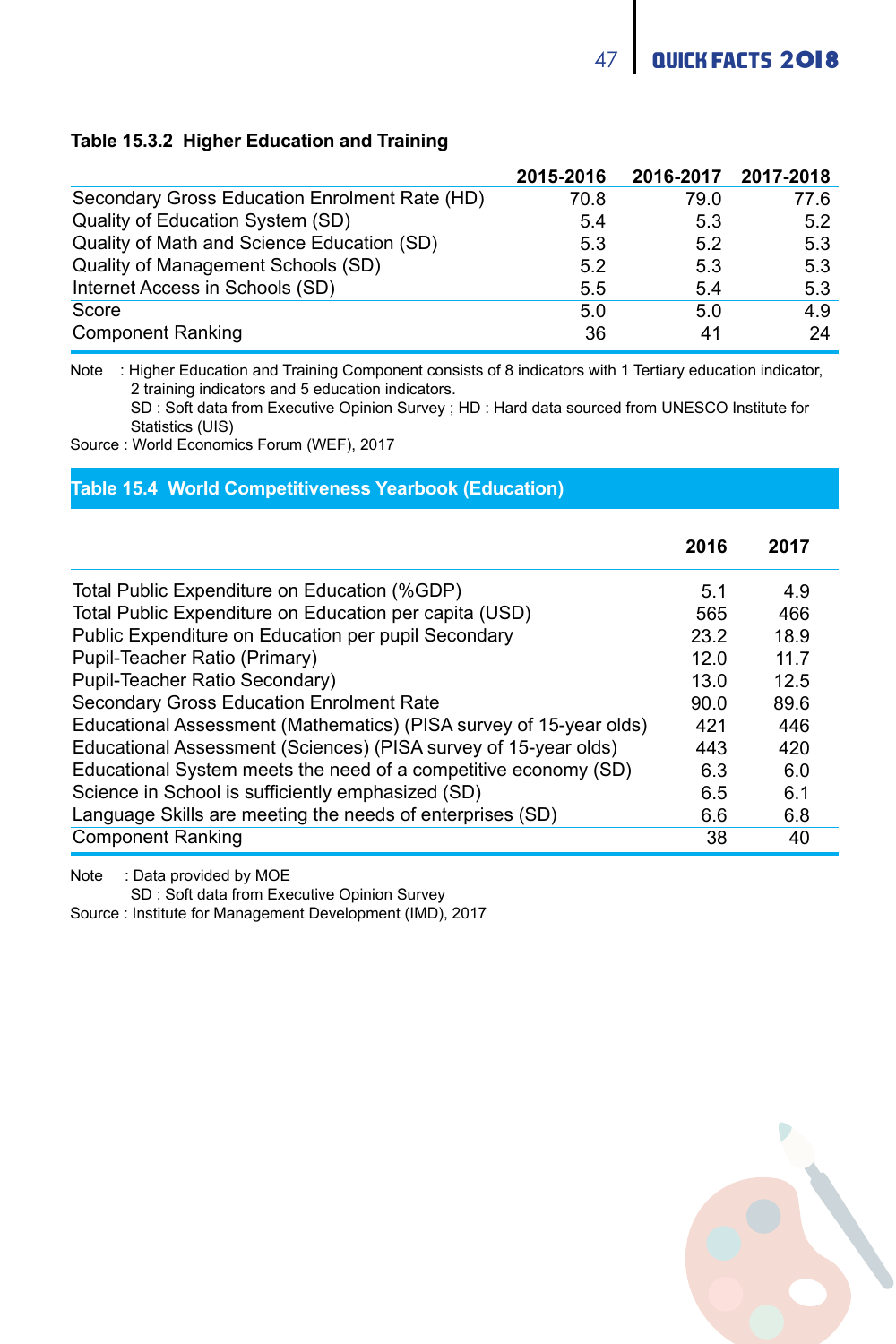**Table 15.3.2 Higher Education and Training**

| | 2015-2016 | 2016-2017 | 2017-2018 |
|---|---|---|---|
| Secondary Gross Education Enrolment Rate (HD) | 70.8 | 79.0 | 77.6 |
| Quality of Education System (SD) | 5.4 | 5.3 | 5.2 |
| Quality of Math and Science Education (SD) | 5.3 | 5.2 | 5.3 |
| Quality of Management Schools (SD) | 5.2 | 5.3 | 5.3 |
| Internet Access in Schools (SD) | 5.5 | 5.4 | 5.3 |
| Score | 5.0 | 5.0 | 4.9 |
| Component Ranking | 36 | 41 | 24 |

Note : Higher Education and Training Component consists of 8 indicators with 1 Tertiary education indicator, 2 training indicators and 5 education indicators.
SD : Soft data from Executive Opinion Survey ; HD : Hard data sourced from UNESCO Institute for Statistics (UIS)
Source : World Economics Forum (WEF), 2017

## Table 15.4 World Competitiveness Yearbook (Education)

| | 2016 | 2017 |
|---|---|---|
| Total Public Expenditure on Education (%GDP) | 5.1 | 4.9 |
| Total Public Expenditure on Education per capita (USD) | 565 | 466 |
| Public Expenditure on Education per pupil Secondary | 23.2 | 18.9 |
| Pupil-Teacher Ratio (Primary) | 12.0 | 11.7 |
| Pupil-Teacher Ratio Secondary) | 13.0 | 12.5 |
| Secondary Gross Education Enrolment Rate | 90.0 | 89.6 |
| Educational Assessment (Mathematics) (PISA survey of 15-year olds) | 421 | 446 |
| Educational Assessment (Sciences) (PISA survey of 15-year olds) | 443 | 420 |
| Educational System meets the need of a competitive economy (SD) | 6.3 | 6.0 |
| Science in School is sufficiently emphasized (SD) | 6.5 | 6.1 |
| Language Skills are meeting the needs of enterprises (SD) | 6.6 | 6.8 |
| Component Ranking | 38 | 40 |

Note : Data provided by MOE
SD : Soft data from Executive Opinion Survey
Source : Institute for Management Development (IMD), 2017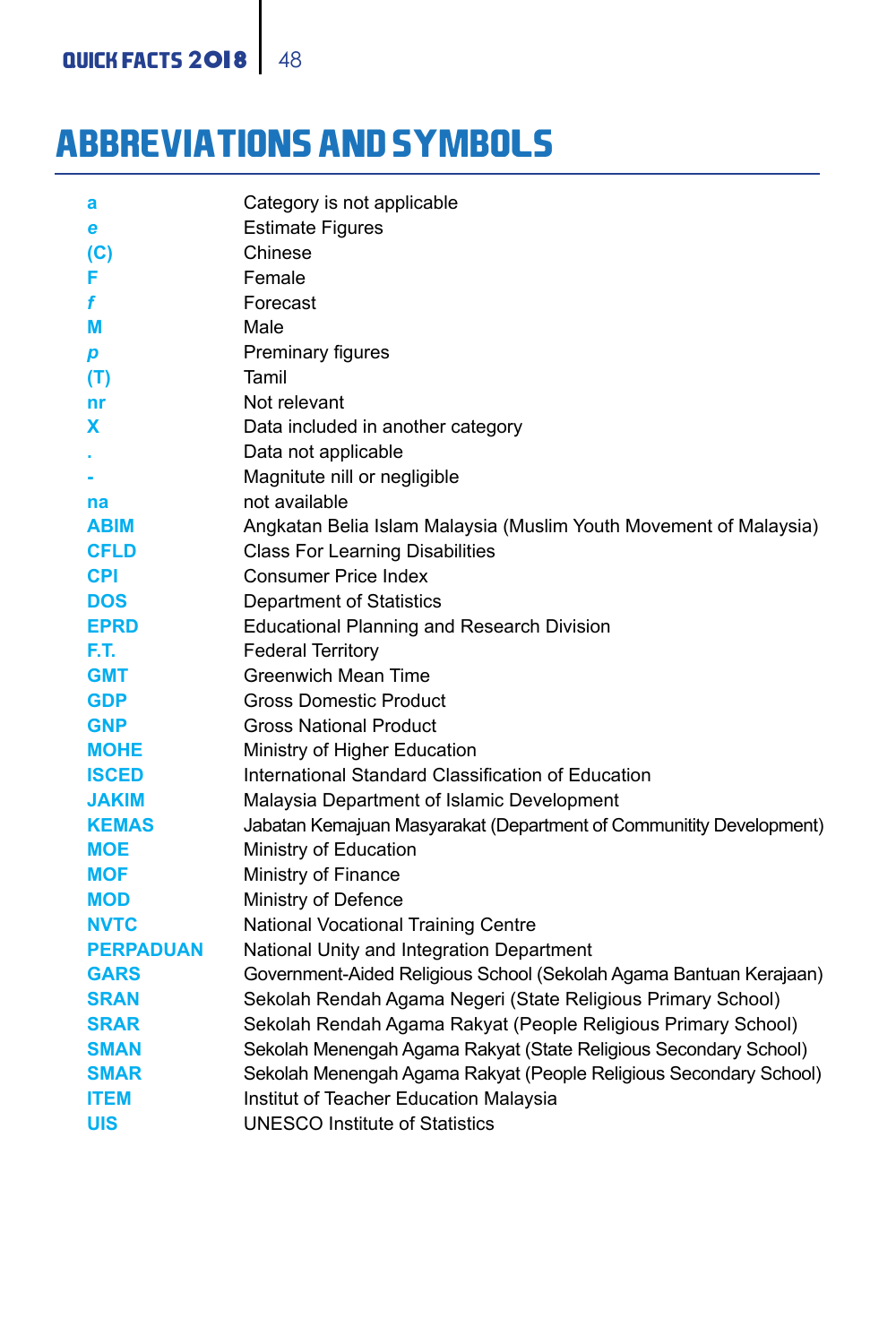# ABBREVIATIONS AND SYMBOLS

| | |
|---|---|
| **a** | Category is not applicable |
| ***e*** | Estimate Figures |
| **(C)** | Chinese |
| **F** | Female |
| ***f*** | Forecast |
| **M** | Male |
| ***p*** | Preminary figures |
| **(T)** | Tamil |
| **nr** | Not relevant |
| **X** | Data included in another category |
| **.** | Data not applicable |
| **-** | Magnitute nill or negligible |
| **na** | not available |
| **ABIM** | Angkatan Belia Islam Malaysia (Muslim Youth Movement of Malaysia) |
| **CFLD** | Class For Learning Disabilities |
| **CPI** | Consumer Price Index |
| **DOS** | Department of Statistics |
| **EPRD** | Educational Planning and Research Division |
| **F.T.** | Federal Territory |
| **GMT** | Greenwich Mean Time |
| **GDP** | Gross Domestic Product |
| **GNP** | Gross National Product |
| **MOHE** | Ministry of Higher Education |
| **ISCED** | International Standard Classification of Education |
| **JAKIM** | Malaysia Department of Islamic Development |
| **KEMAS** | Jabatan Kemajuan Masyarakat (Department of Communitity Development) |
| **MOE** | Ministry of Education |
| **MOF** | Ministry of Finance |
| **MOD** | Ministry of Defence |
| **NVTC** | National Vocational Training Centre |
| **PERPADUAN** | National Unity and Integration Department |
| **GARS** | Government-Aided Religious School (Sekolah Agama Bantuan Kerajaan) |
| **SRAN** | Sekolah Rendah Agama Negeri (State Religious Primary School) |
| **SRAR** | Sekolah Rendah Agama Rakyat (People Religious Primary School) |
| **SMAN** | Sekolah Menengah Agama Rakyat (State Religious Secondary School) |
| **SMAR** | Sekolah Menengah Agama Rakyat (People Religious Secondary School) |
| **ITEM** | Institut of Teacher Education Malaysia |
| **UIS** | UNESCO Institute of Statistics |